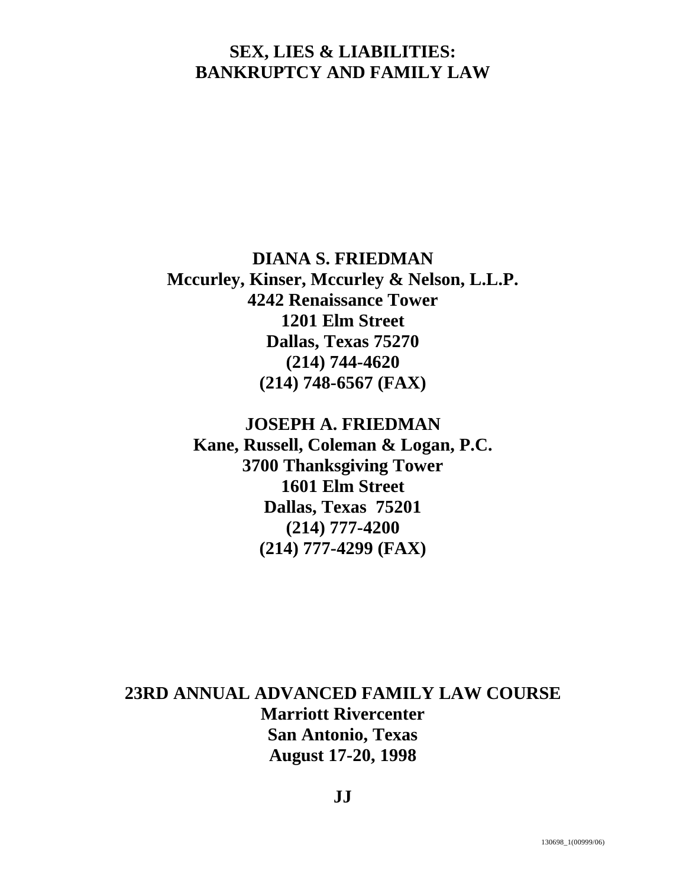# SEX, LIES & LIABILITIES:
# BANKRUPTCY AND FAMILY LAW

**DIANA S. FRIEDMAN**
**Mccurley, Kinser, Mccurley & Nelson, L.L.P.**
**4242 Renaissance Tower**
**1201 Elm Street**
**Dallas, Texas 75270**
**(214) 744-4620**
**(214) 748-6567 (FAX)**

**JOSEPH A. FRIEDMAN**
**Kane, Russell, Coleman & Logan, P.C.**
**3700 Thanksgiving Tower**
**1601 Elm Street**
**Dallas, Texas 75201**
**(214) 777-4200**
**(214) 777-4299 (FAX)**

**23RD ANNUAL ADVANCED FAMILY LAW COURSE**
**Marriott Rivercenter**
**San Antonio, Texas**
**August 17-20, 1998**

**JJ**

130698_1(00999/06)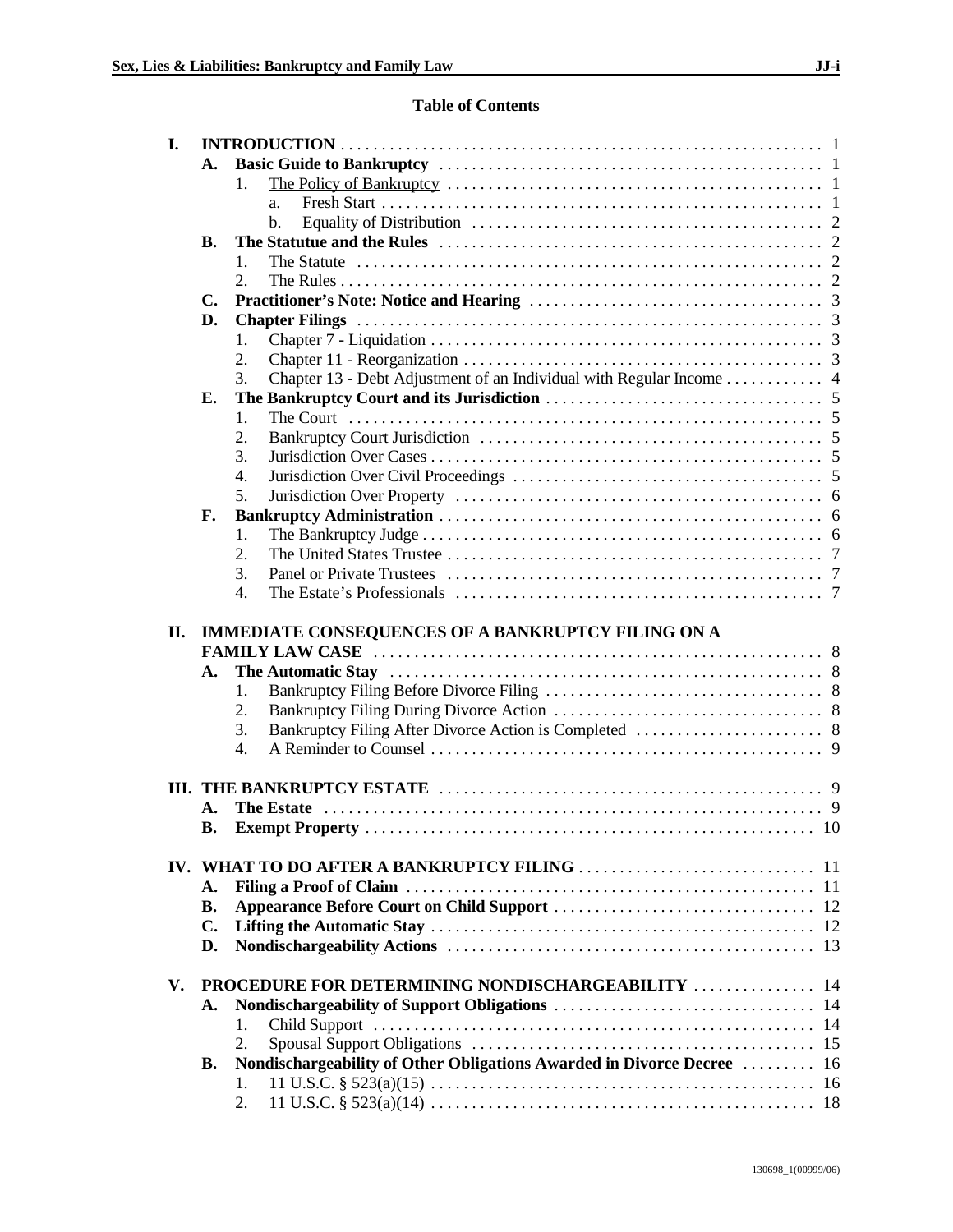## Table of Contents

**I. INTRODUCTION** . . . 1

- **A. Basic Guide to Bankruptcy** . . . 1
  - 1. The Policy of Bankruptcy . . . 1
    - a. Fresh Start . . . 1
    - b. Equality of Distribution . . . 2
- **B. The Statutue and the Rules** . . . 2
  - 1. The Statute . . . 2
  - 2. The Rules . . . 2
- **C. Practitioner's Note: Notice and Hearing** . . . 3
- **D. Chapter Filings** . . . 3
  - 1. Chapter 7 - Liquidation . . . 3
  - 2. Chapter 11 - Reorganization . . . 3
  - 3. Chapter 13 - Debt Adjustment of an Individual with Regular Income . . . 4
- **E. The Bankruptcy Court and its Jurisdiction** . . . 5
  - 1. The Court . . . 5
  - 2. Bankruptcy Court Jurisdiction . . . 5
  - 3. Jurisdiction Over Cases . . . 5
  - 4. Jurisdiction Over Civil Proceedings . . . 5
  - 5. Jurisdiction Over Property . . . 6
- **F. Bankruptcy Administration** . . . 6
  - 1. The Bankruptcy Judge . . . 6
  - 2. The United States Trustee . . . 7
  - 3. Panel or Private Trustees . . . 7
  - 4. The Estate's Professionals . . . 7

**II. IMMEDIATE CONSEQUENCES OF A BANKRUPTCY FILING ON A FAMILY LAW CASE** . . . 8

- **A. The Automatic Stay** . . . 8
  - 1. Bankruptcy Filing Before Divorce Filing . . . 8
  - 2. Bankruptcy Filing During Divorce Action . . . 8
  - 3. Bankruptcy Filing After Divorce Action is Completed . . . 8
  - 4. A Reminder to Counsel . . . 9

**III. THE BANKRUPTCY ESTATE** . . . 9

- **A. The Estate** . . . 9
- **B. Exempt Property** . . . 10

**IV. WHAT TO DO AFTER A BANKRUPTCY FILING** . . . 11

- **A. Filing a Proof of Claim** . . . 11
- **B. Appearance Before Court on Child Support** . . . 12
- **C. Lifting the Automatic Stay** . . . 12
- **D. Nondischargeability Actions** . . . 13

**V. PROCEDURE FOR DETERMINING NONDISCHARGEABILITY** . . . 14

- **A. Nondischargeability of Support Obligations** . . . 14
  - 1. Child Support . . . 14
  - 2. Spousal Support Obligations . . . 15
- **B. Nondischargeability of Other Obligations Awarded in Divorce Decree** . . . 16
  - 1. 11 U.S.C. § 523(a)(15) . . . 16
  - 2. 11 U.S.C. § 523(a)(14) . . . 18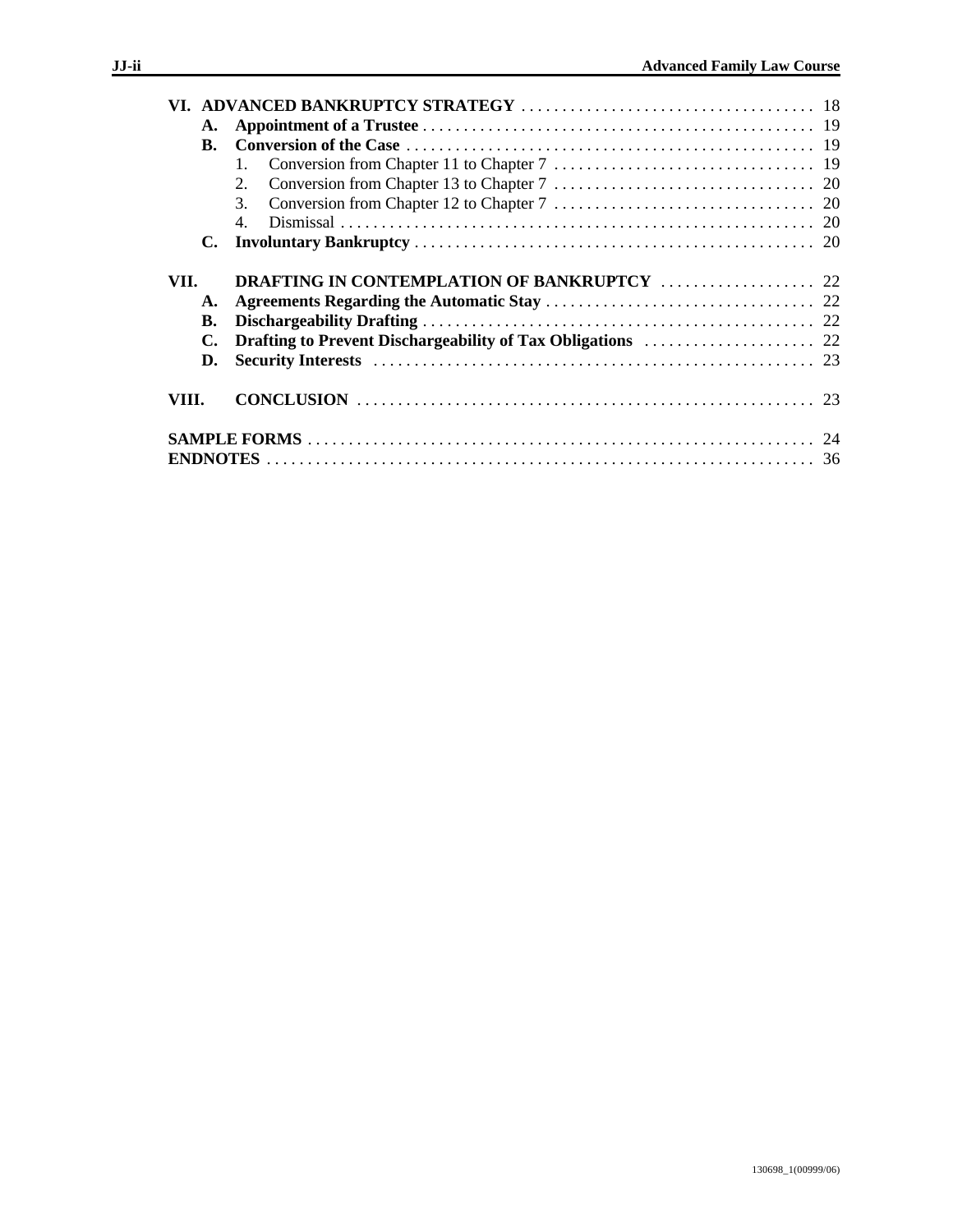VI. **ADVANCED BANKRUPTCY STRATEGY** . . . . . . . . . . . . . . . . . . . . . . . . . . . . . . . . . . . 18

- A. **Appointment of a Trustee** . . . . . . . . . . . . . . . . . . . . . . . . . . . . . . . . . . . . . . . . . . . . . 19
- B. **Conversion of the Case** . . . . . . . . . . . . . . . . . . . . . . . . . . . . . . . . . . . . . . . . . . . . . . . 19
  1. Conversion from Chapter 11 to Chapter 7 . . . . . . . . . . . . . . . . . . . . . . . . . . . . . . . 19
  2. Conversion from Chapter 13 to Chapter 7 . . . . . . . . . . . . . . . . . . . . . . . . . . . . . . . 20
  3. Conversion from Chapter 12 to Chapter 7 . . . . . . . . . . . . . . . . . . . . . . . . . . . . . . . 20
  4. Dismissal . . . . . . . . . . . . . . . . . . . . . . . . . . . . . . . . . . . . . . . . . . . . . . . . . . . . . . . . . 20
- C. **Involuntary Bankruptcy** . . . . . . . . . . . . . . . . . . . . . . . . . . . . . . . . . . . . . . . . . . . . . . . 20

VII. **DRAFTING IN CONTEMPLATION OF BANKRUPTCY** . . . . . . . . . . . . . . . . . . 22

- A. **Agreements Regarding the Automatic Stay** . . . . . . . . . . . . . . . . . . . . . . . . . . . . . . . 22
- B. **Dischargeability Drafting** . . . . . . . . . . . . . . . . . . . . . . . . . . . . . . . . . . . . . . . . . . . . . . 22
- C. **Drafting to Prevent Dischargeability of Tax Obligations** . . . . . . . . . . . . . . . . . . . . 22
- D. **Security Interests** . . . . . . . . . . . . . . . . . . . . . . . . . . . . . . . . . . . . . . . . . . . . . . . . . . . . 23

VIII. **CONCLUSION** . . . . . . . . . . . . . . . . . . . . . . . . . . . . . . . . . . . . . . . . . . . . . . . . . . . . . . 23

**SAMPLE FORMS** . . . . . . . . . . . . . . . . . . . . . . . . . . . . . . . . . . . . . . . . . . . . . . . . . . . . . . . . . . . 24

**ENDNOTES** . . . . . . . . . . . . . . . . . . . . . . . . . . . . . . . . . . . . . . . . . . . . . . . . . . . . . . . . . . . . . . . 36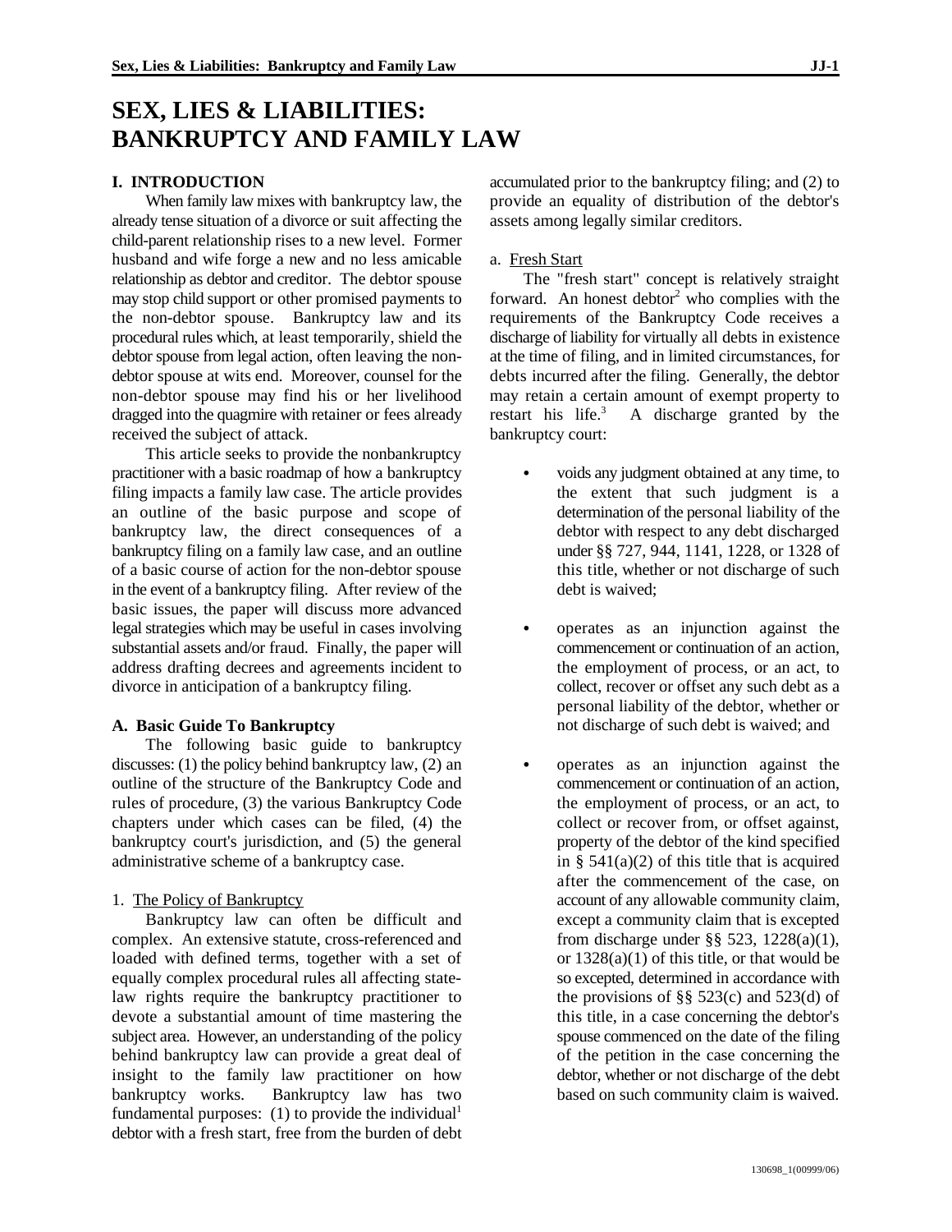# SEX, LIES & LIABILITIES: BANKRUPTCY AND FAMILY LAW

## I. INTRODUCTION

When family law mixes with bankruptcy law, the already tense situation of a divorce or suit affecting the child-parent relationship rises to a new level. Former husband and wife forge a new and no less amicable relationship as debtor and creditor. The debtor spouse may stop child support or other promised payments to the non-debtor spouse. Bankruptcy law and its procedural rules which, at least temporarily, shield the debtor spouse from legal action, often leaving the non-debtor spouse at wits end. Moreover, counsel for the non-debtor spouse may find his or her livelihood dragged into the quagmire with retainer or fees already received the subject of attack.

This article seeks to provide the nonbankruptcy practitioner with a basic roadmap of how a bankruptcy filing impacts a family law case. The article provides an outline of the basic purpose and scope of bankruptcy law, the direct consequences of a bankruptcy filing on a family law case, and an outline of a basic course of action for the non-debtor spouse in the event of a bankruptcy filing. After review of the basic issues, the paper will discuss more advanced legal strategies which may be useful in cases involving substantial assets and/or fraud. Finally, the paper will address drafting decrees and agreements incident to divorce in anticipation of a bankruptcy filing.

### A. Basic Guide To Bankruptcy

The following basic guide to bankruptcy discusses: (1) the policy behind bankruptcy law, (2) an outline of the structure of the Bankruptcy Code and rules of procedure, (3) the various Bankruptcy Code chapters under which cases can be filed, (4) the bankruptcy court's jurisdiction, and (5) the general administrative scheme of a bankruptcy case.

1. <u>The Policy of Bankruptcy</u>

Bankruptcy law can often be difficult and complex. An extensive statute, cross-referenced and loaded with defined terms, together with a set of equally complex procedural rules all affecting state-law rights require the bankruptcy practitioner to devote a substantial amount of time mastering the subject area. However, an understanding of the policy behind bankruptcy law can provide a great deal of insight to the family law practitioner on how bankruptcy works. Bankruptcy law has two fundamental purposes: (1) to provide the individual[1] debtor with a fresh start, free from the burden of debt accumulated prior to the bankruptcy filing; and (2) to provide an equality of distribution of the debtor's assets among legally similar creditors.

a. <u>Fresh Start</u>

The "fresh start" concept is relatively straight forward. An honest debtor[2] who complies with the requirements of the Bankruptcy Code receives a discharge of liability for virtually all debts in existence at the time of filing, and in limited circumstances, for debts incurred after the filing. Generally, the debtor may retain a certain amount of exempt property to restart his life.[3] A discharge granted by the bankruptcy court:

- voids any judgment obtained at any time, to the extent that such judgment is a determination of the personal liability of the debtor with respect to any debt discharged under §§ 727, 944, 1141, 1228, or 1328 of this title, whether or not discharge of such debt is waived;

- operates as an injunction against the commencement or continuation of an action, the employment of process, or an act, to collect, recover or offset any such debt as a personal liability of the debtor, whether or not discharge of such debt is waived; and

- operates as an injunction against the commencement or continuation of an action, the employment of process, or an act, to collect or recover from, or offset against, property of the debtor of the kind specified in § 541(a)(2) of this title that is acquired after the commencement of the case, on account of any allowable community claim, except a community claim that is excepted from discharge under §§ 523, 1228(a)(1), or 1328(a)(1) of this title, or that would be so excepted, determined in accordance with the provisions of §§ 523(c) and 523(d) of this title, in a case concerning the debtor's spouse commenced on the date of the filing of the petition in the case concerning the debtor, whether or not discharge of the debt based on such community claim is waived.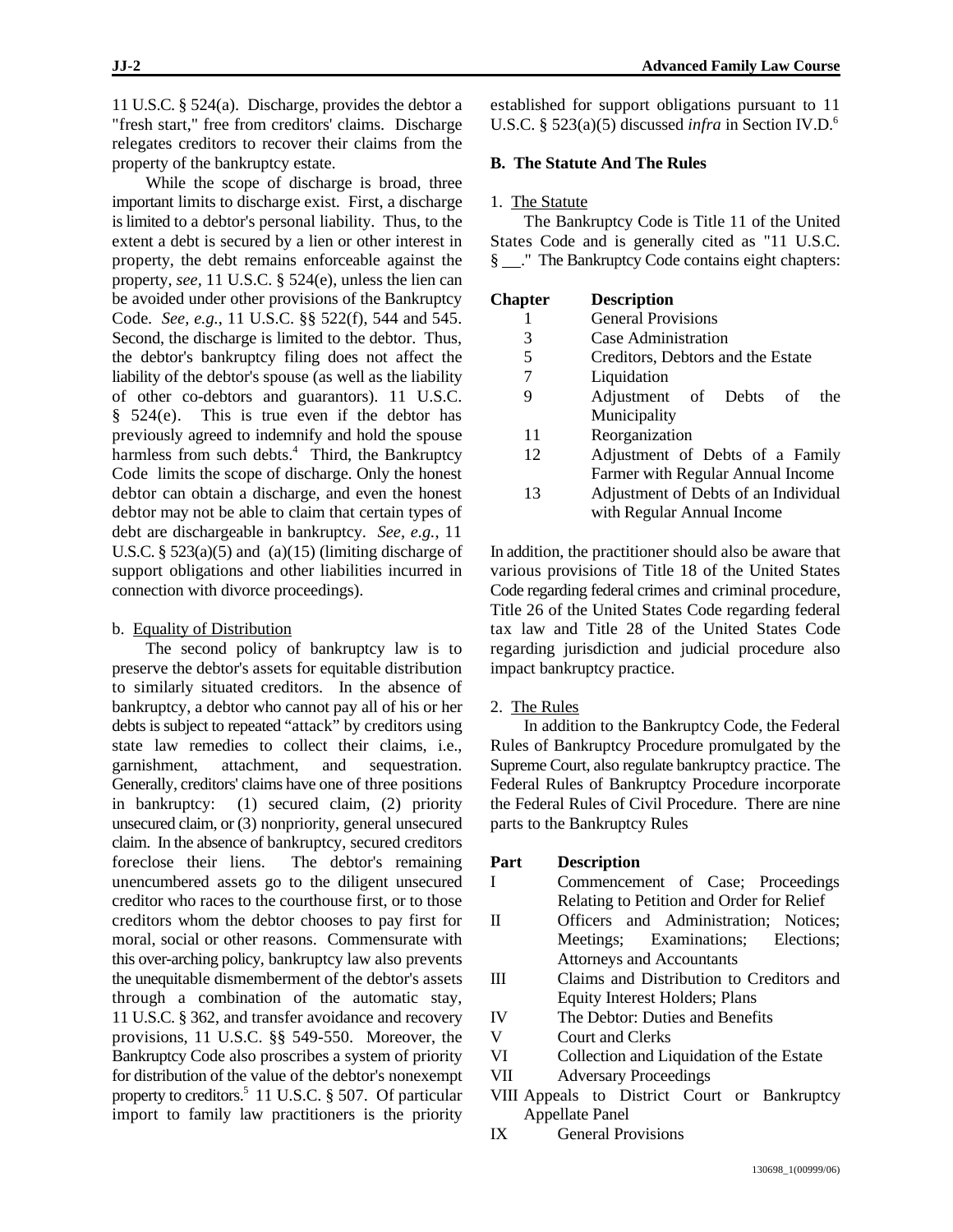11 U.S.C. § 524(a). Discharge, provides the debtor a "fresh start," free from creditors' claims. Discharge relegates creditors to recover their claims from the property of the bankruptcy estate.

While the scope of discharge is broad, three important limits to discharge exist. First, a discharge is limited to a debtor's personal liability. Thus, to the extent a debt is secured by a lien or other interest in property, the debt remains enforceable against the property, *see*, 11 U.S.C. § 524(e), unless the lien can be avoided under other provisions of the Bankruptcy Code. *See, e.g.*, 11 U.S.C. §§ 522(f), 544 and 545. Second, the discharge is limited to the debtor. Thus, the debtor's bankruptcy filing does not affect the liability of the debtor's spouse (as well as the liability of other co-debtors and guarantors). 11 U.S.C. § 524(e). This is true even if the debtor has previously agreed to indemnify and hold the spouse harmless from such debts.[4] Third, the Bankruptcy Code limits the scope of discharge. Only the honest debtor can obtain a discharge, and even the honest debtor may not be able to claim that certain types of debt are dischargeable in bankruptcy. *See, e.g.*, 11 U.S.C. § 523(a)(5) and (a)(15) (limiting discharge of support obligations and other liabilities incurred in connection with divorce proceedings).

b. Equality of Distribution

The second policy of bankruptcy law is to preserve the debtor's assets for equitable distribution to similarly situated creditors. In the absence of bankruptcy, a debtor who cannot pay all of his or her debts is subject to repeated "attack" by creditors using state law remedies to collect their claims, i.e., garnishment, attachment, and sequestration. Generally, creditors' claims have one of three positions in bankruptcy: (1) secured claim, (2) priority unsecured claim, or (3) nonpriority, general unsecured claim. In the absence of bankruptcy, secured creditors foreclose their liens. The debtor's remaining unencumbered assets go to the diligent unsecured creditor who races to the courthouse first, or to those creditors whom the debtor chooses to pay first for moral, social or other reasons. Commensurate with this over-arching policy, bankruptcy law also prevents the unequitable dismemberment of the debtor's assets through a combination of the automatic stay, 11 U.S.C. § 362, and transfer avoidance and recovery provisions, 11 U.S.C. §§ 549-550. Moreover, the Bankruptcy Code also proscribes a system of priority for distribution of the value of the debtor's nonexempt property to creditors.[5] 11 U.S.C. § 507. Of particular import to family law practitioners is the priority established for support obligations pursuant to 11 U.S.C. § 523(a)(5) discussed *infra* in Section IV.D.[6]

### B. The Statute And The Rules

1. The Statute

The Bankruptcy Code is Title 11 of the United States Code and is generally cited as "11 U.S.C. § __." The Bankruptcy Code contains eight chapters:

| Chapter | Description |
|---|---|
| 1 | General Provisions |
| 3 | Case Administration |
| 5 | Creditors, Debtors and the Estate |
| 7 | Liquidation |
| 9 | Adjustment of Debts of the Municipality |
| 11 | Reorganization |
| 12 | Adjustment of Debts of a Family Farmer with Regular Annual Income |
| 13 | Adjustment of Debts of an Individual with Regular Annual Income |

In addition, the practitioner should also be aware that various provisions of Title 18 of the United States Code regarding federal crimes and criminal procedure, Title 26 of the United States Code regarding federal tax law and Title 28 of the United States Code regarding jurisdiction and judicial procedure also impact bankruptcy practice.

2. The Rules

In addition to the Bankruptcy Code, the Federal Rules of Bankruptcy Procedure promulgated by the Supreme Court, also regulate bankruptcy practice. The Federal Rules of Bankruptcy Procedure incorporate the Federal Rules of Civil Procedure. There are nine parts to the Bankruptcy Rules

| Part | Description |
|---|---|
| I | Commencement of Case; Proceedings Relating to Petition and Order for Relief |
| II | Officers and Administration; Notices; Meetings; Examinations; Elections; Attorneys and Accountants |
| III | Claims and Distribution to Creditors and Equity Interest Holders; Plans |
| IV | The Debtor: Duties and Benefits |
| V | Court and Clerks |
| VI | Collection and Liquidation of the Estate |
| VII | Adversary Proceedings |
| VIII | Appeals to District Court or Bankruptcy Appellate Panel |
| IX | General Provisions |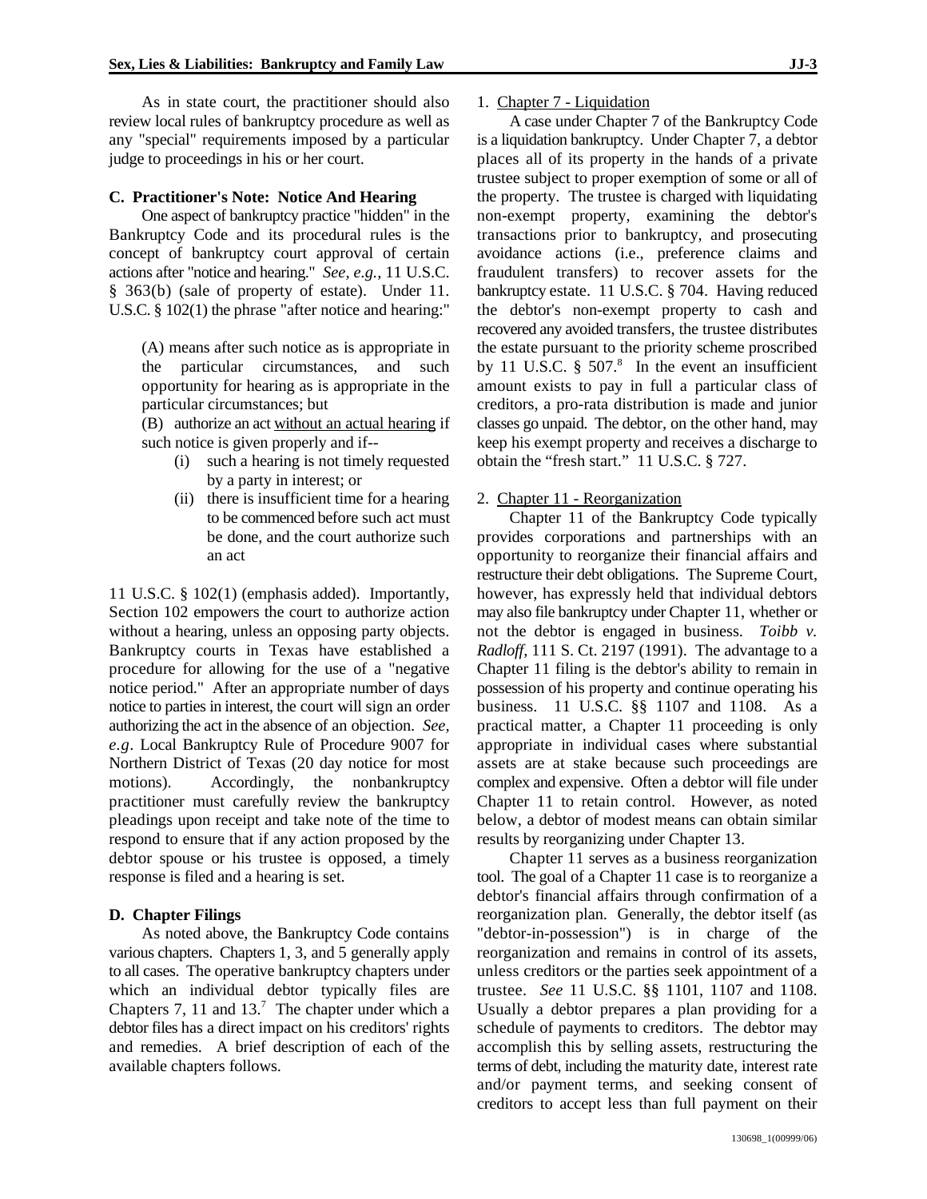As in state court, the practitioner should also review local rules of bankruptcy procedure as well as any "special" requirements imposed by a particular judge to proceedings in his or her court.

### C. Practitioner's Note: Notice And Hearing

One aspect of bankruptcy practice "hidden" in the Bankruptcy Code and its procedural rules is the concept of bankruptcy court approval of certain actions after "notice and hearing." *See, e.g.*, 11 U.S.C. § 363(b) (sale of property of estate). Under 11. U.S.C. § 102(1) the phrase "after notice and hearing:"

> (A) means after such notice as is appropriate in the particular circumstances, and such opportunity for hearing as is appropriate in the particular circumstances; but
>
> (B) authorize an act <u>without an actual hearing</u> if such notice is given properly and if--
>
> (i) such a hearing is not timely requested by a party in interest; or
>
> (ii) there is insufficient time for a hearing to be commenced before such act must be done, and the court authorize such an act

11 U.S.C. § 102(1) (emphasis added). Importantly, Section 102 empowers the court to authorize action without a hearing, unless an opposing party objects. Bankruptcy courts in Texas have established a procedure for allowing for the use of a "negative notice period." After an appropriate number of days notice to parties in interest, the court will sign an order authorizing the act in the absence of an objection. *See, e.g*. Local Bankruptcy Rule of Procedure 9007 for Northern District of Texas (20 day notice for most motions). Accordingly, the nonbankruptcy practitioner must carefully review the bankruptcy pleadings upon receipt and take note of the time to respond to ensure that if any action proposed by the debtor spouse or his trustee is opposed, a timely response is filed and a hearing is set.

### D. Chapter Filings

As noted above, the Bankruptcy Code contains various chapters. Chapters 1, 3, and 5 generally apply to all cases. The operative bankruptcy chapters under which an individual debtor typically files are Chapters 7, 11 and 13.[7] The chapter under which a debtor files has a direct impact on his creditors' rights and remedies. A brief description of each of the available chapters follows.

1. <u>Chapter 7 - Liquidation</u>

A case under Chapter 7 of the Bankruptcy Code is a liquidation bankruptcy. Under Chapter 7, a debtor places all of its property in the hands of a private trustee subject to proper exemption of some or all of the property. The trustee is charged with liquidating non-exempt property, examining the debtor's transactions prior to bankruptcy, and prosecuting avoidance actions (i.e., preference claims and fraudulent transfers) to recover assets for the bankruptcy estate. 11 U.S.C. § 704. Having reduced the debtor's non-exempt property to cash and recovered any avoided transfers, the trustee distributes the estate pursuant to the priority scheme proscribed by 11 U.S.C. § 507.[8] In the event an insufficient amount exists to pay in full a particular class of creditors, a pro-rata distribution is made and junior classes go unpaid. The debtor, on the other hand, may keep his exempt property and receives a discharge to obtain the "fresh start." 11 U.S.C. § 727.

2. <u>Chapter 11 - Reorganization</u>

Chapter 11 of the Bankruptcy Code typically provides corporations and partnerships with an opportunity to reorganize their financial affairs and restructure their debt obligations. The Supreme Court, however, has expressly held that individual debtors may also file bankruptcy under Chapter 11, whether or not the debtor is engaged in business. *Toibb v. Radloff*, 111 S. Ct. 2197 (1991). The advantage to a Chapter 11 filing is the debtor's ability to remain in possession of his property and continue operating his business. 11 U.S.C. §§ 1107 and 1108. As a practical matter, a Chapter 11 proceeding is only appropriate in individual cases where substantial assets are at stake because such proceedings are complex and expensive. Often a debtor will file under Chapter 11 to retain control. However, as noted below, a debtor of modest means can obtain similar results by reorganizing under Chapter 13.

Chapter 11 serves as a business reorganization tool. The goal of a Chapter 11 case is to reorganize a debtor's financial affairs through confirmation of a reorganization plan. Generally, the debtor itself (as "debtor-in-possession") is in charge of the reorganization and remains in control of its assets, unless creditors or the parties seek appointment of a trustee. *See* 11 U.S.C. §§ 1101, 1107 and 1108. Usually a debtor prepares a plan providing for a schedule of payments to creditors. The debtor may accomplish this by selling assets, restructuring the terms of debt, including the maturity date, interest rate and/or payment terms, and seeking consent of creditors to accept less than full payment on their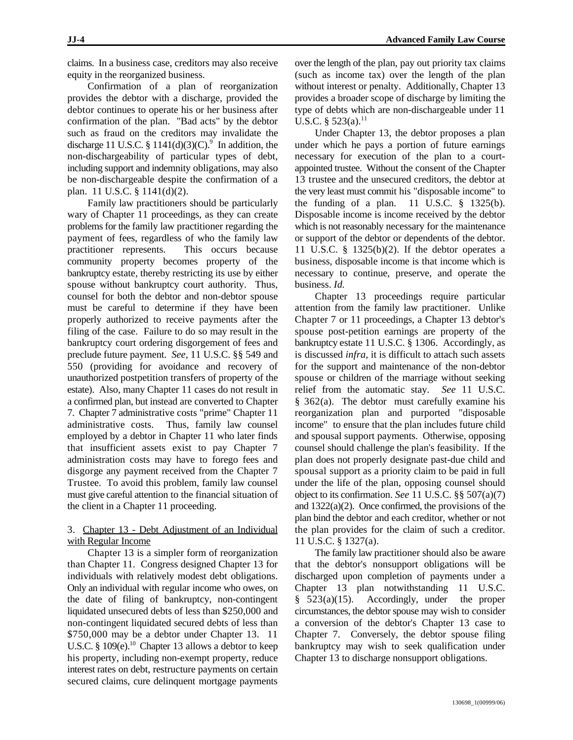claims. In a business case, creditors may also receive equity in the reorganized business.

Confirmation of a plan of reorganization provides the debtor with a discharge, provided the debtor continues to operate his or her business after confirmation of the plan. "Bad acts" by the debtor such as fraud on the creditors may invalidate the discharge 11 U.S.C. § 1141(d)(3)(C).[9] In addition, the non-dischargeability of particular types of debt, including support and indemnity obligations, may also be non-dischargeable despite the confirmation of a plan. 11 U.S.C. § 1141(d)(2).

Family law practitioners should be particularly wary of Chapter 11 proceedings, as they can create problems for the family law practitioner regarding the payment of fees, regardless of who the family law practitioner represents. This occurs because community property becomes property of the bankruptcy estate, thereby restricting its use by either spouse without bankruptcy court authority. Thus, counsel for both the debtor and non-debtor spouse must be careful to determine if they have been properly authorized to receive payments after the filing of the case. Failure to do so may result in the bankruptcy court ordering disgorgement of fees and preclude future payment. *See*, 11 U.S.C. §§ 549 and 550 (providing for avoidance and recovery of unauthorized postpetition transfers of property of the estate). Also, many Chapter 11 cases do not result in a confirmed plan, but instead are converted to Chapter 7. Chapter 7 administrative costs "prime" Chapter 11 administrative costs. Thus, family law counsel employed by a debtor in Chapter 11 who later finds that insufficient assets exist to pay Chapter 7 administration costs may have to forego fees and disgorge any payment received from the Chapter 7 Trustee. To avoid this problem, family law counsel must give careful attention to the financial situation of the client in a Chapter 11 proceeding.

3. Chapter 13 - Debt Adjustment of an Individual with Regular Income

Chapter 13 is a simpler form of reorganization than Chapter 11. Congress designed Chapter 13 for individuals with relatively modest debt obligations. Only an individual with regular income who owes, on the date of filing of bankruptcy, non-contingent liquidated unsecured debts of less than $250,000 and non-contingent liquidated secured debts of less than $750,000 may be a debtor under Chapter 13. 11 U.S.C. § 109(e).[10] Chapter 13 allows a debtor to keep his property, including non-exempt property, reduce interest rates on debt, restructure payments on certain secured claims, cure delinquent mortgage payments over the length of the plan, pay out priority tax claims (such as income tax) over the length of the plan without interest or penalty. Additionally, Chapter 13 provides a broader scope of discharge by limiting the type of debts which are non-dischargeable under 11 U.S.C. § 523(a).[11]

Under Chapter 13, the debtor proposes a plan under which he pays a portion of future earnings necessary for execution of the plan to a court-appointed trustee. Without the consent of the Chapter 13 trustee and the unsecured creditors, the debtor at the very least must commit his "disposable income" to the funding of a plan. 11 U.S.C. § 1325(b). Disposable income is income received by the debtor which is not reasonably necessary for the maintenance or support of the debtor or dependents of the debtor. 11 U.S.C. § 1325(b)(2). If the debtor operates a business, disposable income is that income which is necessary to continue, preserve, and operate the business. *Id.*

Chapter 13 proceedings require particular attention from the family law practitioner. Unlike Chapter 7 or 11 proceedings, a Chapter 13 debtor's spouse post-petition earnings are property of the bankruptcy estate 11 U.S.C. § 1306. Accordingly, as is discussed *infra*, it is difficult to attach such assets for the support and maintenance of the non-debtor spouse or children of the marriage without seeking relief from the automatic stay. *See* 11 U.S.C. § 362(a). The debtor must carefully examine his reorganization plan and purported "disposable income" to ensure that the plan includes future child and spousal support payments. Otherwise, opposing counsel should challenge the plan's feasibility. If the plan does not properly designate past-due child and spousal support as a priority claim to be paid in full under the life of the plan, opposing counsel should object to its confirmation. *See* 11 U.S.C. §§ 507(a)(7) and 1322(a)(2). Once confirmed, the provisions of the plan bind the debtor and each creditor, whether or not the plan provides for the claim of such a creditor. 11 U.S.C. § 1327(a).

The family law practitioner should also be aware that the debtor's nonsupport obligations will be discharged upon completion of payments under a Chapter 13 plan notwithstanding 11 U.S.C. § 523(a)(15). Accordingly, under the proper circumstances, the debtor spouse may wish to consider a conversion of the debtor's Chapter 13 case to Chapter 7. Conversely, the debtor spouse filing bankruptcy may wish to seek qualification under Chapter 13 to discharge nonsupport obligations.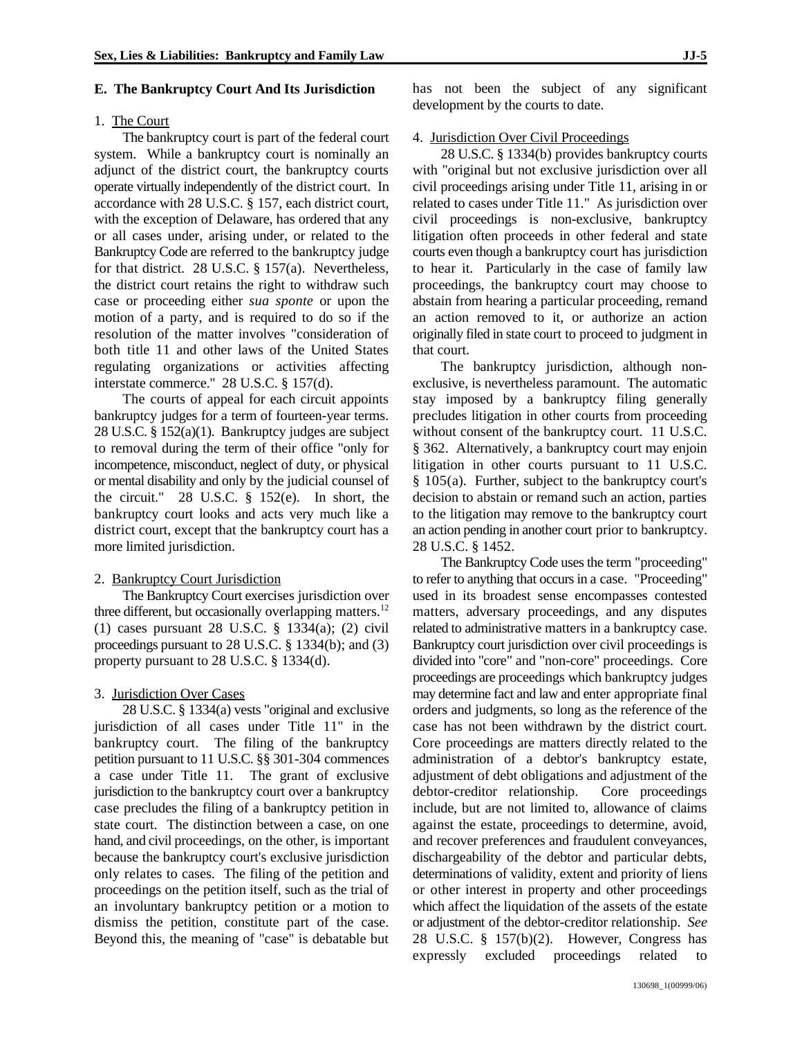### E. The Bankruptcy Court And Its Jurisdiction

1. The Court

The bankruptcy court is part of the federal court system. While a bankruptcy court is nominally an adjunct of the district court, the bankruptcy courts operate virtually independently of the district court. In accordance with 28 U.S.C. § 157, each district court, with the exception of Delaware, has ordered that any or all cases under, arising under, or related to the Bankruptcy Code are referred to the bankruptcy judge for that district. 28 U.S.C. § 157(a). Nevertheless, the district court retains the right to withdraw such case or proceeding either *sua sponte* or upon the motion of a party, and is required to do so if the resolution of the matter involves "consideration of both title 11 and other laws of the United States regulating organizations or activities affecting interstate commerce." 28 U.S.C. § 157(d).

The courts of appeal for each circuit appoints bankruptcy judges for a term of fourteen-year terms. 28 U.S.C. § 152(a)(1). Bankruptcy judges are subject to removal during the term of their office "only for incompetence, misconduct, neglect of duty, or physical or mental disability and only by the judicial counsel of the circuit." 28 U.S.C. § 152(e). In short, the bankruptcy court looks and acts very much like a district court, except that the bankruptcy court has a more limited jurisdiction.

2. Bankruptcy Court Jurisdiction

The Bankruptcy Court exercises jurisdiction over three different, but occasionally overlapping matters.[12] (1) cases pursuant 28 U.S.C. § 1334(a); (2) civil proceedings pursuant to 28 U.S.C. § 1334(b); and (3) property pursuant to 28 U.S.C. § 1334(d).

3. Jurisdiction Over Cases

28 U.S.C. § 1334(a) vests "original and exclusive jurisdiction of all cases under Title 11" in the bankruptcy court. The filing of the bankruptcy petition pursuant to 11 U.S.C. §§ 301-304 commences a case under Title 11. The grant of exclusive jurisdiction to the bankruptcy court over a bankruptcy case precludes the filing of a bankruptcy petition in state court. The distinction between a case, on one hand, and civil proceedings, on the other, is important because the bankruptcy court's exclusive jurisdiction only relates to cases. The filing of the petition and proceedings on the petition itself, such as the trial of an involuntary bankruptcy petition or a motion to dismiss the petition, constitute part of the case. Beyond this, the meaning of "case" is debatable but has not been the subject of any significant development by the courts to date.

4. Jurisdiction Over Civil Proceedings

28 U.S.C. § 1334(b) provides bankruptcy courts with "original but not exclusive jurisdiction over all civil proceedings arising under Title 11, arising in or related to cases under Title 11." As jurisdiction over civil proceedings is non-exclusive, bankruptcy litigation often proceeds in other federal and state courts even though a bankruptcy court has jurisdiction to hear it. Particularly in the case of family law proceedings, the bankruptcy court may choose to abstain from hearing a particular proceeding, remand an action removed to it, or authorize an action originally filed in state court to proceed to judgment in that court.

The bankruptcy jurisdiction, although non-exclusive, is nevertheless paramount. The automatic stay imposed by a bankruptcy filing generally precludes litigation in other courts from proceeding without consent of the bankruptcy court. 11 U.S.C. § 362. Alternatively, a bankruptcy court may enjoin litigation in other courts pursuant to 11 U.S.C. § 105(a). Further, subject to the bankruptcy court's decision to abstain or remand such an action, parties to the litigation may remove to the bankruptcy court an action pending in another court prior to bankruptcy. 28 U.S.C. § 1452.

The Bankruptcy Code uses the term "proceeding" to refer to anything that occurs in a case. "Proceeding" used in its broadest sense encompasses contested matters, adversary proceedings, and any disputes related to administrative matters in a bankruptcy case. Bankruptcy court jurisdiction over civil proceedings is divided into "core" and "non-core" proceedings. Core proceedings are proceedings which bankruptcy judges may determine fact and law and enter appropriate final orders and judgments, so long as the reference of the case has not been withdrawn by the district court. Core proceedings are matters directly related to the administration of a debtor's bankruptcy estate, adjustment of debt obligations and adjustment of the debtor-creditor relationship. Core proceedings include, but are not limited to, allowance of claims against the estate, proceedings to determine, avoid, and recover preferences and fraudulent conveyances, dischargeability of the debtor and particular debts, determinations of validity, extent and priority of liens or other interest in property and other proceedings which affect the liquidation of the assets of the estate or adjustment of the debtor-creditor relationship. *See* 28 U.S.C. § 157(b)(2). However, Congress has expressly excluded proceedings related to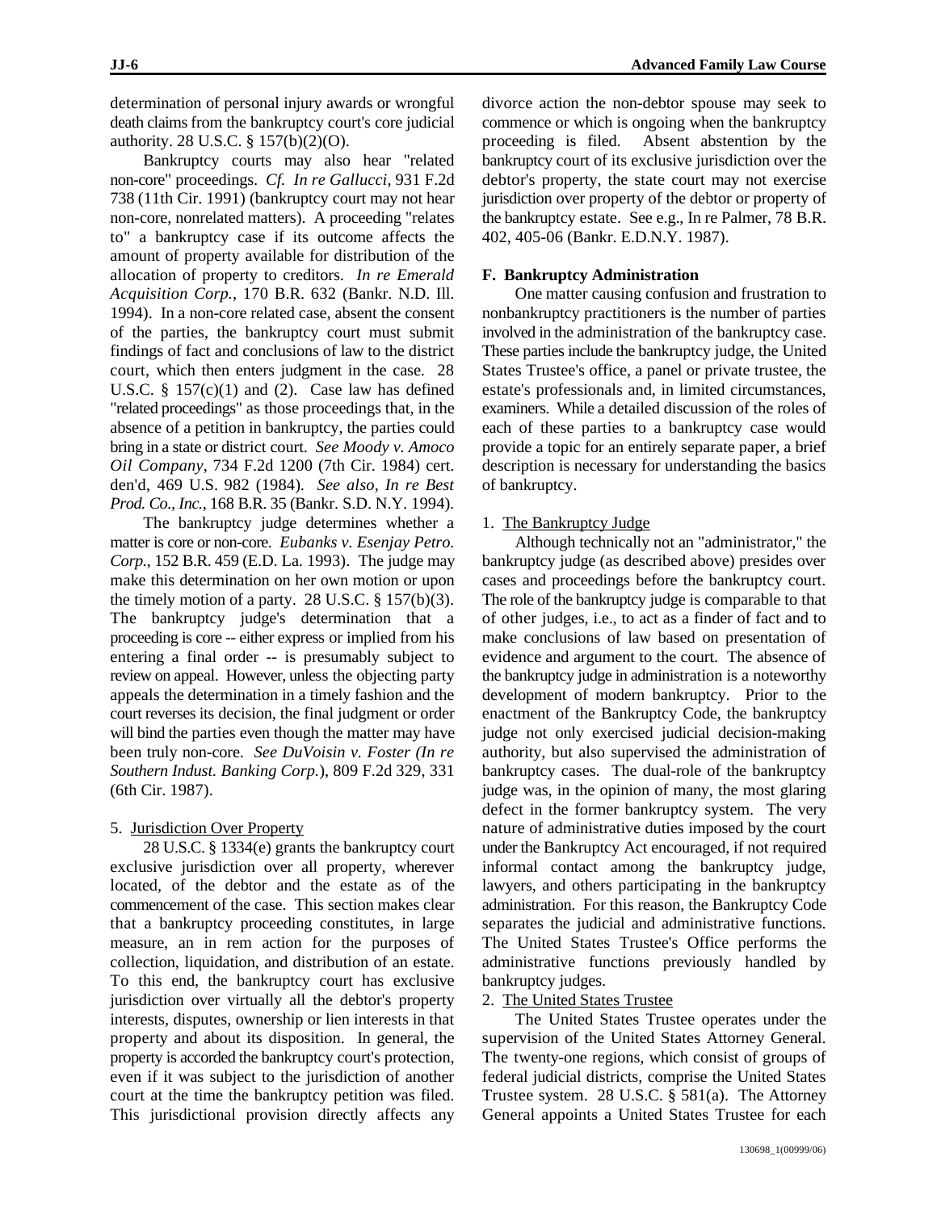determination of personal injury awards or wrongful death claims from the bankruptcy court's core judicial authority. 28 U.S.C. § 157(b)(2)(O).

Bankruptcy courts may also hear "related non-core" proceedings. *Cf. In re Gallucci*, 931 F.2d 738 (11th Cir. 1991) (bankruptcy court may not hear non-core, nonrelated matters). A proceeding "relates to" a bankruptcy case if its outcome affects the amount of property available for distribution of the allocation of property to creditors. *In re Emerald Acquisition Corp.*, 170 B.R. 632 (Bankr. N.D. Ill. 1994). In a non-core related case, absent the consent of the parties, the bankruptcy court must submit findings of fact and conclusions of law to the district court, which then enters judgment in the case. 28 U.S.C. § 157(c)(1) and (2). Case law has defined "related proceedings" as those proceedings that, in the absence of a petition in bankruptcy, the parties could bring in a state or district court. *See Moody v. Amoco Oil Company*, 734 F.2d 1200 (7th Cir. 1984) cert. den'd, 469 U.S. 982 (1984). *See also*, *In re Best Prod. Co., Inc.*, 168 B.R. 35 (Bankr. S.D. N.Y. 1994).

The bankruptcy judge determines whether a matter is core or non-core. *Eubanks v. Esenjay Petro. Corp.*, 152 B.R. 459 (E.D. La. 1993). The judge may make this determination on her own motion or upon the timely motion of a party. 28 U.S.C. § 157(b)(3). The bankruptcy judge's determination that a proceeding is core -- either express or implied from his entering a final order -- is presumably subject to review on appeal. However, unless the objecting party appeals the determination in a timely fashion and the court reverses its decision, the final judgment or order will bind the parties even though the matter may have been truly non-core. *See DuVoisin v. Foster (In re Southern Indust. Banking Corp.)*, 809 F.2d 329, 331 (6th Cir. 1987).

5. Jurisdiction Over Property

28 U.S.C. § 1334(e) grants the bankruptcy court exclusive jurisdiction over all property, wherever located, of the debtor and the estate as of the commencement of the case. This section makes clear that a bankruptcy proceeding constitutes, in large measure, an in rem action for the purposes of collection, liquidation, and distribution of an estate. To this end, the bankruptcy court has exclusive jurisdiction over virtually all the debtor's property interests, disputes, ownership or lien interests in that property and about its disposition. In general, the property is accorded the bankruptcy court's protection, even if it was subject to the jurisdiction of another court at the time the bankruptcy petition was filed. This jurisdictional provision directly affects any divorce action the non-debtor spouse may seek to commence or which is ongoing when the bankruptcy proceeding is filed. Absent abstention by the bankruptcy court of its exclusive jurisdiction over the debtor's property, the state court may not exercise jurisdiction over property of the debtor or property of the bankruptcy estate. See e.g., In re Palmer, 78 B.R. 402, 405-06 (Bankr. E.D.N.Y. 1987).

## F. Bankruptcy Administration

One matter causing confusion and frustration to nonbankruptcy practitioners is the number of parties involved in the administration of the bankruptcy case. These parties include the bankruptcy judge, the United States Trustee's office, a panel or private trustee, the estate's professionals and, in limited circumstances, examiners. While a detailed discussion of the roles of each of these parties to a bankruptcy case would provide a topic for an entirely separate paper, a brief description is necessary for understanding the basics of bankruptcy.

1. The Bankruptcy Judge

Although technically not an "administrator," the bankruptcy judge (as described above) presides over cases and proceedings before the bankruptcy court. The role of the bankruptcy judge is comparable to that of other judges, i.e., to act as a finder of fact and to make conclusions of law based on presentation of evidence and argument to the court. The absence of the bankruptcy judge in administration is a noteworthy development of modern bankruptcy. Prior to the enactment of the Bankruptcy Code, the bankruptcy judge not only exercised judicial decision-making authority, but also supervised the administration of bankruptcy cases. The dual-role of the bankruptcy judge was, in the opinion of many, the most glaring defect in the former bankruptcy system. The very nature of administrative duties imposed by the court under the Bankruptcy Act encouraged, if not required informal contact among the bankruptcy judge, lawyers, and others participating in the bankruptcy administration. For this reason, the Bankruptcy Code separates the judicial and administrative functions. The United States Trustee's Office performs the administrative functions previously handled by bankruptcy judges.

2. The United States Trustee

The United States Trustee operates under the supervision of the United States Attorney General. The twenty-one regions, which consist of groups of federal judicial districts, comprise the United States Trustee system. 28 U.S.C. § 581(a). The Attorney General appoints a United States Trustee for each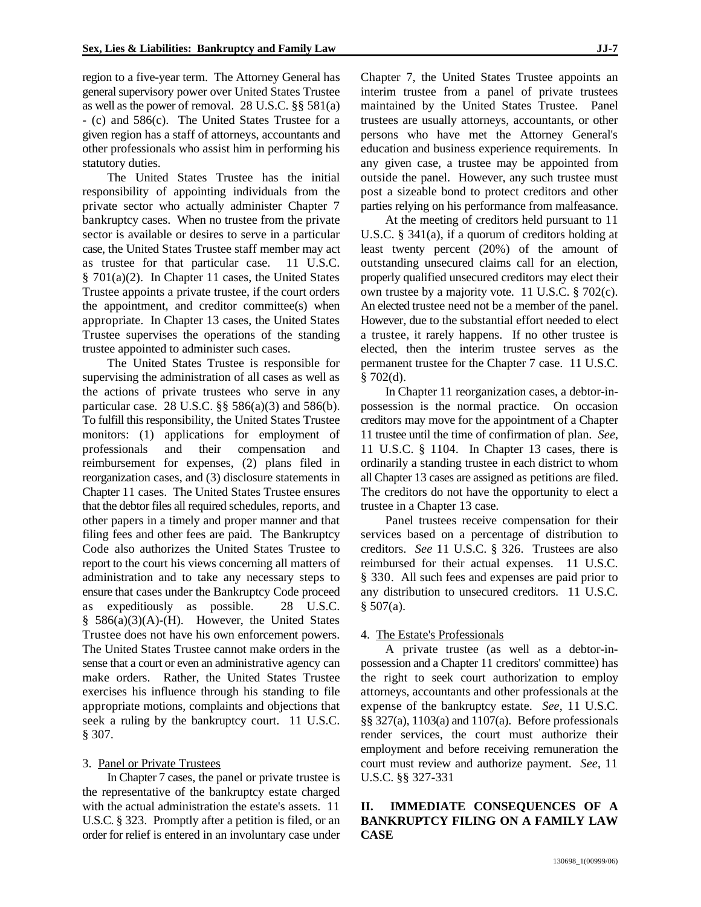region to a five-year term. The Attorney General has general supervisory power over United States Trustee as well as the power of removal. 28 U.S.C. §§ 581(a) - (c) and 586(c). The United States Trustee for a given region has a staff of attorneys, accountants and other professionals who assist him in performing his statutory duties.

The United States Trustee has the initial responsibility of appointing individuals from the private sector who actually administer Chapter 7 bankruptcy cases. When no trustee from the private sector is available or desires to serve in a particular case, the United States Trustee staff member may act as trustee for that particular case. 11 U.S.C. § 701(a)(2). In Chapter 11 cases, the United States Trustee appoints a private trustee, if the court orders the appointment, and creditor committee(s) when appropriate. In Chapter 13 cases, the United States Trustee supervises the operations of the standing trustee appointed to administer such cases.

The United States Trustee is responsible for supervising the administration of all cases as well as the actions of private trustees who serve in any particular case. 28 U.S.C. §§ 586(a)(3) and 586(b). To fulfill this responsibility, the United States Trustee monitors: (1) applications for employment of professionals and their compensation and reimbursement for expenses, (2) plans filed in reorganization cases, and (3) disclosure statements in Chapter 11 cases. The United States Trustee ensures that the debtor files all required schedules, reports, and other papers in a timely and proper manner and that filing fees and other fees are paid. The Bankruptcy Code also authorizes the United States Trustee to report to the court his views concerning all matters of administration and to take any necessary steps to ensure that cases under the Bankruptcy Code proceed as expeditiously as possible. 28 U.S.C. § 586(a)(3)(A)-(H). However, the United States Trustee does not have his own enforcement powers. The United States Trustee cannot make orders in the sense that a court or even an administrative agency can make orders. Rather, the United States Trustee exercises his influence through his standing to file appropriate motions, complaints and objections that seek a ruling by the bankruptcy court. 11 U.S.C. § 307.

3. Panel or Private Trustees

In Chapter 7 cases, the panel or private trustee is the representative of the bankruptcy estate charged with the actual administration the estate's assets. 11 U.S.C. § 323. Promptly after a petition is filed, or an order for relief is entered in an involuntary case under Chapter 7, the United States Trustee appoints an interim trustee from a panel of private trustees maintained by the United States Trustee. Panel trustees are usually attorneys, accountants, or other persons who have met the Attorney General's education and business experience requirements. In any given case, a trustee may be appointed from outside the panel. However, any such trustee must post a sizeable bond to protect creditors and other parties relying on his performance from malfeasance.

At the meeting of creditors held pursuant to 11 U.S.C. § 341(a), if a quorum of creditors holding at least twenty percent (20%) of the amount of outstanding unsecured claims call for an election, properly qualified unsecured creditors may elect their own trustee by a majority vote. 11 U.S.C. § 702(c). An elected trustee need not be a member of the panel. However, due to the substantial effort needed to elect a trustee, it rarely happens. If no other trustee is elected, then the interim trustee serves as the permanent trustee for the Chapter 7 case. 11 U.S.C. § 702(d).

In Chapter 11 reorganization cases, a debtor-in-possession is the normal practice. On occasion creditors may move for the appointment of a Chapter 11 trustee until the time of confirmation of plan. *See*, 11 U.S.C. § 1104. In Chapter 13 cases, there is ordinarily a standing trustee in each district to whom all Chapter 13 cases are assigned as petitions are filed. The creditors do not have the opportunity to elect a trustee in a Chapter 13 case.

Panel trustees receive compensation for their services based on a percentage of distribution to creditors. *See* 11 U.S.C. § 326. Trustees are also reimbursed for their actual expenses. 11 U.S.C. § 330. All such fees and expenses are paid prior to any distribution to unsecured creditors. 11 U.S.C. § 507(a).

4. The Estate's Professionals

A private trustee (as well as a debtor-in-possession and a Chapter 11 creditors' committee) has the right to seek court authorization to employ attorneys, accountants and other professionals at the expense of the bankruptcy estate. *See*, 11 U.S.C. §§ 327(a), 1103(a) and 1107(a). Before professionals render services, the court must authorize their employment and before receiving remuneration the court must review and authorize payment. *See*, 11 U.S.C. §§ 327-331

## II. IMMEDIATE CONSEQUENCES OF A BANKRUPTCY FILING ON A FAMILY LAW CASE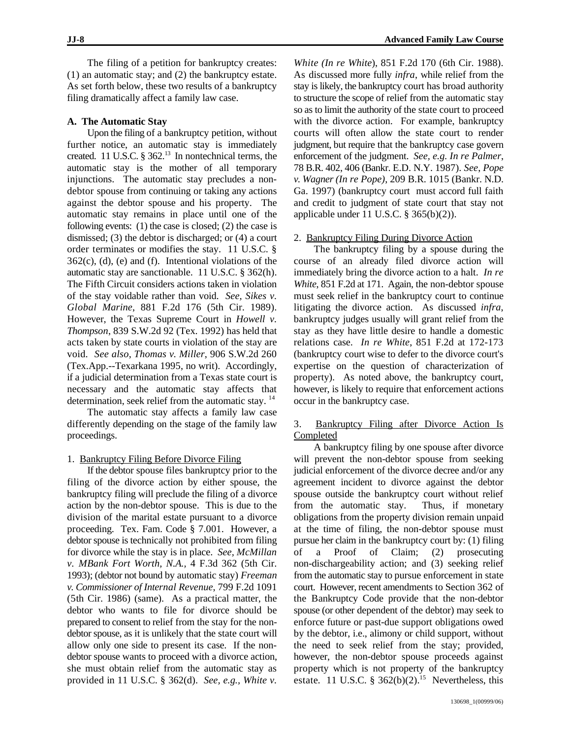The filing of a petition for bankruptcy creates: (1) an automatic stay; and (2) the bankruptcy estate. As set forth below, these two results of a bankruptcy filing dramatically affect a family law case.

**A. The Automatic Stay**

Upon the filing of a bankruptcy petition, without further notice, an automatic stay is immediately created. 11 U.S.C. § 362.[13] In nontechnical terms, the automatic stay is the mother of all temporary injunctions. The automatic stay precludes a non-debtor spouse from continuing or taking any actions against the debtor spouse and his property. The automatic stay remains in place until one of the following events: (1) the case is closed; (2) the case is dismissed; (3) the debtor is discharged; or (4) a court order terminates or modifies the stay. 11 U.S.C. § 362(c), (d), (e) and (f). Intentional violations of the automatic stay are sanctionable. 11 U.S.C. § 362(h). The Fifth Circuit considers actions taken in violation of the stay voidable rather than void. *See, Sikes v. Global Marine*, 881 F.2d 176 (5th Cir. 1989). However, the Texas Supreme Court in *Howell v. Thompson*, 839 S.W.2d 92 (Tex. 1992) has held that acts taken by state courts in violation of the stay are void. *See also*, *Thomas v. Miller*, 906 S.W.2d 260 (Tex.App.--Texarkana 1995, no writ). Accordingly, if a judicial determination from a Texas state court is necessary and the automatic stay affects that determination, seek relief from the automatic stay.[14]

The automatic stay affects a family law case differently depending on the stage of the family law proceedings.

1. Bankruptcy Filing Before Divorce Filing

If the debtor spouse files bankruptcy prior to the filing of the divorce action by either spouse, the bankruptcy filing will preclude the filing of a divorce action by the non-debtor spouse. This is due to the division of the marital estate pursuant to a divorce proceeding. Tex. Fam. Code § 7.001. However, a debtor spouse is technically not prohibited from filing for divorce while the stay is in place. *See, McMillan v. MBank Fort Worth, N.A.*, 4 F.3d 362 (5th Cir. 1993); (debtor not bound by automatic stay) *Freeman v. Commissioner of Internal Revenue*, 799 F.2d 1091 (5th Cir. 1986) (same). As a practical matter, the debtor who wants to file for divorce should be prepared to consent to relief from the stay for the non-debtor spouse, as it is unlikely that the state court will allow only one side to present its case. If the non-debtor spouse wants to proceed with a divorce action, she must obtain relief from the automatic stay as provided in 11 U.S.C. § 362(d). *See, e.g.*, *White v. White (In re White)*, 851 F.2d 170 (6th Cir. 1988). As discussed more fully *infra*, while relief from the stay is likely, the bankruptcy court has broad authority to structure the scope of relief from the automatic stay so as to limit the authority of the state court to proceed with the divorce action. For example, bankruptcy courts will often allow the state court to render judgment, but require that the bankruptcy case govern enforcement of the judgment. *See, e.g. In re Palmer*, 78 B.R. 402, 406 (Bankr. E.D. N.Y. 1987). *See*, *Pope v. Wagner (In re Pope)*, 209 B.R. 1015 (Bankr. N.D. Ga. 1997) (bankruptcy court must accord full faith and credit to judgment of state court that stay not applicable under 11 U.S.C. § 365(b)(2)).

2. Bankruptcy Filing During Divorce Action

The bankruptcy filing by a spouse during the course of an already filed divorce action will immediately bring the divorce action to a halt. *In re White*, 851 F.2d at 171. Again, the non-debtor spouse must seek relief in the bankruptcy court to continue litigating the divorce action. As discussed *infra*, bankruptcy judges usually will grant relief from the stay as they have little desire to handle a domestic relations case. *In re White*, 851 F.2d at 172-173 (bankruptcy court wise to defer to the divorce court's expertise on the question of characterization of property). As noted above, the bankruptcy court, however, is likely to require that enforcement actions occur in the bankruptcy case.

3. Bankruptcy Filing after Divorce Action Is Completed

A bankruptcy filing by one spouse after divorce will prevent the non-debtor spouse from seeking judicial enforcement of the divorce decree and/or any agreement incident to divorce against the debtor spouse outside the bankruptcy court without relief from the automatic stay. Thus, if monetary obligations from the property division remain unpaid at the time of filing, the non-debtor spouse must pursue her claim in the bankruptcy court by: (1) filing of a Proof of Claim; (2) prosecuting non-dischargeability action; and (3) seeking relief from the automatic stay to pursue enforcement in state court. However, recent amendments to Section 362 of the Bankruptcy Code provide that the non-debtor spouse (or other dependent of the debtor) may seek to enforce future or past-due support obligations owed by the debtor, i.e., alimony or child support, without the need to seek relief from the stay; provided, however, the non-debtor spouse proceeds against property which is not property of the bankruptcy estate. 11 U.S.C. § 362(b)(2).[15] Nevertheless, this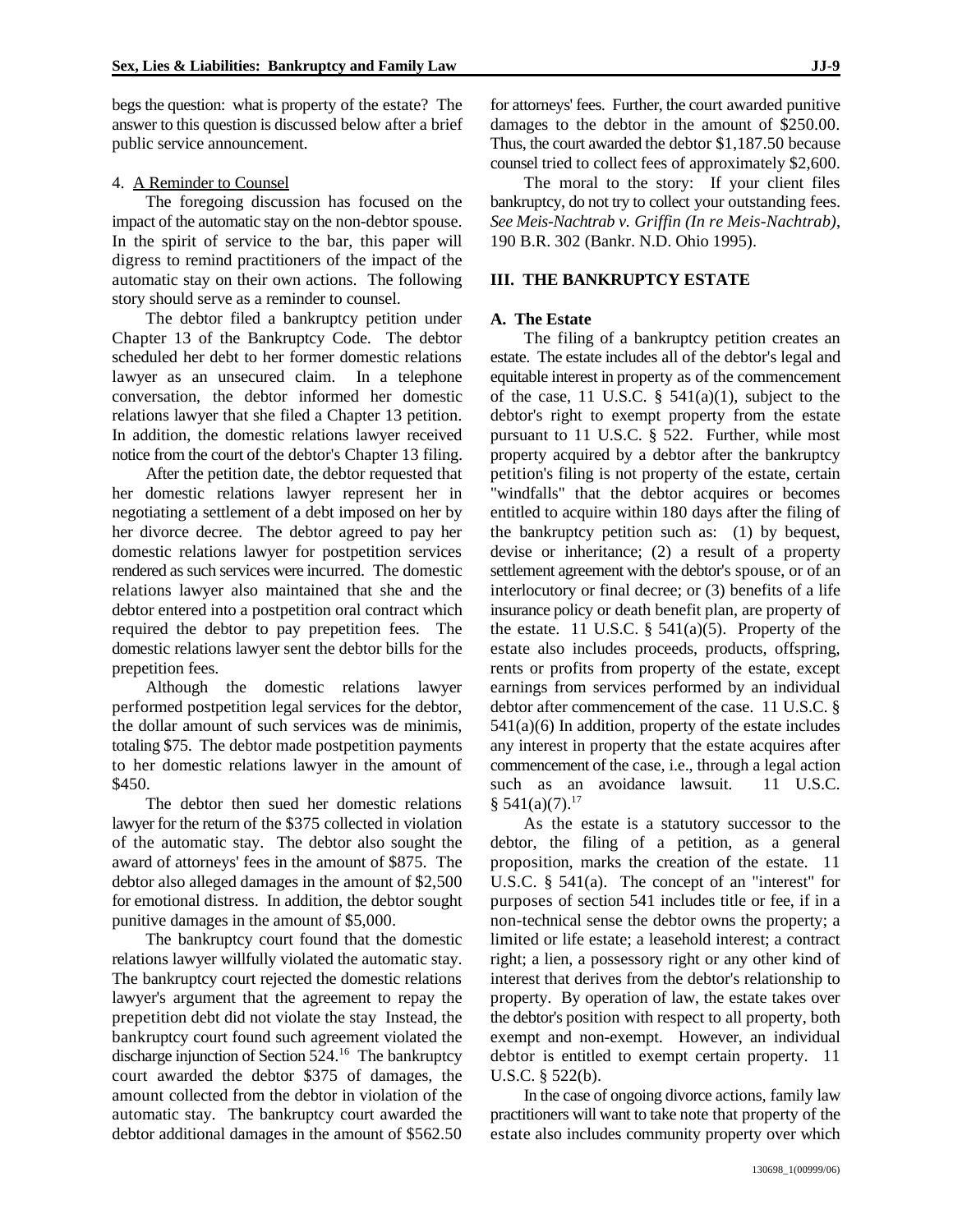begs the question: what is property of the estate? The answer to this question is discussed below after a brief public service announcement.

4. A Reminder to Counsel

The foregoing discussion has focused on the impact of the automatic stay on the non-debtor spouse. In the spirit of service to the bar, this paper will digress to remind practitioners of the impact of the automatic stay on their own actions. The following story should serve as a reminder to counsel.

The debtor filed a bankruptcy petition under Chapter 13 of the Bankruptcy Code. The debtor scheduled her debt to her former domestic relations lawyer as an unsecured claim. In a telephone conversation, the debtor informed her domestic relations lawyer that she filed a Chapter 13 petition. In addition, the domestic relations lawyer received notice from the court of the debtor's Chapter 13 filing.

After the petition date, the debtor requested that her domestic relations lawyer represent her in negotiating a settlement of a debt imposed on her by her divorce decree. The debtor agreed to pay her domestic relations lawyer for postpetition services rendered as such services were incurred. The domestic relations lawyer also maintained that she and the debtor entered into a postpetition oral contract which required the debtor to pay prepetition fees. The domestic relations lawyer sent the debtor bills for the prepetition fees.

Although the domestic relations lawyer performed postpetition legal services for the debtor, the dollar amount of such services was de minimis, totaling $75. The debtor made postpetition payments to her domestic relations lawyer in the amount of $450.

The debtor then sued her domestic relations lawyer for the return of the $375 collected in violation of the automatic stay. The debtor also sought the award of attorneys' fees in the amount of $875. The debtor also alleged damages in the amount of $2,500 for emotional distress. In addition, the debtor sought punitive damages in the amount of $5,000.

The bankruptcy court found that the domestic relations lawyer willfully violated the automatic stay. The bankruptcy court rejected the domestic relations lawyer's argument that the agreement to repay the prepetition debt did not violate the stay Instead, the bankruptcy court found such agreement violated the discharge injunction of Section 524.[16] The bankruptcy court awarded the debtor $375 of damages, the amount collected from the debtor in violation of the automatic stay. The bankruptcy court awarded the debtor additional damages in the amount of $562.50 for attorneys' fees. Further, the court awarded punitive damages to the debtor in the amount of $250.00. Thus, the court awarded the debtor $1,187.50 because counsel tried to collect fees of approximately $2,600.

The moral to the story: If your client files bankruptcy, do not try to collect your outstanding fees. *See Meis-Nachtrab v. Griffin (In re Meis-Nachtrab)*, 190 B.R. 302 (Bankr. N.D. Ohio 1995).

## III. THE BANKRUPTCY ESTATE

### A. The Estate

The filing of a bankruptcy petition creates an estate. The estate includes all of the debtor's legal and equitable interest in property as of the commencement of the case, 11 U.S.C. § 541(a)(1), subject to the debtor's right to exempt property from the estate pursuant to 11 U.S.C. § 522. Further, while most property acquired by a debtor after the bankruptcy petition's filing is not property of the estate, certain "windfalls" that the debtor acquires or becomes entitled to acquire within 180 days after the filing of the bankruptcy petition such as: (1) by bequest, devise or inheritance; (2) a result of a property settlement agreement with the debtor's spouse, or of an interlocutory or final decree; or (3) benefits of a life insurance policy or death benefit plan, are property of the estate. 11 U.S.C. § 541(a)(5). Property of the estate also includes proceeds, products, offspring, rents or profits from property of the estate, except earnings from services performed by an individual debtor after commencement of the case. 11 U.S.C. § 541(a)(6) In addition, property of the estate includes any interest in property that the estate acquires after commencement of the case, i.e., through a legal action such as an avoidance lawsuit. 11 U.S.C. § 541(a)(7).[17]

As the estate is a statutory successor to the debtor, the filing of a petition, as a general proposition, marks the creation of the estate. 11 U.S.C. § 541(a). The concept of an "interest" for purposes of section 541 includes title or fee, if in a non-technical sense the debtor owns the property; a limited or life estate; a leasehold interest; a contract right; a lien, a possessory right or any other kind of interest that derives from the debtor's relationship to property. By operation of law, the estate takes over the debtor's position with respect to all property, both exempt and non-exempt. However, an individual debtor is entitled to exempt certain property. 11 U.S.C. § 522(b).

In the case of ongoing divorce actions, family law practitioners will want to take note that property of the estate also includes community property over which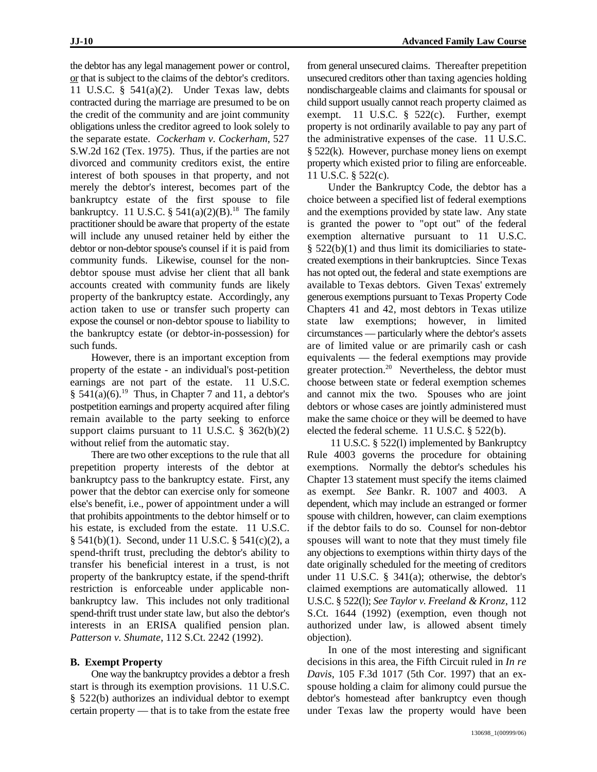the debtor has any legal management power or control, or that is subject to the claims of the debtor's creditors. 11 U.S.C. § 541(a)(2). Under Texas law, debts contracted during the marriage are presumed to be on the credit of the community and are joint community obligations unless the creditor agreed to look solely to the separate estate. *Cockerham v. Cockerham*, 527 S.W.2d 162 (Tex. 1975). Thus, if the parties are not divorced and community creditors exist, the entire interest of both spouses in that property, and not merely the debtor's interest, becomes part of the bankruptcy estate of the first spouse to file bankruptcy. 11 U.S.C. § 541(a)(2)(B).[18] The family practitioner should be aware that property of the estate will include any unused retainer held by either the debtor or non-debtor spouse's counsel if it is paid from community funds. Likewise, counsel for the non-debtor spouse must advise her client that all bank accounts created with community funds are likely property of the bankruptcy estate. Accordingly, any action taken to use or transfer such property can expose the counsel or non-debtor spouse to liability to the bankruptcy estate (or debtor-in-possession) for such funds.

However, there is an important exception from property of the estate - an individual's post-petition earnings are not part of the estate. 11 U.S.C. § 541(a)(6).[19] Thus, in Chapter 7 and 11, a debtor's postpetition earnings and property acquired after filing remain available to the party seeking to enforce support claims pursuant to 11 U.S.C. § 362(b)(2) without relief from the automatic stay.

There are two other exceptions to the rule that all prepetition property interests of the debtor at bankruptcy pass to the bankruptcy estate. First, any power that the debtor can exercise only for someone else's benefit, i.e., power of appointment under a will that prohibits appointments to the debtor himself or to his estate, is excluded from the estate. 11 U.S.C. § 541(b)(1). Second, under 11 U.S.C. § 541(c)(2), a spend-thrift trust, precluding the debtor's ability to transfer his beneficial interest in a trust, is not property of the bankruptcy estate, if the spend-thrift restriction is enforceable under applicable non-bankruptcy law. This includes not only traditional spend-thrift trust under state law, but also the debtor's interests in an ERISA qualified pension plan. *Patterson v. Shumate*, 112 S.Ct. 2242 (1992).

**B. Exempt Property**

One way the bankruptcy provides a debtor a fresh start is through its exemption provisions. 11 U.S.C. § 522(b) authorizes an individual debtor to exempt certain property — that is to take from the estate free from general unsecured claims. Thereafter prepetition unsecured creditors other than taxing agencies holding nondischargeable claims and claimants for spousal or child support usually cannot reach property claimed as exempt. 11 U.S.C. § 522(c). Further, exempt property is not ordinarily available to pay any part of the administrative expenses of the case. 11 U.S.C. § 522(k). However, purchase money liens on exempt property which existed prior to filing are enforceable. 11 U.S.C. § 522(c).

Under the Bankruptcy Code, the debtor has a choice between a specified list of federal exemptions and the exemptions provided by state law. Any state is granted the power to "opt out" of the federal exemption alternative pursuant to 11 U.S.C. § 522(b)(1) and thus limit its domiciliaries to state-created exemptions in their bankruptcies. Since Texas has not opted out, the federal and state exemptions are available to Texas debtors. Given Texas' extremely generous exemptions pursuant to Texas Property Code Chapters 41 and 42, most debtors in Texas utilize state law exemptions; however, in limited circumstances — particularly where the debtor's assets are of limited value or are primarily cash or cash equivalents — the federal exemptions may provide greater protection.[20] Nevertheless, the debtor must choose between state or federal exemption schemes and cannot mix the two. Spouses who are joint debtors or whose cases are jointly administered must make the same choice or they will be deemed to have elected the federal scheme. 11 U.S.C. § 522(b).

11 U.S.C. § 522(l) implemented by Bankruptcy Rule 4003 governs the procedure for obtaining exemptions. Normally the debtor's schedules his Chapter 13 statement must specify the items claimed as exempt. *See* Bankr. R. 1007 and 4003. A dependent, which may include an estranged or former spouse with children, however, can claim exemptions if the debtor fails to do so. Counsel for non-debtor spouses will want to note that they must timely file any objections to exemptions within thirty days of the date originally scheduled for the meeting of creditors under 11 U.S.C. § 341(a); otherwise, the debtor's claimed exemptions are automatically allowed. 11 U.S.C. § 522(l); *See Taylor v. Freeland & Kronz*, 112 S.Ct. 1644 (1992) (exemption, even though not authorized under law, is allowed absent timely objection).

In one of the most interesting and significant decisions in this area, the Fifth Circuit ruled in *In re Davis*, 105 F.3d 1017 (5th Cor. 1997) that an ex-spouse holding a claim for alimony could pursue the debtor's homestead after bankruptcy even though under Texas law the property would have been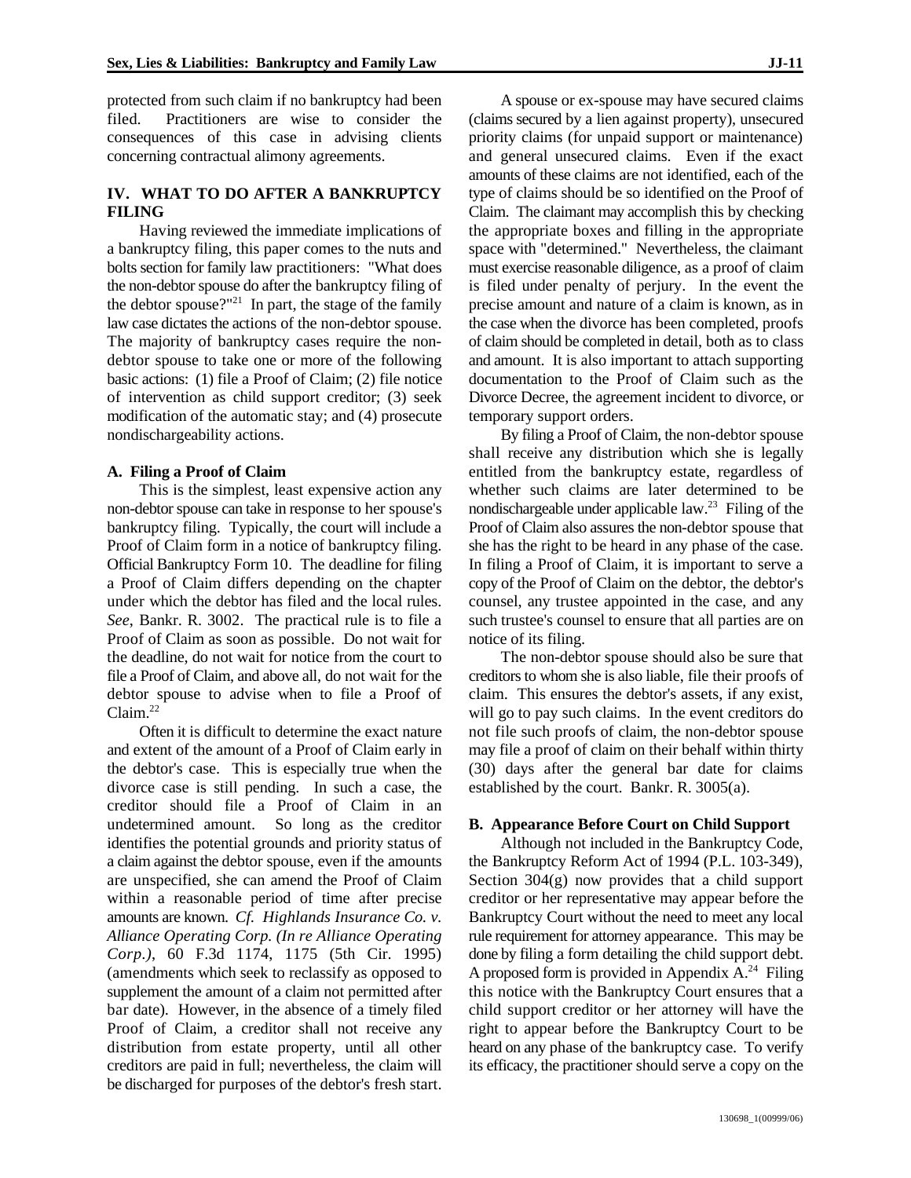protected from such claim if no bankruptcy had been filed. Practitioners are wise to consider the consequences of this case in advising clients concerning contractual alimony agreements.

## IV. WHAT TO DO AFTER A BANKRUPTCY FILING

Having reviewed the immediate implications of a bankruptcy filing, this paper comes to the nuts and bolts section for family law practitioners: "What does the non-debtor spouse do after the bankruptcy filing of the debtor spouse?"[21] In part, the stage of the family law case dictates the actions of the non-debtor spouse. The majority of bankruptcy cases require the non-debtor spouse to take one or more of the following basic actions: (1) file a Proof of Claim; (2) file notice of intervention as child support creditor; (3) seek modification of the automatic stay; and (4) prosecute nondischargeability actions.

### A. Filing a Proof of Claim

This is the simplest, least expensive action any non-debtor spouse can take in response to her spouse's bankruptcy filing. Typically, the court will include a Proof of Claim form in a notice of bankruptcy filing. Official Bankruptcy Form 10. The deadline for filing a Proof of Claim differs depending on the chapter under which the debtor has filed and the local rules. *See*, Bankr. R. 3002. The practical rule is to file a Proof of Claim as soon as possible. Do not wait for the deadline, do not wait for notice from the court to file a Proof of Claim, and above all, do not wait for the debtor spouse to advise when to file a Proof of Claim.[22]

Often it is difficult to determine the exact nature and extent of the amount of a Proof of Claim early in the debtor's case. This is especially true when the divorce case is still pending. In such a case, the creditor should file a Proof of Claim in an undetermined amount. So long as the creditor identifies the potential grounds and priority status of a claim against the debtor spouse, even if the amounts are unspecified, she can amend the Proof of Claim within a reasonable period of time after precise amounts are known. *Cf. Highlands Insurance Co. v. Alliance Operating Corp. (In re Alliance Operating Corp.)*, 60 F.3d 1174, 1175 (5th Cir. 1995) (amendments which seek to reclassify as opposed to supplement the amount of a claim not permitted after bar date). However, in the absence of a timely filed Proof of Claim, a creditor shall not receive any distribution from estate property, until all other creditors are paid in full; nevertheless, the claim will be discharged for purposes of the debtor's fresh start.

A spouse or ex-spouse may have secured claims (claims secured by a lien against property), unsecured priority claims (for unpaid support or maintenance) and general unsecured claims. Even if the exact amounts of these claims are not identified, each of the type of claims should be so identified on the Proof of Claim. The claimant may accomplish this by checking the appropriate boxes and filling in the appropriate space with "determined." Nevertheless, the claimant must exercise reasonable diligence, as a proof of claim is filed under penalty of perjury. In the event the precise amount and nature of a claim is known, as in the case when the divorce has been completed, proofs of claim should be completed in detail, both as to class and amount. It is also important to attach supporting documentation to the Proof of Claim such as the Divorce Decree, the agreement incident to divorce, or temporary support orders.

By filing a Proof of Claim, the non-debtor spouse shall receive any distribution which she is legally entitled from the bankruptcy estate, regardless of whether such claims are later determined to be nondischargeable under applicable law.[23] Filing of the Proof of Claim also assures the non-debtor spouse that she has the right to be heard in any phase of the case. In filing a Proof of Claim, it is important to serve a copy of the Proof of Claim on the debtor, the debtor's counsel, any trustee appointed in the case, and any such trustee's counsel to ensure that all parties are on notice of its filing.

The non-debtor spouse should also be sure that creditors to whom she is also liable, file their proofs of claim. This ensures the debtor's assets, if any exist, will go to pay such claims. In the event creditors do not file such proofs of claim, the non-debtor spouse may file a proof of claim on their behalf within thirty (30) days after the general bar date for claims established by the court. Bankr. R. 3005(a).

### B. Appearance Before Court on Child Support

Although not included in the Bankruptcy Code, the Bankruptcy Reform Act of 1994 (P.L. 103-349), Section 304(g) now provides that a child support creditor or her representative may appear before the Bankruptcy Court without the need to meet any local rule requirement for attorney appearance. This may be done by filing a form detailing the child support debt. A proposed form is provided in Appendix A.[24] Filing this notice with the Bankruptcy Court ensures that a child support creditor or her attorney will have the right to appear before the Bankruptcy Court to be heard on any phase of the bankruptcy case. To verify its efficacy, the practitioner should serve a copy on the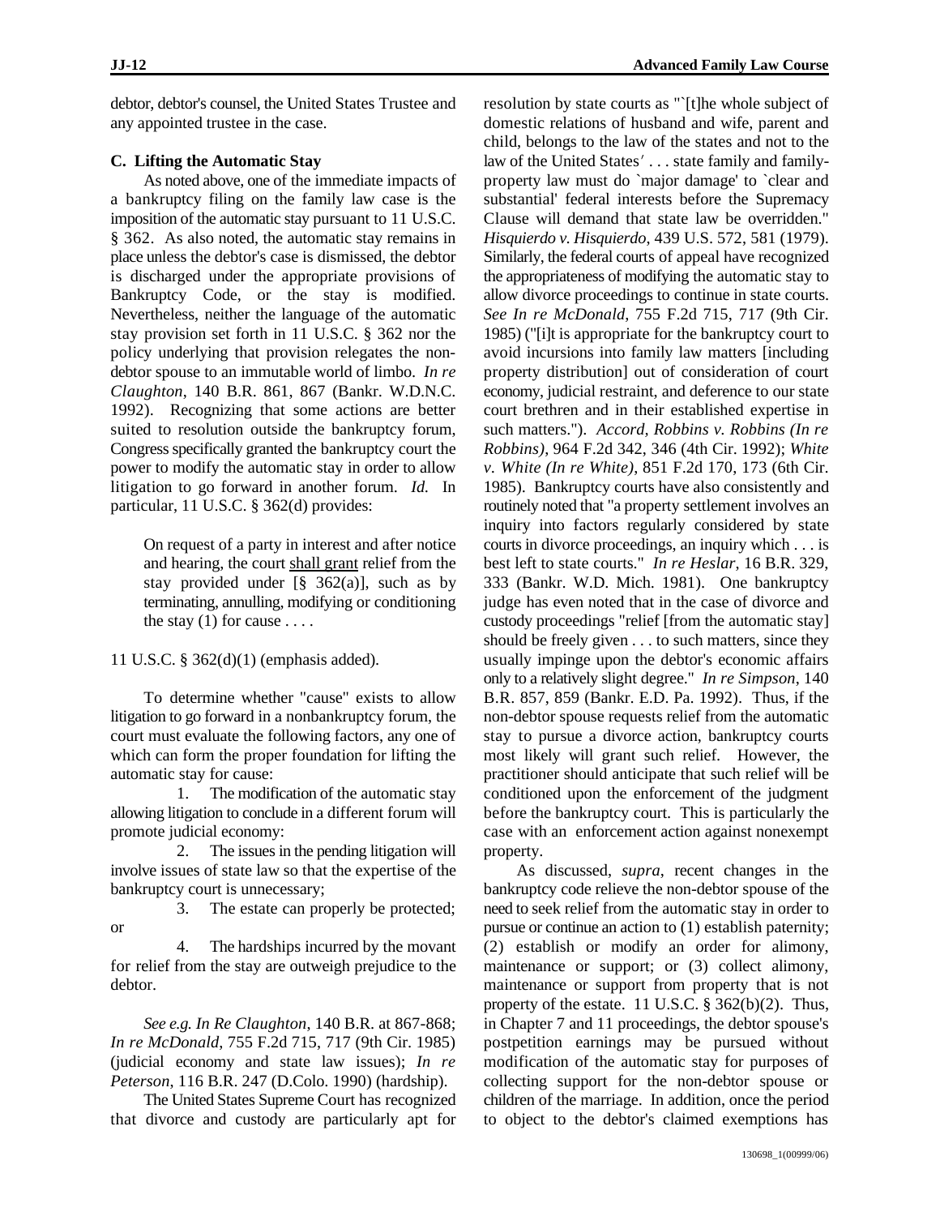debtor, debtor's counsel, the United States Trustee and any appointed trustee in the case.

### C. Lifting the Automatic Stay

As noted above, one of the immediate impacts of a bankruptcy filing on the family law case is the imposition of the automatic stay pursuant to 11 U.S.C. § 362. As also noted, the automatic stay remains in place unless the debtor's case is dismissed, the debtor is discharged under the appropriate provisions of Bankruptcy Code, or the stay is modified. Nevertheless, neither the language of the automatic stay provision set forth in 11 U.S.C. § 362 nor the policy underlying that provision relegates the non-debtor spouse to an immutable world of limbo. *In re Claughton*, 140 B.R. 861, 867 (Bankr. W.D.N.C. 1992). Recognizing that some actions are better suited to resolution outside the bankruptcy forum, Congress specifically granted the bankruptcy court the power to modify the automatic stay in order to allow litigation to go forward in another forum. *Id.* In particular, 11 U.S.C. § 362(d) provides:

> On request of a party in interest and after notice and hearing, the court shall grant relief from the stay provided under [§ 362(a)], such as by terminating, annulling, modifying or conditioning the stay (1) for cause . . . .

11 U.S.C. § 362(d)(1) (emphasis added).

To determine whether "cause" exists to allow litigation to go forward in a nonbankruptcy forum, the court must evaluate the following factors, any one of which can form the proper foundation for lifting the automatic stay for cause:

1. The modification of the automatic stay allowing litigation to conclude in a different forum will promote judicial economy:
2. The issues in the pending litigation will involve issues of state law so that the expertise of the bankruptcy court is unnecessary;
3. The estate can properly be protected; or
4. The hardships incurred by the movant for relief from the stay are outweigh prejudice to the debtor.

*See e.g. In Re Claughton*, 140 B.R. at 867-868; *In re McDonald*, 755 F.2d 715, 717 (9th Cir. 1985) (judicial economy and state law issues); *In re Peterson*, 116 B.R. 247 (D.Colo. 1990) (hardship).

The United States Supreme Court has recognized that divorce and custody are particularly apt for resolution by state courts as "`[t]he whole subject of domestic relations of husband and wife, parent and child, belongs to the law of the states and not to the law of the United States′ . . . state family and family-property law must do `major damage' to `clear and substantial' federal interests before the Supremacy Clause will demand that state law be overridden." *Hisquierdo v. Hisquierdo*, 439 U.S. 572, 581 (1979). Similarly, the federal courts of appeal have recognized the appropriateness of modifying the automatic stay to allow divorce proceedings to continue in state courts. *See In re McDonald*, 755 F.2d 715, 717 (9th Cir. 1985) ("[i]t is appropriate for the bankruptcy court to avoid incursions into family law matters [including property distribution] out of consideration of court economy, judicial restraint, and deference to our state court brethren and in their established expertise in such matters."). *Accord, Robbins v. Robbins (In re Robbins)*, 964 F.2d 342, 346 (4th Cir. 1992); *White v. White (In re White)*, 851 F.2d 170, 173 (6th Cir. 1985). Bankruptcy courts have also consistently and routinely noted that "a property settlement involves an inquiry into factors regularly considered by state courts in divorce proceedings, an inquiry which . . . is best left to state courts." *In re Heslar*, 16 B.R. 329, 333 (Bankr. W.D. Mich. 1981). One bankruptcy judge has even noted that in the case of divorce and custody proceedings "relief [from the automatic stay] should be freely given . . . to such matters, since they usually impinge upon the debtor's economic affairs only to a relatively slight degree." *In re Simpson*, 140 B.R. 857, 859 (Bankr. E.D. Pa. 1992). Thus, if the non-debtor spouse requests relief from the automatic stay to pursue a divorce action, bankruptcy courts most likely will grant such relief. However, the practitioner should anticipate that such relief will be conditioned upon the enforcement of the judgment before the bankruptcy court. This is particularly the case with an enforcement action against nonexempt property.

As discussed, *supra*, recent changes in the bankruptcy code relieve the non-debtor spouse of the need to seek relief from the automatic stay in order to pursue or continue an action to (1) establish paternity; (2) establish or modify an order for alimony, maintenance or support; or (3) collect alimony, maintenance or support from property that is not property of the estate. 11 U.S.C. § 362(b)(2). Thus, in Chapter 7 and 11 proceedings, the debtor spouse's postpetition earnings may be pursued without modification of the automatic stay for purposes of collecting support for the non-debtor spouse or children of the marriage. In addition, once the period to object to the debtor's claimed exemptions has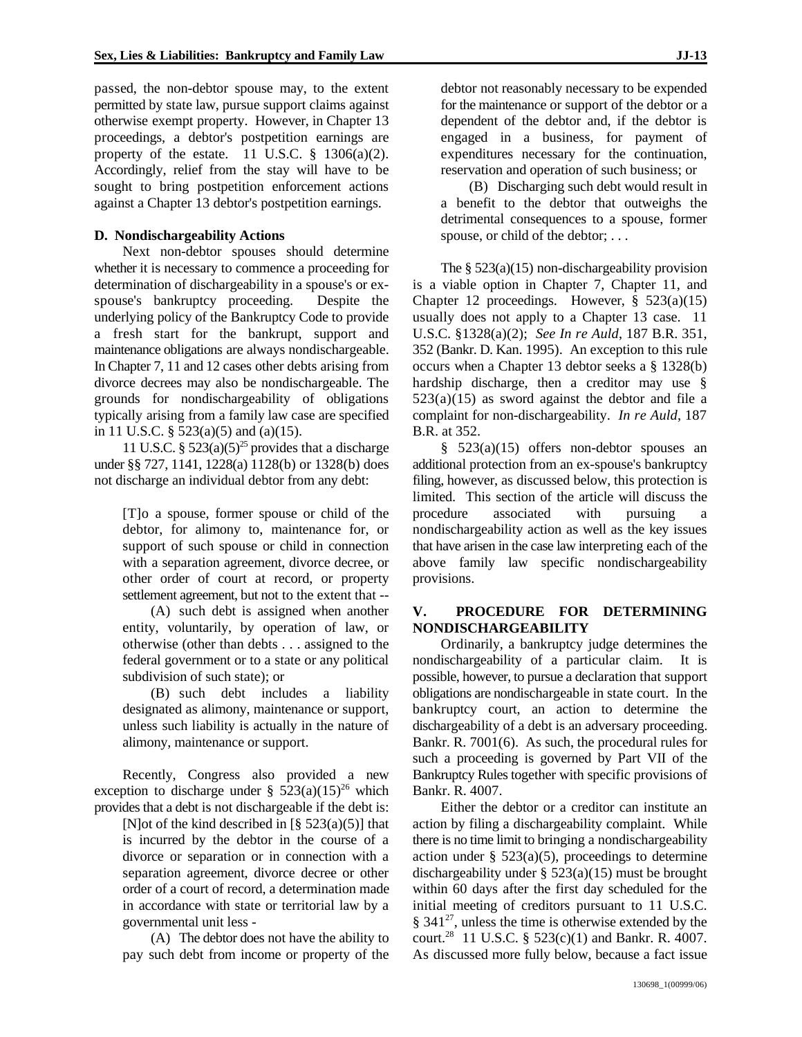passed, the non-debtor spouse may, to the extent permitted by state law, pursue support claims against otherwise exempt property. However, in Chapter 13 proceedings, a debtor's postpetition earnings are property of the estate. 11 U.S.C. § 1306(a)(2). Accordingly, relief from the stay will have to be sought to bring postpetition enforcement actions against a Chapter 13 debtor's postpetition earnings.

### D. Nondischargeability Actions

Next non-debtor spouses should determine whether it is necessary to commence a proceeding for determination of dischargeability in a spouse's or ex-spouse's bankruptcy proceeding. Despite the underlying policy of the Bankruptcy Code to provide a fresh start for the bankrupt, support and maintenance obligations are always nondischargeable. In Chapter 7, 11 and 12 cases other debts arising from divorce decrees may also be nondischargeable. The grounds for nondischargeability of obligations typically arising from a family law case are specified in 11 U.S.C. § 523(a)(5) and (a)(15).

11 U.S.C. § 523(a)(5)[25] provides that a discharge under §§ 727, 1141, 1228(a) 1128(b) or 1328(b) does not discharge an individual debtor from any debt:

> [T]o a spouse, former spouse or child of the debtor, for alimony to, maintenance for, or support of such spouse or child in connection with a separation agreement, divorce decree, or other order of court at record, or property settlement agreement, but not to the extent that --
>
> (A) such debt is assigned when another entity, voluntarily, by operation of law, or otherwise (other than debts . . . assigned to the federal government or to a state or any political subdivision of such state); or
>
> (B) such debt includes a liability designated as alimony, maintenance or support, unless such liability is actually in the nature of alimony, maintenance or support.

Recently, Congress also provided a new exception to discharge under § 523(a)(15)[26] which provides that a debt is not dischargeable if the debt is:

> [N]ot of the kind described in [§ 523(a)(5)] that is incurred by the debtor in the course of a divorce or separation or in connection with a separation agreement, divorce decree or other order of a court of record, a determination made in accordance with state or territorial law by a governmental unit less -
>
> (A) The debtor does not have the ability to pay such debt from income or property of the debtor not reasonably necessary to be expended for the maintenance or support of the debtor or a dependent of the debtor and, if the debtor is engaged in a business, for payment of expenditures necessary for the continuation, reservation and operation of such business; or
>
> (B) Discharging such debt would result in a benefit to the debtor that outweighs the detrimental consequences to a spouse, former spouse, or child of the debtor; . . .

The § 523(a)(15) non-dischargeability provision is a viable option in Chapter 7, Chapter 11, and Chapter 12 proceedings. However, § 523(a)(15) usually does not apply to a Chapter 13 case. 11 U.S.C. §1328(a)(2); *See In re Auld*, 187 B.R. 351, 352 (Bankr. D. Kan. 1995). An exception to this rule occurs when a Chapter 13 debtor seeks a § 1328(b) hardship discharge, then a creditor may use § 523(a)(15) as sword against the debtor and file a complaint for non-dischargeability. *In re Auld*, 187 B.R. at 352.

§ 523(a)(15) offers non-debtor spouses an additional protection from an ex-spouse's bankruptcy filing, however, as discussed below, this protection is limited. This section of the article will discuss the procedure associated with pursuing a nondischargeability action as well as the key issues that have arisen in the case law interpreting each of the above family law specific nondischargeability provisions.

## V. PROCEDURE FOR DETERMINING NONDISCHARGEABILITY

Ordinarily, a bankruptcy judge determines the nondischargeability of a particular claim. It is possible, however, to pursue a declaration that support obligations are nondischargeable in state court. In the bankruptcy court, an action to determine the dischargeability of a debt is an adversary proceeding. Bankr. R. 7001(6). As such, the procedural rules for such a proceeding is governed by Part VII of the Bankruptcy Rules together with specific provisions of Bankr. R. 4007.

Either the debtor or a creditor can institute an action by filing a dischargeability complaint. While there is no time limit to bringing a nondischargeability action under § 523(a)(5), proceedings to determine dischargeability under § 523(a)(15) must be brought within 60 days after the first day scheduled for the initial meeting of creditors pursuant to 11 U.S.C. § 341[27], unless the time is otherwise extended by the court.[28] 11 U.S.C. § 523(c)(1) and Bankr. R. 4007. As discussed more fully below, because a fact issue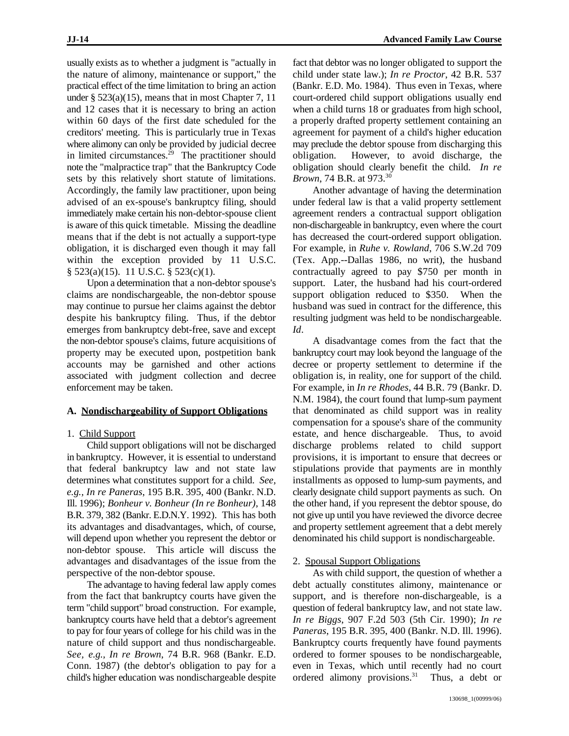usually exists as to whether a judgment is "actually in the nature of alimony, maintenance or support," the practical effect of the time limitation to bring an action under § 523(a)(15), means that in most Chapter 7, 11 and 12 cases that it is necessary to bring an action within 60 days of the first date scheduled for the creditors' meeting. This is particularly true in Texas where alimony can only be provided by judicial decree in limited circumstances.[29] The practitioner should note the "malpractice trap" that the Bankruptcy Code sets by this relatively short statute of limitations. Accordingly, the family law practitioner, upon being advised of an ex-spouse's bankruptcy filing, should immediately make certain his non-debtor-spouse client is aware of this quick timetable. Missing the deadline means that if the debt is not actually a support-type obligation, it is discharged even though it may fall within the exception provided by 11 U.S.C. § 523(a)(15). 11 U.S.C. § 523(c)(1).

Upon a determination that a non-debtor spouse's claims are nondischargeable, the non-debtor spouse may continue to pursue her claims against the debtor despite his bankruptcy filing. Thus, if the debtor emerges from bankruptcy debt-free, save and except the non-debtor spouse's claims, future acquisitions of property may be executed upon, postpetition bank accounts may be garnished and other actions associated with judgment collection and decree enforcement may be taken.

### A. Nondischargeability of Support Obligations

#### 1. Child Support

Child support obligations will not be discharged in bankruptcy. However, it is essential to understand that federal bankruptcy law and not state law determines what constitutes support for a child. *See, e.g., In re Paneras*, 195 B.R. 395, 400 (Bankr. N.D. Ill. 1996); *Bonheur v. Bonheur (In re Bonheur)*, 148 B.R. 379, 382 (Bankr. E.D.N.Y. 1992). This has both its advantages and disadvantages, which, of course, will depend upon whether you represent the debtor or non-debtor spouse. This article will discuss the advantages and disadvantages of the issue from the perspective of the non-debtor spouse.

The advantage to having federal law apply comes from the fact that bankruptcy courts have given the term "child support" broad construction. For example, bankruptcy courts have held that a debtor's agreement to pay for four years of college for his child was in the nature of child support and thus nondischargeable. *See, e.g., In re Brown*, 74 B.R. 968 (Bankr. E.D. Conn. 1987) (the debtor's obligation to pay for a child's higher education was nondischargeable despite fact that debtor was no longer obligated to support the child under state law.); *In re Proctor*, 42 B.R. 537 (Bankr. E.D. Mo. 1984). Thus even in Texas, where court-ordered child support obligations usually end when a child turns 18 or graduates from high school, a properly drafted property settlement containing an agreement for payment of a child's higher education may preclude the debtor spouse from discharging this obligation. However, to avoid discharge, the obligation should clearly benefit the child. *In re Brown*, 74 B.R. at 973.[30]

Another advantage of having the determination under federal law is that a valid property settlement agreement renders a contractual support obligation non-dischargeable in bankruptcy, even where the court has decreased the court-ordered support obligation. For example, in *Ruhe v. Rowland*, 706 S.W.2d 709 (Tex. App.--Dallas 1986, no writ), the husband contractually agreed to pay $750 per month in support. Later, the husband had his court-ordered support obligation reduced to $350. When the husband was sued in contract for the difference, this resulting judgment was held to be nondischargeable. *Id*.

A disadvantage comes from the fact that the bankruptcy court may look beyond the language of the decree or property settlement to determine if the obligation is, in reality, one for support of the child. For example, in *In re Rhodes*, 44 B.R. 79 (Bankr. D. N.M. 1984), the court found that lump-sum payment that denominated as child support was in reality compensation for a spouse's share of the community estate, and hence dischargeable. Thus, to avoid discharge problems related to child support provisions, it is important to ensure that decrees or stipulations provide that payments are in monthly installments as opposed to lump-sum payments, and clearly designate child support payments as such. On the other hand, if you represent the debtor spouse, do not give up until you have reviewed the divorce decree and property settlement agreement that a debt merely denominated his child support is nondischargeable.

#### 2. Spousal Support Obligations

As with child support, the question of whether a debt actually constitutes alimony, maintenance or support, and is therefore non-dischargeable, is a question of federal bankruptcy law, and not state law. *In re Biggs*, 907 F.2d 503 (5th Cir. 1990); *In re Paneras*, 195 B.R. 395, 400 (Bankr. N.D. Ill. 1996). Bankruptcy courts frequently have found payments ordered to former spouses to be nondischargeable, even in Texas, which until recently had no court ordered alimony provisions.[31] Thus, a debt or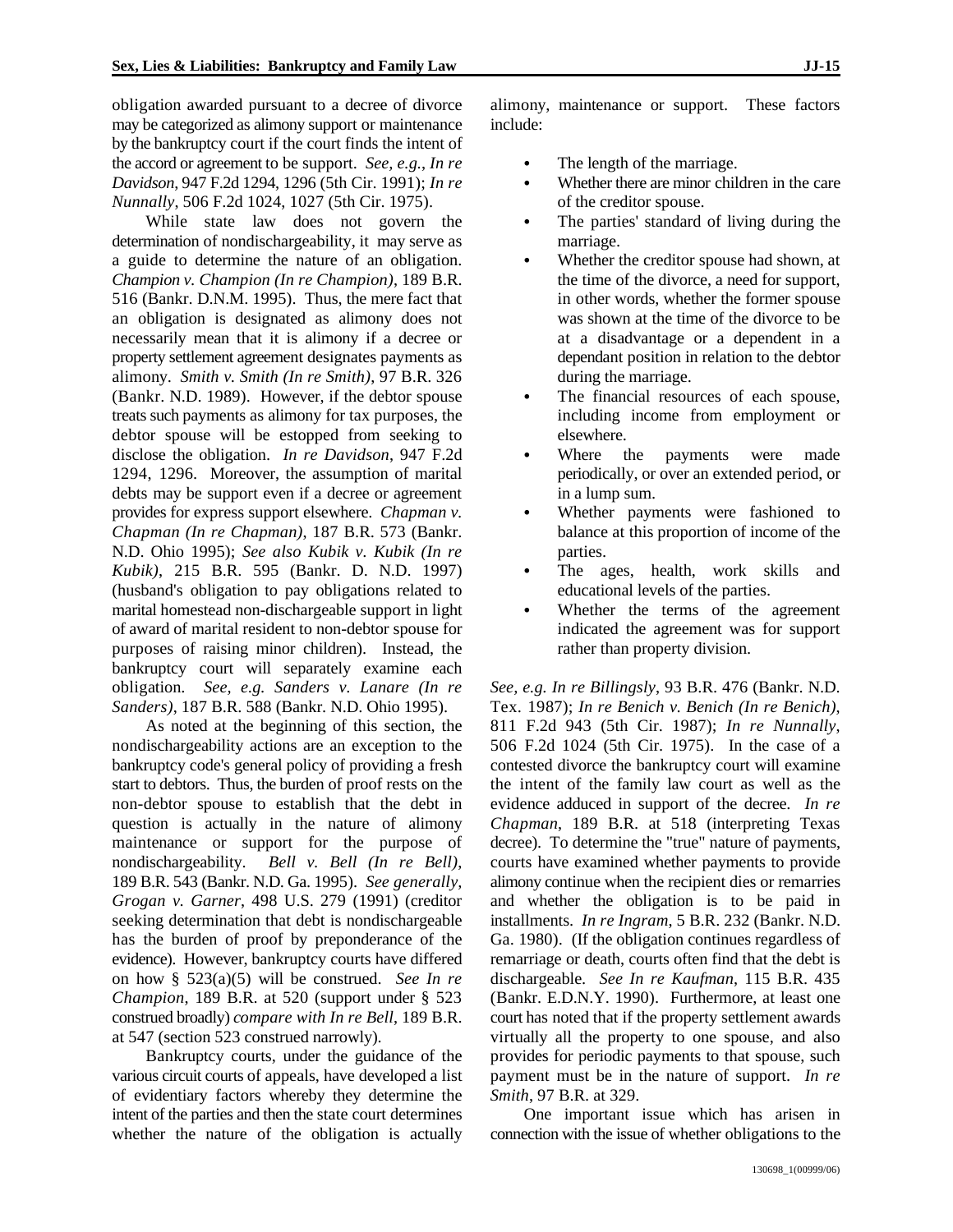obligation awarded pursuant to a decree of divorce may be categorized as alimony support or maintenance by the bankruptcy court if the court finds the intent of the accord or agreement to be support. *See, e.g., In re Davidson*, 947 F.2d 1294, 1296 (5th Cir. 1991); *In re Nunnally*, 506 F.2d 1024, 1027 (5th Cir. 1975).

While state law does not govern the determination of nondischargeability, it may serve as a guide to determine the nature of an obligation. *Champion v. Champione (In re Champion)*, 189 B.R. 516 (Bankr. D.N.M. 1995). Thus, the mere fact that an obligation is designated as alimony does not necessarily mean that it is alimony if a decree or property settlement agreement designates payments as alimony. *Smith v. Smith (In re Smith)*, 97 B.R. 326 (Bankr. N.D. 1989). However, if the debtor spouse treats such payments as alimony for tax purposes, the debtor spouse will be estopped from seeking to disclose the obligation. *In re Davidson*, 947 F.2d 1294, 1296. Moreover, the assumption of marital debts may be support even if a decree or agreement provides for express support elsewhere. *Chapman v. Chapman (In re Chapman)*, 187 B.R. 573 (Bankr. N.D. Ohio 1995); *See also Kubik v. Kubik (In re Kubik)*, 215 B.R. 595 (Bankr. D. N.D. 1997) (husband's obligation to pay obligations related to marital homestead non-dischargeable support in light of award of marital resident to non-debtor spouse for purposes of raising minor children). Instead, the bankruptcy court will separately examine each obligation. *See, e.g. Sanders v. Lanare (In re Sanders)*, 187 B.R. 588 (Bankr. N.D. Ohio 1995).

As noted at the beginning of this section, the nondischargeability actions are an exception to the bankruptcy code's general policy of providing a fresh start to debtors. Thus, the burden of proof rests on the non-debtor spouse to establish that the debt in question is actually in the nature of alimony maintenance or support for the purpose of nondischargeability. *Bell v. Bell (In re Bell)*, 189 B.R. 543 (Bankr. N.D. Ga. 1995). *See generally, Grogan v. Garner*, 498 U.S. 279 (1991) (creditor seeking determination that debt is nondischargeable has the burden of proof by preponderance of the evidence). However, bankruptcy courts have differed on how § 523(a)(5) will be construed. *See In re Champion*, 189 B.R. at 520 (support under § 523 construed broadly) *compare with In re Bell*, 189 B.R. at 547 (section 523 construed narrowly).

Bankruptcy courts, under the guidance of the various circuit courts of appeals, have developed a list of evidentiary factors whereby they determine the intent of the parties and then the state court determines whether the nature of the obligation is actually alimony, maintenance or support. These factors include:

- The length of the marriage.
- Whether there are minor children in the care of the creditor spouse.
- The parties' standard of living during the marriage.
- Whether the creditor spouse had shown, at the time of the divorce, a need for support, in other words, whether the former spouse was shown at the time of the divorce to be at a disadvantage or a dependent in a dependant position in relation to the debtor during the marriage.
- The financial resources of each spouse, including income from employment or elsewhere.
- Where the payments were made periodically, or over an extended period, or in a lump sum.
- Whether payments were fashioned to balance at this proportion of income of the parties.
- The ages, health, work skills and educational levels of the parties.
- Whether the terms of the agreement indicated the agreement was for support rather than property division.

*See, e.g. In re Billingsly*, 93 B.R. 476 (Bankr. N.D. Tex. 1987); *In re Benich v. Benich (In re Benich)*, 811 F.2d 943 (5th Cir. 1987); *In re Nunnally*, 506 F.2d 1024 (5th Cir. 1975). In the case of a contested divorce the bankruptcy court will examine the intent of the family law court as well as the evidence adduced in support of the decree. *In re Chapman*, 189 B.R. at 518 (interpreting Texas decree). To determine the "true" nature of payments, courts have examined whether payments to provide alimony continue when the recipient dies or remarries and whether the obligation is to be paid in installments. *In re Ingram*, 5 B.R. 232 (Bankr. N.D. Ga. 1980). (If the obligation continues regardless of remarriage or death, courts often find that the debt is dischargeable. *See In re Kaufman*, 115 B.R. 435 (Bankr. E.D.N.Y. 1990). Furthermore, at least one court has noted that if the property settlement awards virtually all the property to one spouse, and also provides for periodic payments to that spouse, such payment must be in the nature of support. *In re Smith*, 97 B.R. at 329.

One important issue which has arisen in connection with the issue of whether obligations to the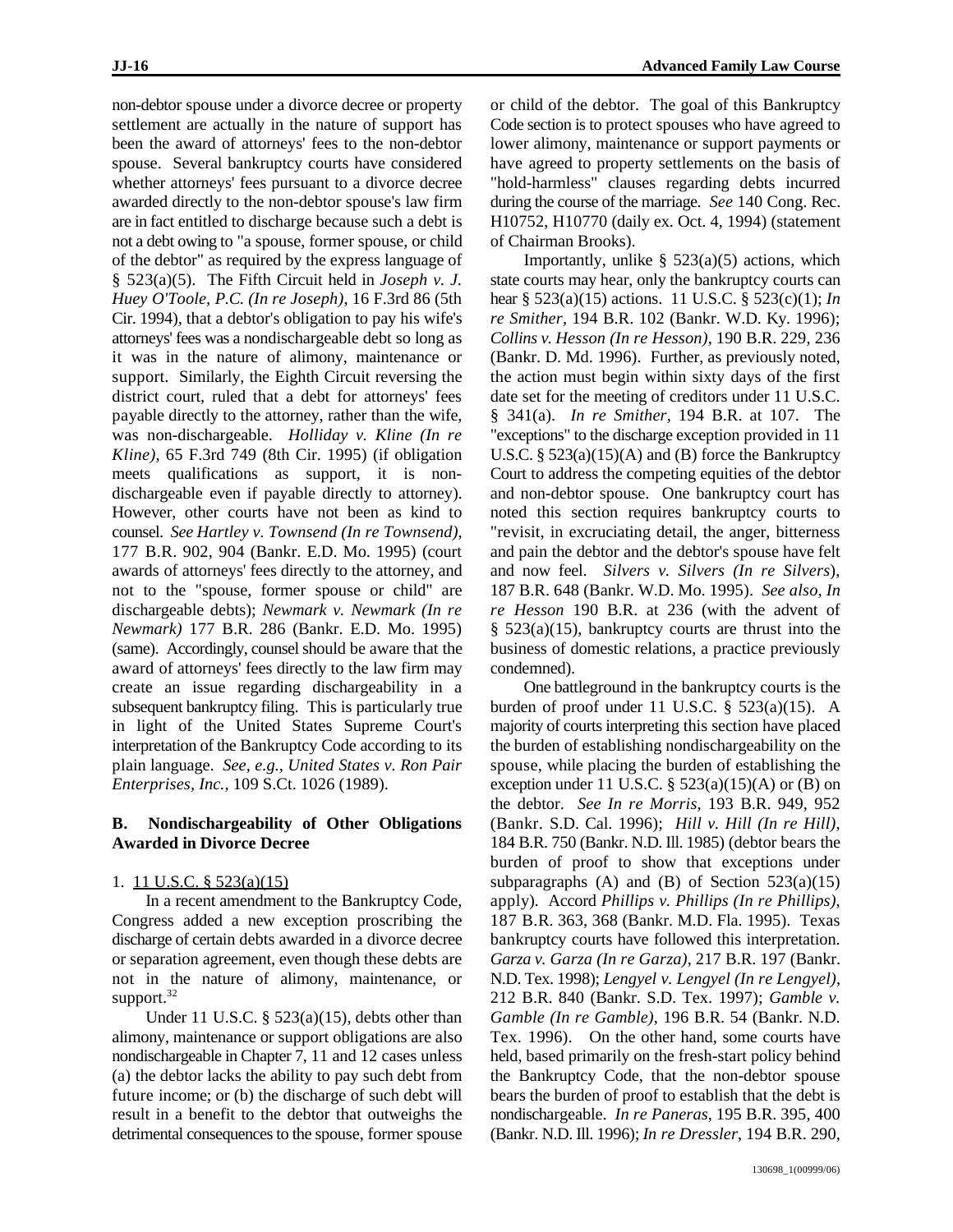non-debtor spouse under a divorce decree or property settlement are actually in the nature of support has been the award of attorneys' fees to the non-debtor spouse. Several bankruptcy courts have considered whether attorneys' fees pursuant to a divorce decree awarded directly to the non-debtor spouse's law firm are in fact entitled to discharge because such a debt is not a debt owing to "a spouse, former spouse, or child of the debtor" as required by the express language of § 523(a)(5). The Fifth Circuit held in *Joseph v. J. Huey O'Toole, P.C. (In re Joseph)*, 16 F.3rd 86 (5th Cir. 1994), that a debtor's obligation to pay his wife's attorneys' fees was a nondischargeable debt so long as it was in the nature of alimony, maintenance or support. Similarly, the Eighth Circuit reversing the district court, ruled that a debt for attorneys' fees payable directly to the attorney, rather than the wife, was non-dischargeable. *Holliday v. Kline (In re Kline)*, 65 F.3rd 749 (8th Cir. 1995) (if obligation meets qualifications as support, it is non-dischargeable even if payable directly to attorney). However, other courts have not been as kind to counsel. *See Hartley v. Townsend (In re Townsend)*, 177 B.R. 902, 904 (Bankr. E.D. Mo. 1995) (court awards of attorneys' fees directly to the attorney, and not to the "spouse, former spouse or child" are dischargeable debts); *Newmark v. Newmark (In re Newmark)* 177 B.R. 286 (Bankr. E.D. Mo. 1995) (same). Accordingly, counsel should be aware that the award of attorneys' fees directly to the law firm may create an issue regarding dischargeability in a subsequent bankruptcy filing. This is particularly true in light of the United States Supreme Court's interpretation of the Bankruptcy Code according to its plain language. *See, e.g., United States v. Ron Pair Enterprises, Inc.*, 109 S.Ct. 1026 (1989).

## B. Nondischargeability of Other Obligations Awarded in Divorce Decree

### 1. 11 U.S.C. § 523(a)(15)

In a recent amendment to the Bankruptcy Code, Congress added a new exception proscribing the discharge of certain debts awarded in a divorce decree or separation agreement, even though these debts are not in the nature of alimony, maintenance, or support.[32]

Under 11 U.S.C. § 523(a)(15), debts other than alimony, maintenance or support obligations are also nondischargeable in Chapter 7, 11 and 12 cases unless (a) the debtor lacks the ability to pay such debt from future income; or (b) the discharge of such debt will result in a benefit to the debtor that outweighs the detrimental consequences to the spouse, former spouse or child of the debtor. The goal of this Bankruptcy Code section is to protect spouses who have agreed to lower alimony, maintenance or support payments or have agreed to property settlements on the basis of "hold-harmless" clauses regarding debts incurred during the course of the marriage. *See* 140 Cong. Rec. H10752, H10770 (daily ex. Oct. 4, 1994) (statement of Chairman Brooks).

Importantly, unlike § 523(a)(5) actions, which state courts may hear, only the bankruptcy courts can hear § 523(a)(15) actions. 11 U.S.C. § 523(c)(1); *In re Smither*, 194 B.R. 102 (Bankr. W.D. Ky. 1996); *Collins v. Hesson (In re Hesson)*, 190 B.R. 229, 236 (Bankr. D. Md. 1996). Further, as previously noted, the action must begin within sixty days of the first date set for the meeting of creditors under 11 U.S.C. § 341(a). *In re Smither*, 194 B.R. at 107. The "exceptions" to the discharge exception provided in 11 U.S.C. § 523(a)(15)(A) and (B) force the Bankruptcy Court to address the competing equities of the debtor and non-debtor spouse. One bankruptcy court has noted this section requires bankruptcy courts to "revisit, in excruciating detail, the anger, bitterness and pain the debtor and the debtor's spouse have felt and now feel. *Silvers v. Silvers (In re Silvers*), 187 B.R. 648 (Bankr. W.D. Mo. 1995). *See also, In re Hesson* 190 B.R. at 236 (with the advent of § 523(a)(15), bankruptcy courts are thrust into the business of domestic relations, a practice previously condemned).

One battleground in the bankruptcy courts is the burden of proof under 11 U.S.C. § 523(a)(15). A majority of courts interpreting this section have placed the burden of establishing nondischargeability on the spouse, while placing the burden of establishing the exception under 11 U.S.C. § 523(a)(15)(A) or (B) on the debtor. *See In re Morris*, 193 B.R. 949, 952 (Bankr. S.D. Cal. 1996); *Hill v. Hill (In re Hill)*, 184 B.R. 750 (Bankr. N.D. Ill. 1985) (debtor bears the burden of proof to show that exceptions under subparagraphs (A) and (B) of Section 523(a)(15) apply). Accord *Phillips v. Phillips (In re Phillips)*, 187 B.R. 363, 368 (Bankr. M.D. Fla. 1995). Texas bankruptcy courts have followed this interpretation. *Garza v. Garza (In re Garza)*, 217 B.R. 197 (Bankr. N.D. Tex. 1998); *Lengyel v. Lengyel (In re Lengyel)*, 212 B.R. 840 (Bankr. S.D. Tex. 1997); *Gamble v. Gamble (In re Gamble)*, 196 B.R. 54 (Bankr. N.D. Tex. 1996). On the other hand, some courts have held, based primarily on the fresh-start policy behind the Bankruptcy Code, that the non-debtor spouse bears the burden of proof to establish that the debt is nondischargeable. *In re Paneras*, 195 B.R. 395, 400 (Bankr. N.D. Ill. 1996); *In re Dressler*, 194 B.R. 290,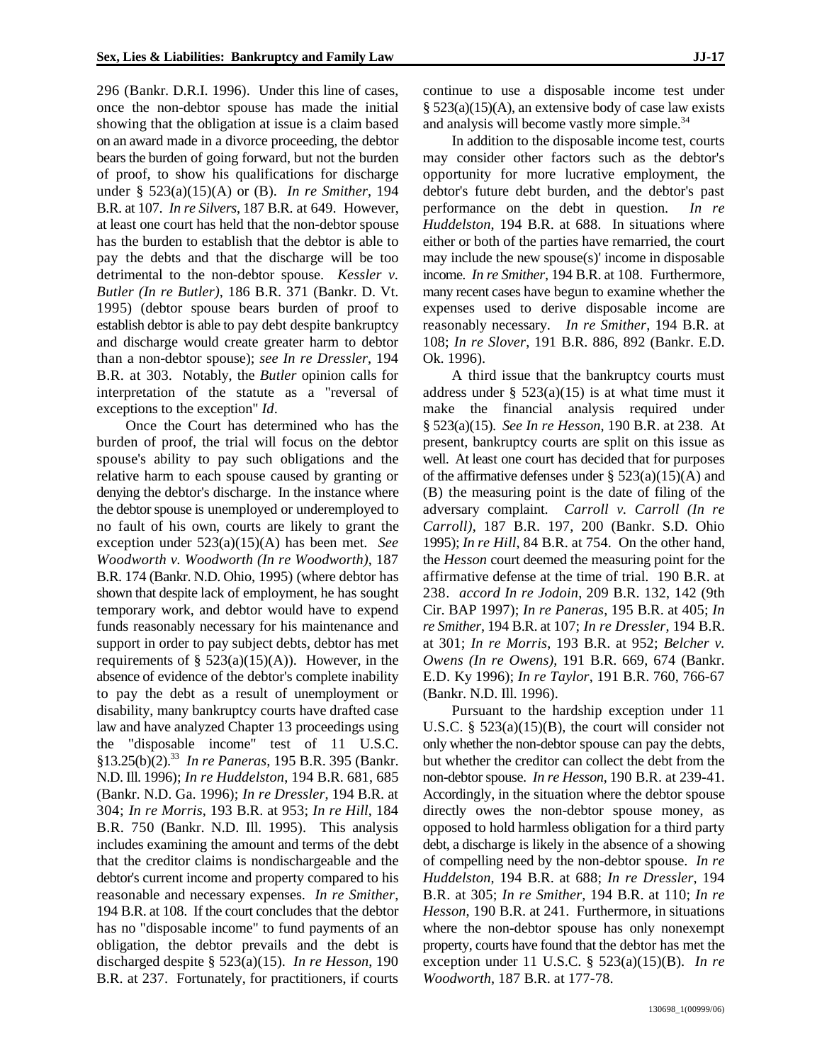296 (Bankr. D.R.I. 1996). Under this line of cases, once the non-debtor spouse has made the initial showing that the obligation at issue is a claim based on an award made in a divorce proceeding, the debtor bears the burden of going forward, but not the burden of proof, to show his qualifications for discharge under § 523(a)(15)(A) or (B). *In re Smither*, 194 B.R. at 107. *In re Silvers*, 187 B.R. at 649. However, at least one court has held that the non-debtor spouse has the burden to establish that the debtor is able to pay the debts and that the discharge will be too detrimental to the non-debtor spouse. *Kessler v. Butler (In re Butler)*, 186 B.R. 371 (Bankr. D. Vt. 1995) (debtor spouse bears burden of proof to establish debtor is able to pay debt despite bankruptcy and discharge would create greater harm to debtor than a non-debtor spouse); *see In re Dressler*, 194 B.R. at 303. Notably, the *Butler* opinion calls for interpretation of the statute as a "reversal of exceptions to the exception" *Id*.

Once the Court has determined who has the burden of proof, the trial will focus on the debtor spouse's ability to pay such obligations and the relative harm to each spouse caused by granting or denying the debtor's discharge. In the instance where the debtor spouse is unemployed or underemployed to no fault of his own, courts are likely to grant the exception under 523(a)(15)(A) has been met. *See Woodworth v. Woodworth (In re Woodworth)*, 187 B.R. 174 (Bankr. N.D. Ohio, 1995) (where debtor has shown that despite lack of employment, he has sought temporary work, and debtor would have to expend funds reasonably necessary for his maintenance and support in order to pay subject debts, debtor has met requirements of § 523(a)(15)(A)). However, in the absence of evidence of the debtor's complete inability to pay the debt as a result of unemployment or disability, many bankruptcy courts have drafted case law and have analyzed Chapter 13 proceedings using the "disposable income" test of 11 U.S.C. §13.25(b)(2).[33] *In re Paneras*, 195 B.R. 395 (Bankr. N.D. Ill. 1996); *In re Huddelston*, 194 B.R. 681, 685 (Bankr. N.D. Ga. 1996); *In re Dressler*, 194 B.R. at 304; *In re Morris*, 193 B.R. at 953; *In re Hill*, 184 B.R. 750 (Bankr. N.D. Ill. 1995). This analysis includes examining the amount and terms of the debt that the creditor claims is nondischargeable and the debtor's current income and property compared to his reasonable and necessary expenses. *In re Smither*, 194 B.R. at 108. If the court concludes that the debtor has no "disposable income" to fund payments of an obligation, the debtor prevails and the debt is discharged despite § 523(a)(15). *In re Hesson*, 190 B.R. at 237. Fortunately, for practitioners, if courts continue to use a disposable income test under § 523(a)(15)(A), an extensive body of case law exists and analysis will become vastly more simple.[34]

In addition to the disposable income test, courts may consider other factors such as the debtor's opportunity for more lucrative employment, the debtor's future debt burden, and the debtor's past performance on the debt in question. *In re Huddelston*, 194 B.R. at 688. In situations where either or both of the parties have remarried, the court may include the new spouse(s)' income in disposable income. *In re Smither*, 194 B.R. at 108. Furthermore, many recent cases have begun to examine whether the expenses used to derive disposable income are reasonably necessary. *In re Smither*, 194 B.R. at 108; *In re Slover*, 191 B.R. 886, 892 (Bankr. E.D. Ok. 1996).

A third issue that the bankruptcy courts must address under § 523(a)(15) is at what time must it make the financial analysis required under § 523(a)(15). *See In re Hesson*, 190 B.R. at 238. At present, bankruptcy courts are split on this issue as well. At least one court has decided that for purposes of the affirmative defenses under § 523(a)(15)(A) and (B) the measuring point is the date of filing of the adversary complaint. *Carroll v. Carroll (In re Carroll)*, 187 B.R. 197, 200 (Bankr. S.D. Ohio 1995); *In re Hill*, 84 B.R. at 754. On the other hand, the *Hesson* court deemed the measuring point for the affirmative defense at the time of trial. 190 B.R. at 238. *accord In re Jodoin*, 209 B.R. 132, 142 (9th Cir. BAP 1997); *In re Paneras*, 195 B.R. at 405; *In re Smither*, 194 B.R. at 107; *In re Dressler*, 194 B.R. at 301; *In re Morris*, 193 B.R. at 952; *Belcher v. Owens (In re Owens)*, 191 B.R. 669, 674 (Bankr. E.D. Ky 1996); *In re Taylor*, 191 B.R. 760, 766-67 (Bankr. N.D. Ill. 1996).

Pursuant to the hardship exception under 11 U.S.C. § 523(a)(15)(B), the court will consider not only whether the non-debtor spouse can pay the debts, but whether the creditor can collect the debt from the non-debtor spouse. *In re Hesson*, 190 B.R. at 239-41. Accordingly, in the situation where the debtor spouse directly owes the non-debtor spouse money, as opposed to hold harmless obligation for a third party debt, a discharge is likely in the absence of a showing of compelling need by the non-debtor spouse. *In re Huddelston*, 194 B.R. at 688; *In re Dressler*, 194 B.R. at 305; *In re Smither*, 194 B.R. at 110; *In re Hesson*, 190 B.R. at 241. Furthermore, in situations where the non-debtor spouse has only nonexempt property, courts have found that the debtor has met the exception under 11 U.S.C. § 523(a)(15)(B). *In re Woodworth*, 187 B.R. at 177-78.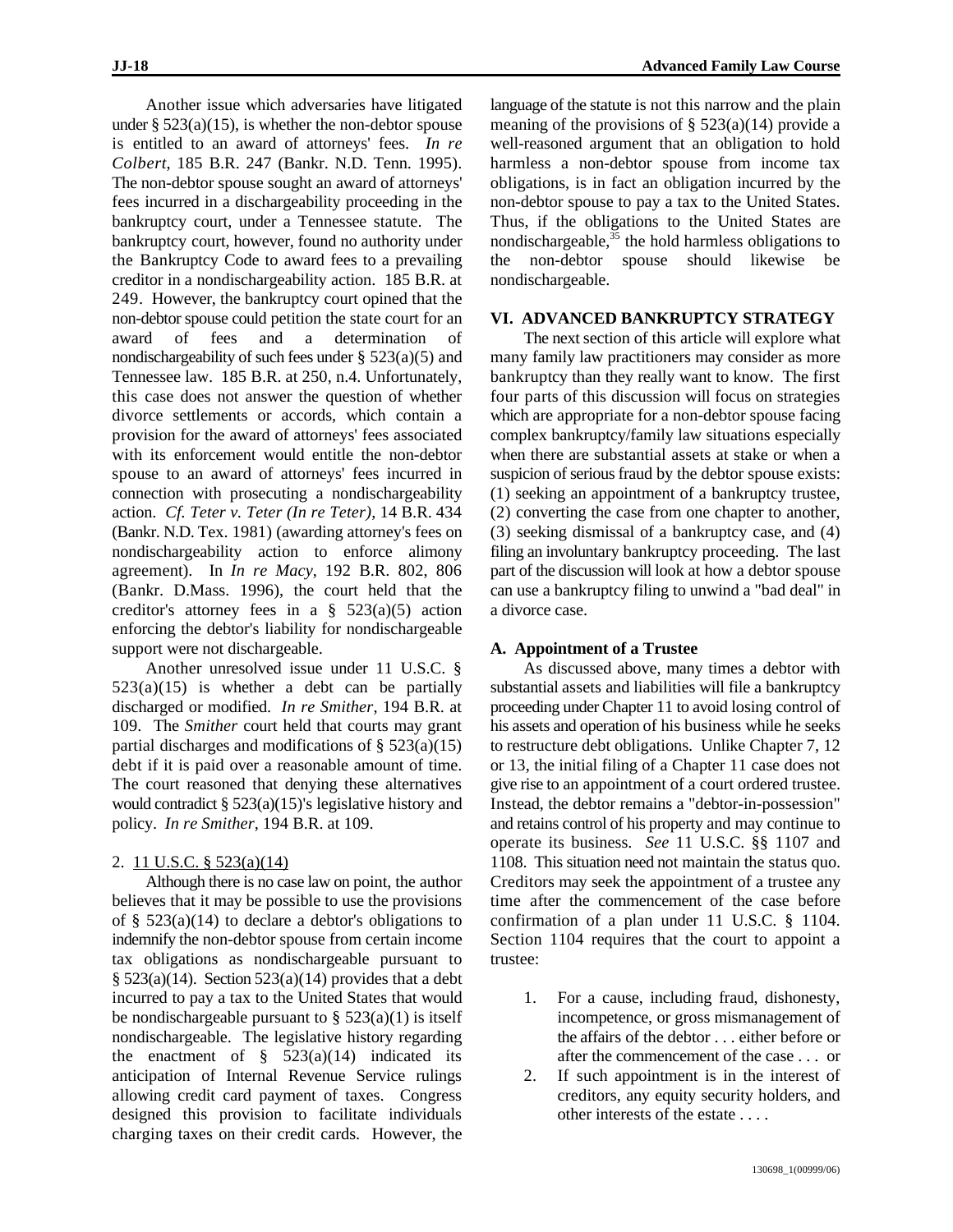Another issue which adversaries have litigated under § 523(a)(15), is whether the non-debtor spouse is entitled to an award of attorneys' fees. *In re Colbert*, 185 B.R. 247 (Bankr. N.D. Tenn. 1995). The non-debtor spouse sought an award of attorneys' fees incurred in a dischargeability proceeding in the bankruptcy court, under a Tennessee statute. The bankruptcy court, however, found no authority under the Bankruptcy Code to award fees to a prevailing creditor in a nondischargeability action. 185 B.R. at 249. However, the bankruptcy court opined that the non-debtor spouse could petition the state court for an award of fees and a determination of nondischargeability of such fees under § 523(a)(5) and Tennessee law. 185 B.R. at 250, n.4. Unfortunately, this case does not answer the question of whether divorce settlements or accords, which contain a provision for the award of attorneys' fees associated with its enforcement would entitle the non-debtor spouse to an award of attorneys' fees incurred in connection with prosecuting a nondischargeability action. *Cf. Teter v. Teter (In re Teter)*, 14 B.R. 434 (Bankr. N.D. Tex. 1981) (awarding attorney's fees on nondischargeability action to enforce alimony agreement). In *In re Macy*, 192 B.R. 802, 806 (Bankr. D.Mass. 1996), the court held that the creditor's attorney fees in a § 523(a)(5) action enforcing the debtor's liability for nondischargeable support were not dischargeable.

Another unresolved issue under 11 U.S.C. § 523(a)(15) is whether a debt can be partially discharged or modified. *In re Smither*, 194 B.R. at 109. The *Smither* court held that courts may grant partial discharges and modifications of § 523(a)(15) debt if it is paid over a reasonable amount of time. The court reasoned that denying these alternatives would contradict § 523(a)(15)'s legislative history and policy. *In re Smither*, 194 B.R. at 109.

2. 11 U.S.C. § 523(a)(14)

Although there is no case law on point, the author believes that it may be possible to use the provisions of § 523(a)(14) to declare a debtor's obligations to indemnify the non-debtor spouse from certain income tax obligations as nondischargeable pursuant to § 523(a)(14). Section 523(a)(14) provides that a debt incurred to pay a tax to the United States that would be nondischargeable pursuant to § 523(a)(1) is itself nondischargeable. The legislative history regarding the enactment of § 523(a)(14) indicated its anticipation of Internal Revenue Service rulings allowing credit card payment of taxes. Congress designed this provision to facilitate individuals charging taxes on their credit cards. However, the language of the statute is not this narrow and the plain meaning of the provisions of § 523(a)(14) provide a well-reasoned argument that an obligation to hold harmless a non-debtor spouse from income tax obligations, is in fact an obligation incurred by the non-debtor spouse to pay a tax to the United States. Thus, if the obligations to the United States are nondischargeable,[35] the hold harmless obligations to the non-debtor spouse should likewise be nondischargeable.

## VI. ADVANCED BANKRUPTCY STRATEGY

The next section of this article will explore what many family law practitioners may consider as more bankruptcy than they really want to know. The first four parts of this discussion will focus on strategies which are appropriate for a non-debtor spouse facing complex bankruptcy/family law situations especially when there are substantial assets at stake or when a suspicion of serious fraud by the debtor spouse exists: (1) seeking an appointment of a bankruptcy trustee, (2) converting the case from one chapter to another, (3) seeking dismissal of a bankruptcy case, and (4) filing an involuntary bankruptcy proceeding. The last part of the discussion will look at how a debtor spouse can use a bankruptcy filing to unwind a "bad deal" in a divorce case.

### A. Appointment of a Trustee

As discussed above, many times a debtor with substantial assets and liabilities will file a bankruptcy proceeding under Chapter 11 to avoid losing control of his assets and operation of his business while he seeks to restructure debt obligations. Unlike Chapter 7, 12 or 13, the initial filing of a Chapter 11 case does not give rise to an appointment of a court ordered trustee. Instead, the debtor remains a "debtor-in-possession" and retains control of his property and may continue to operate its business. *See* 11 U.S.C. §§ 1107 and 1108. This situation need not maintain the status quo. Creditors may seek the appointment of a trustee any time after the commencement of the case before confirmation of a plan under 11 U.S.C. § 1104. Section 1104 requires that the court to appoint a trustee:

1. For a cause, including fraud, dishonesty, incompetence, or gross mismanagement of the affairs of the debtor . . . either before or after the commencement of the case . . . or
2. If such appointment is in the interest of creditors, any equity security holders, and other interests of the estate . . . .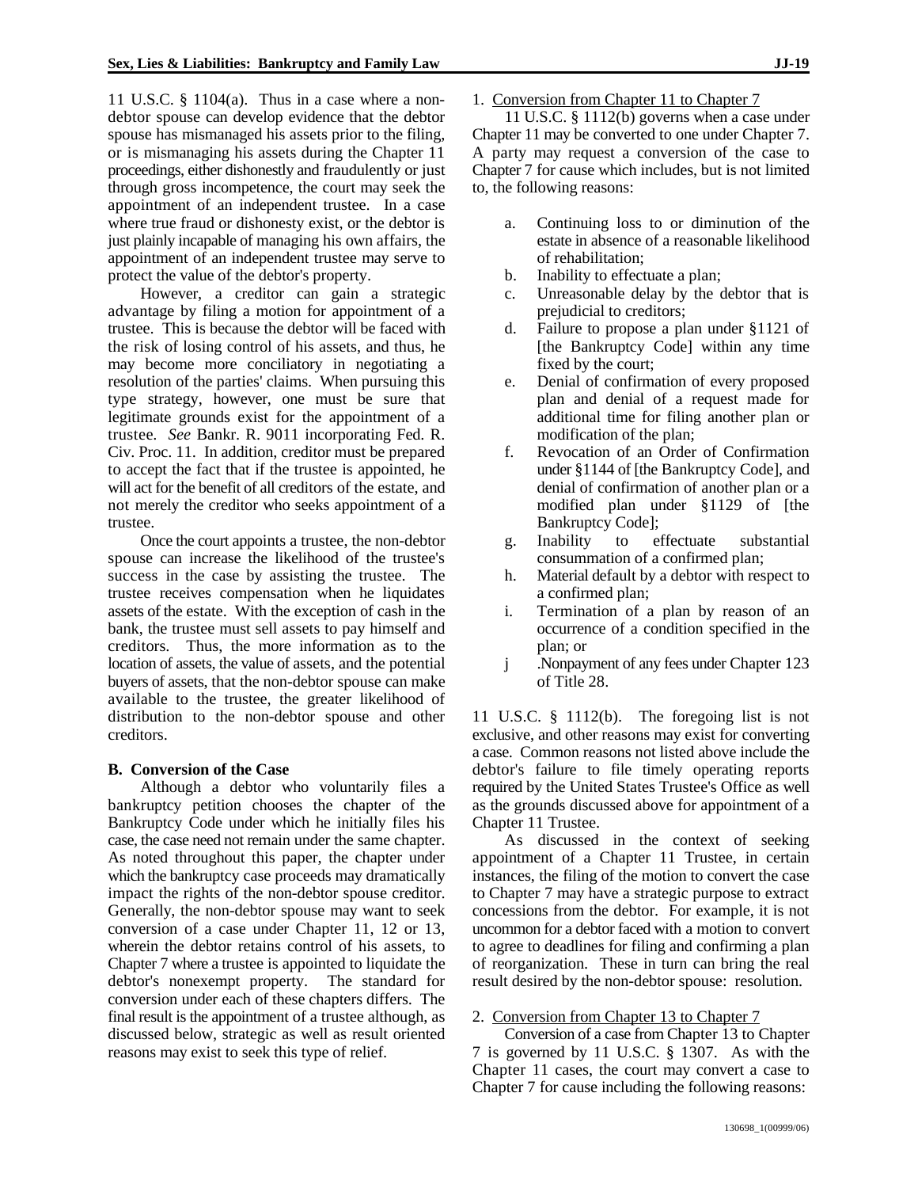11 U.S.C. § 1104(a). Thus in a case where a non-debtor spouse can develop evidence that the debtor spouse has mismanaged his assets prior to the filing, or is mismanaging his assets during the Chapter 11 proceedings, either dishonestly and fraudulently or just through gross incompetence, the court may seek the appointment of an independent trustee. In a case where true fraud or dishonesty exist, or the debtor is just plainly incapable of managing his own affairs, the appointment of an independent trustee may serve to protect the value of the debtor's property.

However, a creditor can gain a strategic advantage by filing a motion for appointment of a trustee. This is because the debtor will be faced with the risk of losing control of his assets, and thus, he may become more conciliatory in negotiating a resolution of the parties' claims. When pursuing this type strategy, however, one must be sure that legitimate grounds exist for the appointment of a trustee. *See* Bankr. R. 9011 incorporating Fed. R. Civ. Proc. 11. In addition, creditor must be prepared to accept the fact that if the trustee is appointed, he will act for the benefit of all creditors of the estate, and not merely the creditor who seeks appointment of a trustee.

Once the court appoints a trustee, the non-debtor spouse can increase the likelihood of the trustee's success in the case by assisting the trustee. The trustee receives compensation when he liquidates assets of the estate. With the exception of cash in the bank, the trustee must sell assets to pay himself and creditors. Thus, the more information as to the location of assets, the value of assets, and the potential buyers of assets, that the non-debtor spouse can make available to the trustee, the greater likelihood of distribution to the non-debtor spouse and other creditors.

**B. Conversion of the Case**

Although a debtor who voluntarily files a bankruptcy petition chooses the chapter of the Bankruptcy Code under which he initially files his case, the case need not remain under the same chapter. As noted throughout this paper, the chapter under which the bankruptcy case proceeds may dramatically impact the rights of the non-debtor spouse creditor. Generally, the non-debtor spouse may want to seek conversion of a case under Chapter 11, 12 or 13, wherein the debtor retains control of his assets, to Chapter 7 where a trustee is appointed to liquidate the debtor's nonexempt property. The standard for conversion under each of these chapters differs. The final result is the appointment of a trustee although, as discussed below, strategic as well as result oriented reasons may exist to seek this type of relief.

1. Conversion from Chapter 11 to Chapter 7

11 U.S.C. § 1112(b) governs when a case under Chapter 11 may be converted to one under Chapter 7. A party may request a conversion of the case to Chapter 7 for cause which includes, but is not limited to, the following reasons:

a. Continuing loss to or diminution of the estate in absence of a reasonable likelihood of rehabilitation;
b. Inability to effectuate a plan;
c. Unreasonable delay by the debtor that is prejudicial to creditors;
d. Failure to propose a plan under §1121 of [the Bankruptcy Code] within any time fixed by the court;
e. Denial of confirmation of every proposed plan and denial of a request made for additional time for filing another plan or modification of the plan;
f. Revocation of an Order of Confirmation under §1144 of [the Bankruptcy Code], and denial of confirmation of another plan or a modified plan under §1129 of [the Bankruptcy Code];
g. Inability to effectuate substantial consummation of a confirmed plan;
h. Material default by a debtor with respect to a confirmed plan;
i. Termination of a plan by reason of an occurrence of a condition specified in the plan; or
j .Nonpayment of any fees under Chapter 123 of Title 28.

11 U.S.C. § 1112(b). The foregoing list is not exclusive, and other reasons may exist for converting a case. Common reasons not listed above include the debtor's failure to file timely operating reports required by the United States Trustee's Office as well as the grounds discussed above for appointment of a Chapter 11 Trustee.

As discussed in the context of seeking appointment of a Chapter 11 Trustee, in certain instances, the filing of the motion to convert the case to Chapter 7 may have a strategic purpose to extract concessions from the debtor. For example, it is not uncommon for a debtor faced with a motion to convert to agree to deadlines for filing and confirming a plan of reorganization. These in turn can bring the real result desired by the non-debtor spouse: resolution.

2. Conversion from Chapter 13 to Chapter 7

Conversion of a case from Chapter 13 to Chapter 7 is governed by 11 U.S.C. § 1307. As with the Chapter 11 cases, the court may convert a case to Chapter 7 for cause including the following reasons: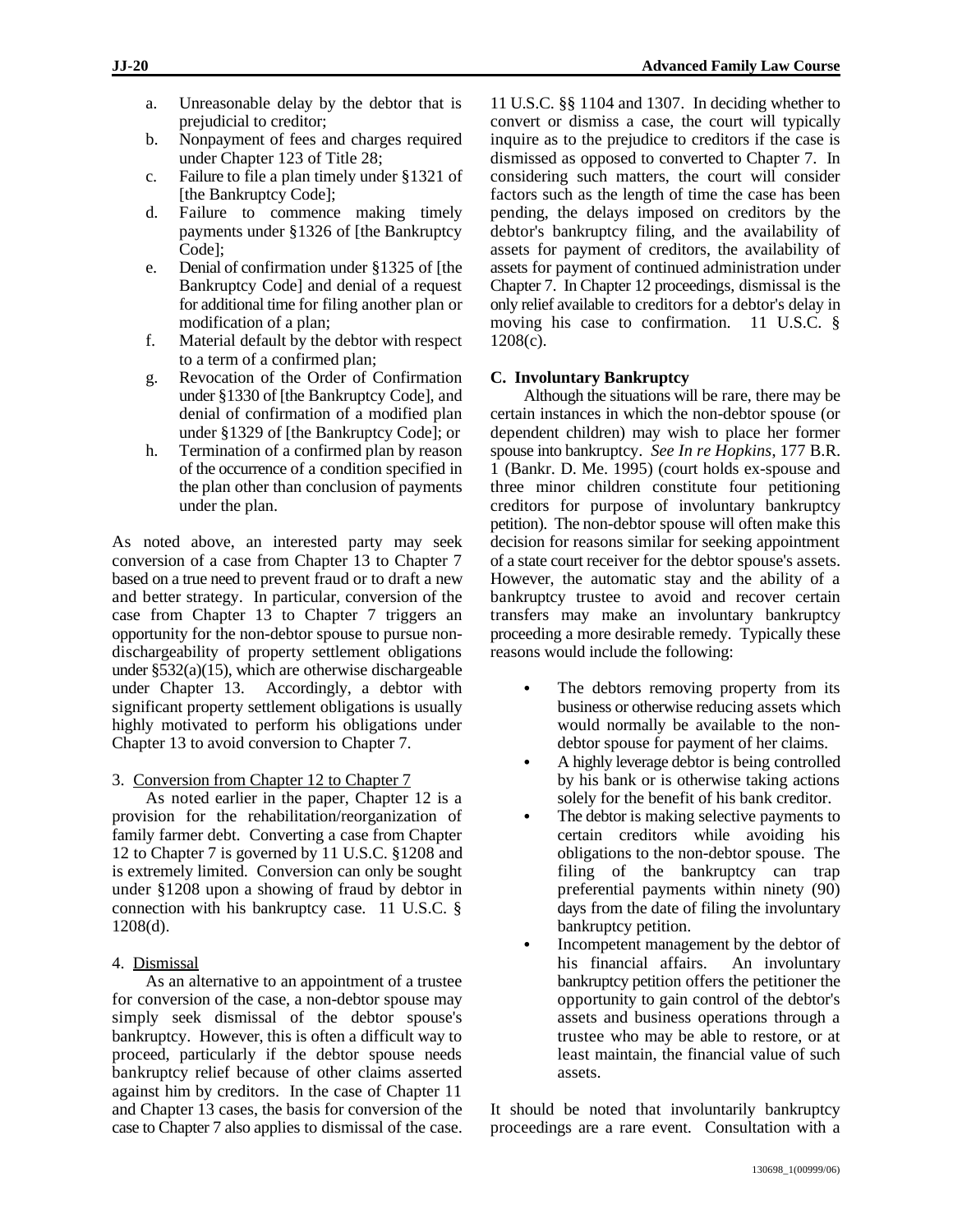a. Unreasonable delay by the debtor that is prejudicial to creditor;
b. Nonpayment of fees and charges required under Chapter 123 of Title 28;
c. Failure to file a plan timely under §1321 of [the Bankruptcy Code];
d. Failure to commence making timely payments under §1326 of [the Bankruptcy Code];
e. Denial of confirmation under §1325 of [the Bankruptcy Code] and denial of a request for additional time for filing another plan or modification of a plan;
f. Material default by the debtor with respect to a term of a confirmed plan;
g. Revocation of the Order of Confirmation under §1330 of [the Bankruptcy Code], and denial of confirmation of a modified plan under §1329 of [the Bankruptcy Code]; or
h. Termination of a confirmed plan by reason of the occurrence of a condition specified in the plan other than conclusion of payments under the plan.

As noted above, an interested party may seek conversion of a case from Chapter 13 to Chapter 7 based on a true need to prevent fraud or to draft a new and better strategy. In particular, conversion of the case from Chapter 13 to Chapter 7 triggers an opportunity for the non-debtor spouse to pursue non-dischargeability of property settlement obligations under §532(a)(15), which are otherwise dischargeable under Chapter 13. Accordingly, a debtor with significant property settlement obligations is usually highly motivated to perform his obligations under Chapter 13 to avoid conversion to Chapter 7.

3. <u>Conversion from Chapter 12 to Chapter 7</u>

As noted earlier in the paper, Chapter 12 is a provision for the rehabilitation/reorganization of family farmer debt. Converting a case from Chapter 12 to Chapter 7 is governed by 11 U.S.C. §1208 and is extremely limited. Conversion can only be sought under §1208 upon a showing of fraud by debtor in connection with his bankruptcy case. 11 U.S.C. § 1208(d).

4. <u>Dismissal</u>

As an alternative to an appointment of a trustee for conversion of the case, a non-debtor spouse may simply seek dismissal of the debtor spouse's bankruptcy. However, this is often a difficult way to proceed, particularly if the debtor spouse needs bankruptcy relief because of other claims asserted against him by creditors. In the case of Chapter 11 and Chapter 13 cases, the basis for conversion of the case to Chapter 7 also applies to dismissal of the case. 11 U.S.C. §§ 1104 and 1307. In deciding whether to convert or dismiss a case, the court will typically inquire as to the prejudice to creditors if the case is dismissed as opposed to converted to Chapter 7. In considering such matters, the court will consider factors such as the length of time the case has been pending, the delays imposed on creditors by the debtor's bankruptcy filing, and the availability of assets for payment of creditors, the availability of assets for payment of continued administration under Chapter 7. In Chapter 12 proceedings, dismissal is the only relief available to creditors for a debtor's delay in moving his case to confirmation. 11 U.S.C. § 1208(c).

**C. Involuntary Bankruptcy**

Although the situations will be rare, there may be certain instances in which the non-debtor spouse (or dependent children) may wish to place her former spouse into bankruptcy. *See In re Hopkins*, 177 B.R. 1 (Bankr. D. Me. 1995) (court holds ex-spouse and three minor children constitute four petitioning creditors for purpose of involuntary bankruptcy petition). The non-debtor spouse will often make this decision for reasons similar for seeking appointment of a state court receiver for the debtor spouse's assets. However, the automatic stay and the ability of a bankruptcy trustee to avoid and recover certain transfers may make an involuntary bankruptcy proceeding a more desirable remedy. Typically these reasons would include the following:

- The debtors removing property from its business or otherwise reducing assets which would normally be available to the non-debtor spouse for payment of her claims.
- A highly leverage debtor is being controlled by his bank or is otherwise taking actions solely for the benefit of his bank creditor.
- The debtor is making selective payments to certain creditors while avoiding his obligations to the non-debtor spouse. The filing of the bankruptcy can trap preferential payments within ninety (90) days from the date of filing the involuntary bankruptcy petition.
- Incompetent management by the debtor of his financial affairs. An involuntary bankruptcy petition offers the petitioner the opportunity to gain control of the debtor's assets and business operations through a trustee who may be able to restore, or at least maintain, the financial value of such assets.

It should be noted that involuntarily bankruptcy proceedings are a rare event. Consultation with a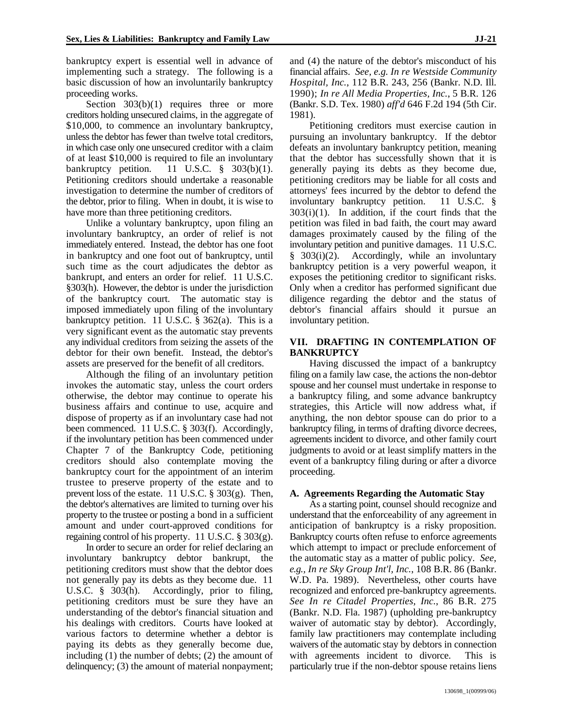bankruptcy expert is essential well in advance of implementing such a strategy. The following is a basic discussion of how an involuntarily bankruptcy proceeding works.

Section 303(b)(1) requires three or more creditors holding unsecured claims, in the aggregate of $10,000, to commence an involuntary bankruptcy, unless the debtor has fewer than twelve total creditors, in which case only one unsecured creditor with a claim of at least $10,000 is required to file an involuntary bankruptcy petition. 11 U.S.C. § 303(b)(1). Petitioning creditors should undertake a reasonable investigation to determine the number of creditors of the debtor, prior to filing. When in doubt, it is wise to have more than three petitioning creditors.

Unlike a voluntary bankruptcy, upon filing an involuntary bankruptcy, an order of relief is not immediately entered. Instead, the debtor has one foot in bankruptcy and one foot out of bankruptcy, until such time as the court adjudicates the debtor as bankrupt, and enters an order for relief. 11 U.S.C. §303(h). However, the debtor is under the jurisdiction of the bankruptcy court. The automatic stay is imposed immediately upon filing of the involuntary bankruptcy petition. 11 U.S.C. § 362(a). This is a very significant event as the automatic stay prevents any individual creditors from seizing the assets of the debtor for their own benefit. Instead, the debtor's assets are preserved for the benefit of all creditors.

Although the filing of an involuntary petition invokes the automatic stay, unless the court orders otherwise, the debtor may continue to operate his business affairs and continue to use, acquire and dispose of property as if an involuntary case had not been commenced. 11 U.S.C. § 303(f). Accordingly, if the involuntary petition has been commenced under Chapter 7 of the Bankruptcy Code, petitioning creditors should also contemplate moving the bankruptcy court for the appointment of an interim trustee to preserve property of the estate and to prevent loss of the estate. 11 U.S.C. § 303(g). Then, the debtor's alternatives are limited to turning over his property to the trustee or posting a bond in a sufficient amount and under court-approved conditions for regaining control of his property. 11 U.S.C. § 303(g).

In order to secure an order for relief declaring an involuntary bankruptcy debtor bankrupt, the petitioning creditors must show that the debtor does not generally pay its debts as they become due. 11 U.S.C. § 303(h). Accordingly, prior to filing, petitioning creditors must be sure they have an understanding of the debtor's financial situation and his dealings with creditors. Courts have looked at various factors to determine whether a debtor is paying its debts as they generally become due, including (1) the number of debts; (2) the amount of delinquency; (3) the amount of material nonpayment; and (4) the nature of the debtor's misconduct of his financial affairs. *See, e.g. In re Westside Community Hospital, Inc.*, 112 B.R. 243, 256 (Bankr. N.D. Ill. 1990); *In re All Media Properties, Inc.*, 5 B.R. 126 (Bankr. S.D. Tex. 1980) *aff'd* 646 F.2d 194 (5th Cir. 1981).

Petitioning creditors must exercise caution in pursuing an involuntary bankruptcy. If the debtor defeats an involuntary bankruptcy petition, meaning that the debtor has successfully shown that it is generally paying its debts as they become due, petitioning creditors may be liable for all costs and attorneys' fees incurred by the debtor to defend the involuntary bankruptcy petition. 11 U.S.C. § 303(i)(1). In addition, if the court finds that the petition was filed in bad faith, the court may award damages proximately caused by the filing of the involuntary petition and punitive damages. 11 U.S.C. § 303(i)(2). Accordingly, while an involuntary bankruptcy petition is a very powerful weapon, it exposes the petitioning creditor to significant risks. Only when a creditor has performed significant due diligence regarding the debtor and the status of debtor's financial affairs should it pursue an involuntary petition.

## VII. DRAFTING IN CONTEMPLATION OF BANKRUPTCY

Having discussed the impact of a bankruptcy filing on a family law case, the actions the non-debtor spouse and her counsel must undertake in response to a bankruptcy filing, and some advance bankruptcy strategies, this Article will now address what, if anything, the non debtor spouse can do prior to a bankruptcy filing, in terms of drafting divorce decrees, agreements incident to divorce, and other family court judgments to avoid or at least simplify matters in the event of a bankruptcy filing during or after a divorce proceeding.

### A. Agreements Regarding the Automatic Stay

As a starting point, counsel should recognize and understand that the enforceability of any agreement in anticipation of bankruptcy is a risky proposition. Bankruptcy courts often refuse to enforce agreements which attempt to impact or preclude enforcement of the automatic stay as a matter of public policy. *See, e.g., In re Sky Group Int'l, Inc.*, 108 B.R. 86 (Bankr. W.D. Pa. 1989). Nevertheless, other courts have recognized and enforced pre-bankruptcy agreements. *See In re Citadel Properties, Inc.*, 86 B.R. 275 (Bankr. N.D. Fla. 1987) (upholding pre-bankruptcy waiver of automatic stay by debtor). Accordingly, family law practitioners may contemplate including waivers of the automatic stay by debtors in connection with agreements incident to divorce. This is particularly true if the non-debtor spouse retains liens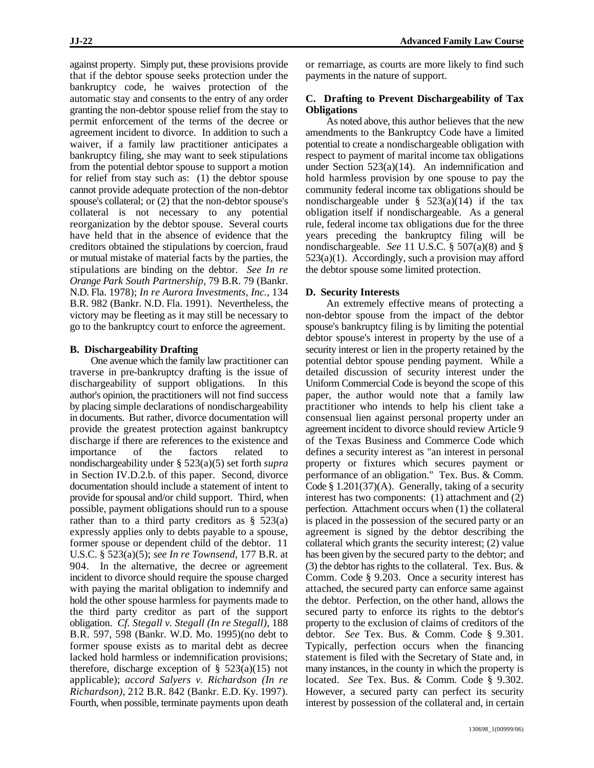against property. Simply put, these provisions provide that if the debtor spouse seeks protection under the bankruptcy code, he waives protection of the automatic stay and consents to the entry of any order granting the non-debtor spouse relief from the stay to permit enforcement of the terms of the decree or agreement incident to divorce. In addition to such a waiver, if a family law practitioner anticipates a bankruptcy filing, she may want to seek stipulations from the potential debtor spouse to support a motion for relief from stay such as: (1) the debtor spouse cannot provide adequate protection of the non-debtor spouse's collateral; or (2) that the non-debtor spouse's collateral is not necessary to any potential reorganization by the debtor spouse. Several courts have held that in the absence of evidence that the creditors obtained the stipulations by coercion, fraud or mutual mistake of material facts by the parties, the stipulations are binding on the debtor. *See In re Orange Park South Partnership*, 79 B.R. 79 (Bankr. N.D. Fla. 1978); *In re Aurora Investments, Inc.*, 134 B.R. 982 (Bankr. N.D. Fla. 1991). Nevertheless, the victory may be fleeting as it may still be necessary to go to the bankruptcy court to enforce the agreement.

### B. Dischargeability Drafting

One avenue which the family law practitioner can traverse in pre-bankruptcy drafting is the issue of dischargeability of support obligations. In this author's opinion, the practitioners will not find success by placing simple declarations of nondischargeability in documents. But rather, divorce documentation will provide the greatest protection against bankruptcy discharge if there are references to the existence and importance of the factors related to nondischargeability under § 523(a)(5) set forth *supra* in Section IV.D.2.b. of this paper. Second, divorce documentation should include a statement of intent to provide for spousal and/or child support. Third, when possible, payment obligations should run to a spouse rather than to a third party creditors as § 523(a) expressly applies only to debts payable to a spouse, former spouse or dependent child of the debtor. 11 U.S.C. § 523(a)(5); *see In re Townsend*, 177 B.R. at 904. In the alternative, the decree or agreement incident to divorce should require the spouse charged with paying the marital obligation to indemnify and hold the other spouse harmless for payments made to the third party creditor as part of the support obligation. *Cf. Stegall v. Stegall (In re Stegall)*, 188 B.R. 597, 598 (Bankr. W.D. Mo. 1995)(no debt to former spouse exists as to marital debt as decree lacked hold harmless or indemnification provisions; therefore, discharge exception of § 523(a)(15) not applicable); *accord Salyers v. Richardson (In re Richardson)*, 212 B.R. 842 (Bankr. E.D. Ky. 1997). Fourth, when possible, terminate payments upon death or remarriage, as courts are more likely to find such payments in the nature of support.

### C. Drafting to Prevent Dischargeability of Tax Obligations

As noted above, this author believes that the new amendments to the Bankruptcy Code have a limited potential to create a nondischargeable obligation with respect to payment of marital income tax obligations under Section 523(a)(14). An indemnification and hold harmless provision by one spouse to pay the community federal income tax obligations should be nondischargeable under § 523(a)(14) if the tax obligation itself if nondischargeable. As a general rule, federal income tax obligations due for the three years preceding the bankruptcy filing will be nondischargeable. *See* 11 U.S.C. § 507(a)(8) and § 523(a)(1). Accordingly, such a provision may afford the debtor spouse some limited protection.

### D. Security Interests

An extremely effective means of protecting a non-debtor spouse from the impact of the debtor spouse's bankruptcy filing is by limiting the potential debtor spouse's interest in property by the use of a security interest or lien in the property retained by the potential debtor spouse pending payment. While a detailed discussion of security interest under the Uniform Commercial Code is beyond the scope of this paper, the author would note that a family law practitioner who intends to help his client take a consensual lien against personal property under an agreement incident to divorce should review Article 9 of the Texas Business and Commerce Code which defines a security interest as "an interest in personal property or fixtures which secures payment or performance of an obligation." Tex. Bus. & Comm. Code § 1.201(37)(A). Generally, taking of a security interest has two components: (1) attachment and (2) perfection. Attachment occurs when (1) the collateral is placed in the possession of the secured party or an agreement is signed by the debtor describing the collateral which grants the security interest; (2) value has been given by the secured party to the debtor; and (3) the debtor has rights to the collateral. Tex. Bus. & Comm. Code § 9.203. Once a security interest has attached, the secured party can enforce same against the debtor. Perfection, on the other hand, allows the secured party to enforce its rights to the debtor's property to the exclusion of claims of creditors of the debtor. *See* Tex. Bus. & Comm. Code § 9.301. Typically, perfection occurs when the financing statement is filed with the Secretary of State and, in many instances, in the county in which the property is located. *See* Tex. Bus. & Comm. Code § 9.302. However, a secured party can perfect its security interest by possession of the collateral and, in certain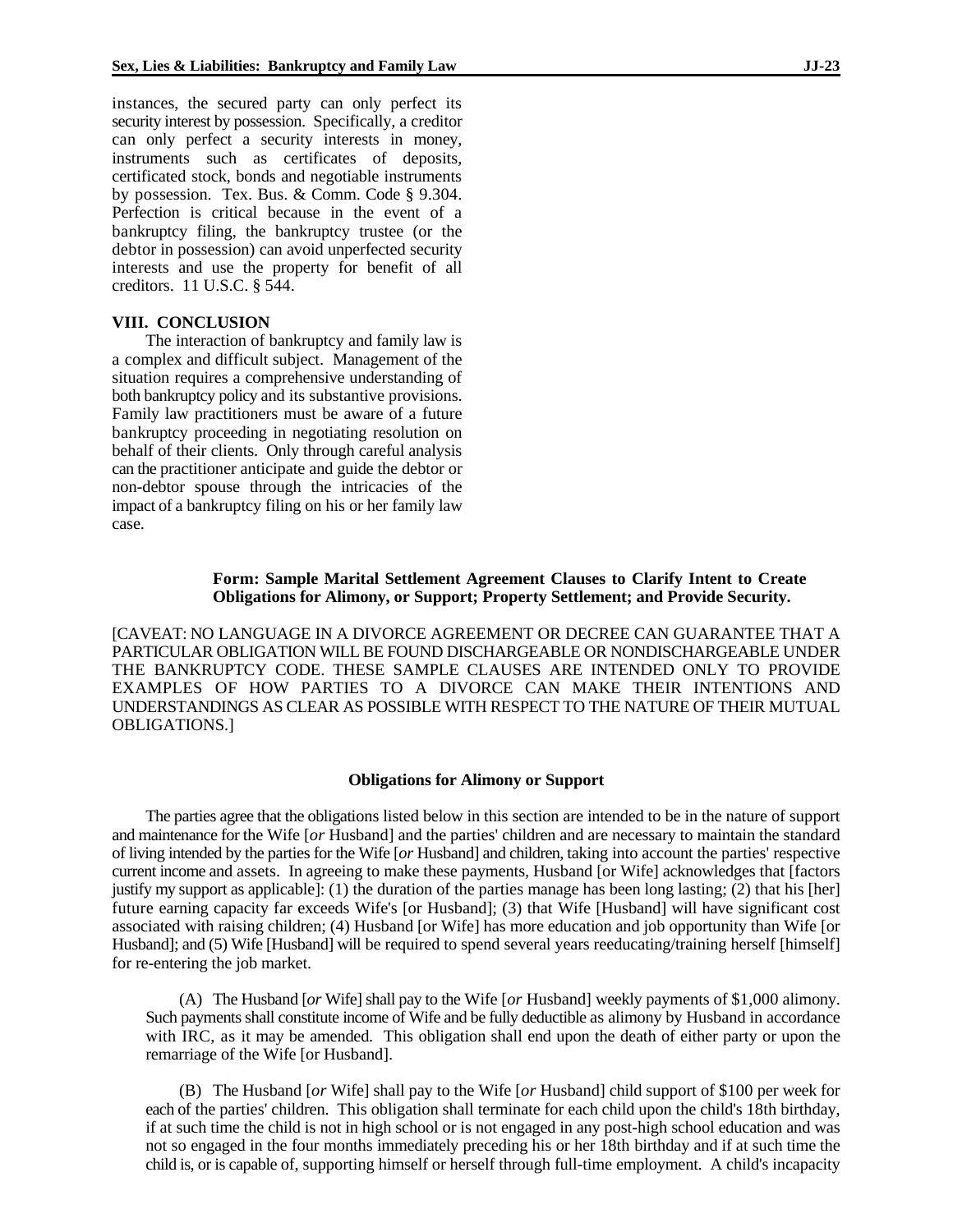instances, the secured party can only perfect its security interest by possession. Specifically, a creditor can only perfect a security interests in money, instruments such as certificates of deposits, certificated stock, bonds and negotiable instruments by possession. Tex. Bus. & Comm. Code § 9.304. Perfection is critical because in the event of a bankruptcy filing, the bankruptcy trustee (or the debtor in possession) can avoid unperfected security interests and use the property for benefit of all creditors. 11 U.S.C. § 544.

## VIII. CONCLUSION

The interaction of bankruptcy and family law is a complex and difficult subject. Management of the situation requires a comprehensive understanding of both bankruptcy policy and its substantive provisions. Family law practitioners must be aware of a future bankruptcy proceeding in negotiating resolution on behalf of their clients. Only through careful analysis can the practitioner anticipate and guide the debtor or non-debtor spouse through the intricacies of the impact of a bankruptcy filing on his or her family law case.

**Form: Sample Marital Settlement Agreement Clauses to Clarify Intent to Create Obligations for Alimony, or Support; Property Settlement; and Provide Security.**

[CAVEAT: NO LANGUAGE IN A DIVORCE AGREEMENT OR DECREE CAN GUARANTEE THAT A PARTICULAR OBLIGATION WILL BE FOUND DISCHARGEABLE OR NONDISCHARGEABLE UNDER THE BANKRUPTCY CODE. THESE SAMPLE CLAUSES ARE INTENDED ONLY TO PROVIDE EXAMPLES OF HOW PARTIES TO A DIVORCE CAN MAKE THEIR INTENTIONS AND UNDERSTANDINGS AS CLEAR AS POSSIBLE WITH RESPECT TO THE NATURE OF THEIR MUTUAL OBLIGATIONS.]

**Obligations for Alimony or Support**

The parties agree that the obligations listed below in this section are intended to be in the nature of support and maintenance for the Wife [*or* Husband] and the parties' children and are necessary to maintain the standard of living intended by the parties for the Wife [*or* Husband] and children, taking into account the parties' respective current income and assets. In agreeing to make these payments, Husband [or Wife] acknowledges that [factors justify my support as applicable]: (1) the duration of the parties manage has been long lasting; (2) that his [her] future earning capacity far exceeds Wife's [or Husband]; (3) that Wife [Husband] will have significant cost associated with raising children; (4) Husband [or Wife] has more education and job opportunity than Wife [or Husband]; and (5) Wife [Husband] will be required to spend several years reeducating/training herself [himself] for re-entering the job market.

(A) The Husband [*or* Wife] shall pay to the Wife [*or* Husband] weekly payments of $1,000 alimony. Such payments shall constitute income of Wife and be fully deductible as alimony by Husband in accordance with IRC, as it may be amended. This obligation shall end upon the death of either party or upon the remarriage of the Wife [or Husband].

(B) The Husband [*or* Wife] shall pay to the Wife [*or* Husband] child support of $100 per week for each of the parties' children. This obligation shall terminate for each child upon the child's 18th birthday, if at such time the child is not in high school or is not engaged in any post-high school education and was not so engaged in the four months immediately preceding his or her 18th birthday and if at such time the child is, or is capable of, supporting himself or herself through full-time employment. A child's incapacity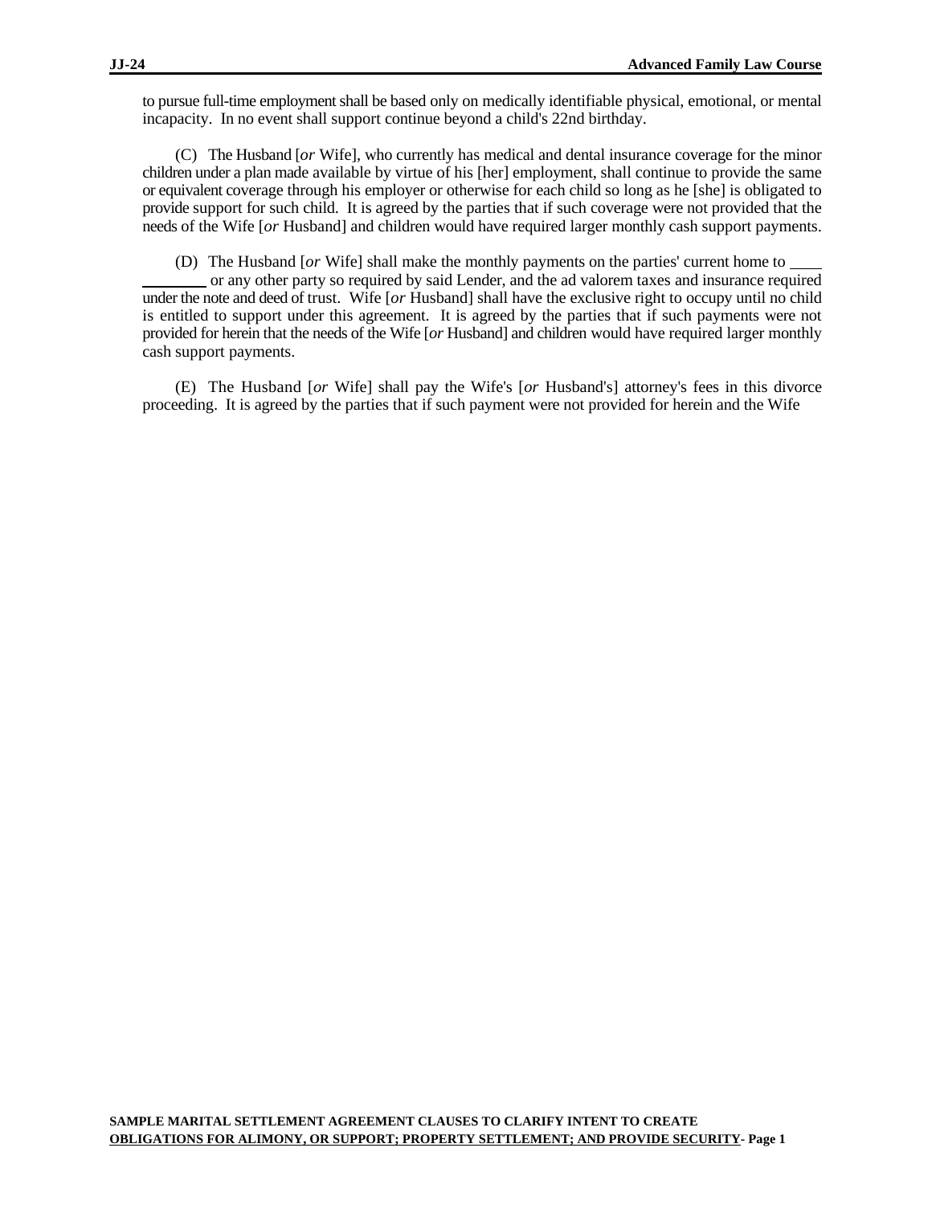to pursue full-time employment shall be based only on medically identifiable physical, emotional, or mental incapacity. In no event shall support continue beyond a child's 22nd birthday.

(C) The Husband [*or* Wife], who currently has medical and dental insurance coverage for the minor children under a plan made available by virtue of his [her] employment, shall continue to provide the same or equivalent coverage through his employer or otherwise for each child so long as he [she] is obligated to provide support for such child. It is agreed by the parties that if such coverage were not provided that the needs of the Wife [*or* Husband] and children would have required larger monthly cash support payments.

(D) The Husband [*or* Wife] shall make the monthly payments on the parties' current home to ____________ or any other party so required by said Lender, and the ad valorem taxes and insurance required under the note and deed of trust. Wife [*or* Husband] shall have the exclusive right to occupy until no child is entitled to support under this agreement. It is agreed by the parties that if such payments were not provided for herein that the needs of the Wife [*or* Husband] and children would have required larger monthly cash support payments.

(E) The Husband [*or* Wife] shall pay the Wife's [*or* Husband's] attorney's fees in this divorce proceeding. It is agreed by the parties that if such payment were not provided for herein and the Wife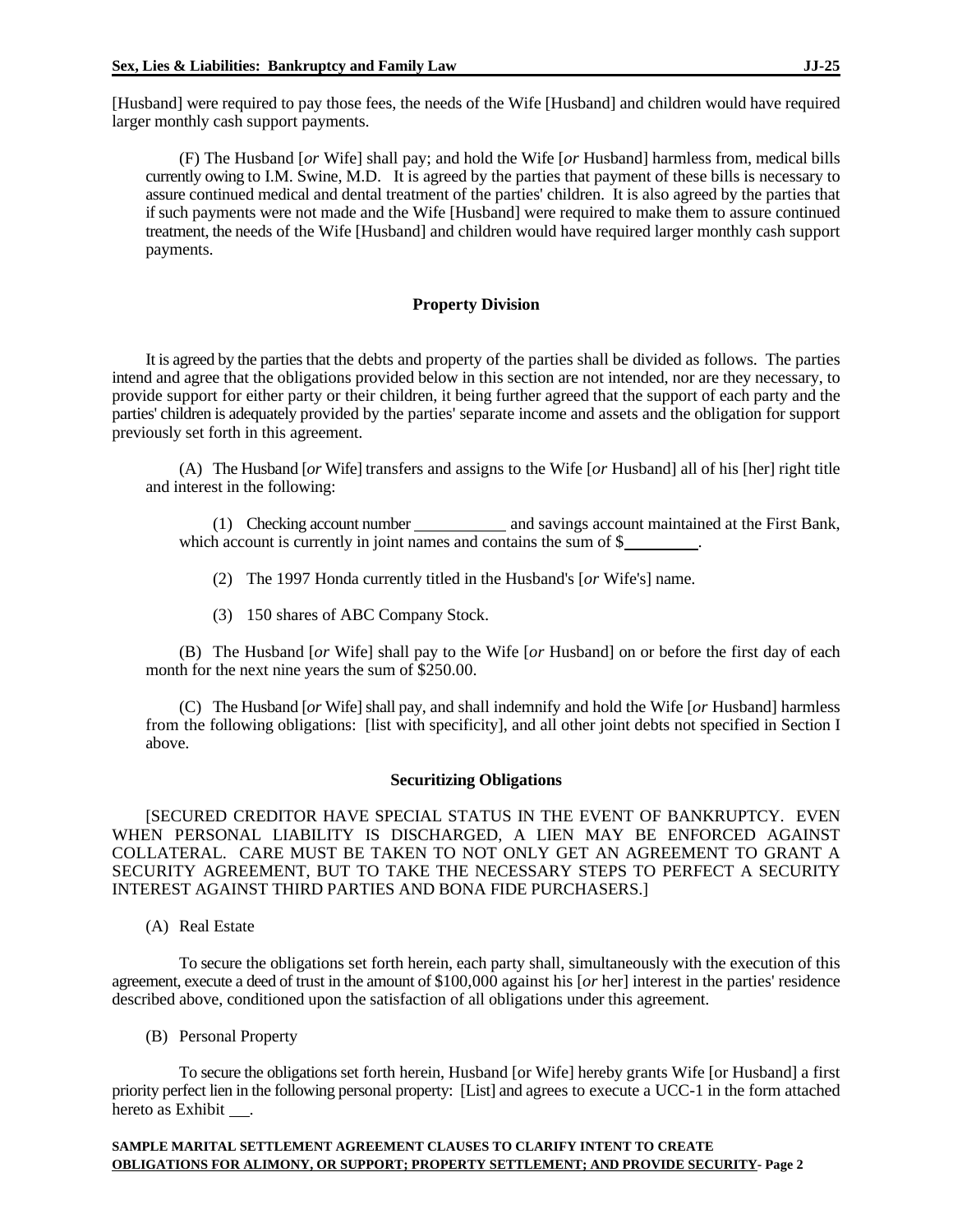[Husband] were required to pay those fees, the needs of the Wife [Husband] and children would have required larger monthly cash support payments.

(F) The Husband [*or* Wife] shall pay; and hold the Wife [*or* Husband] harmless from, medical bills currently owing to I.M. Swine, M.D. It is agreed by the parties that payment of these bills is necessary to assure continued medical and dental treatment of the parties' children. It is also agreed by the parties that if such payments were not made and the Wife [Husband] were required to make them to assure continued treatment, the needs of the Wife [Husband] and children would have required larger monthly cash support payments.

**Property Division**

It is agreed by the parties that the debts and property of the parties shall be divided as follows. The parties intend and agree that the obligations provided below in this section are not intended, nor are they necessary, to provide support for either party or their children, it being further agreed that the support of each party and the parties' children is adequately provided by the parties' separate income and assets and the obligation for support previously set forth in this agreement.

(A) The Husband [*or* Wife] transfers and assigns to the Wife [*or* Husband] all of his [her] right title and interest in the following:

(1) Checking account number ___________ and savings account maintained at the First Bank, which account is currently in joint names and contains the sum of $_________.

(2) The 1997 Honda currently titled in the Husband's [*or* Wife's] name.

(3) 150 shares of ABC Company Stock.

(B) The Husband [*or* Wife] shall pay to the Wife [*or* Husband] on or before the first day of each month for the next nine years the sum of $250.00.

(C) The Husband [*or* Wife] shall pay, and shall indemnify and hold the Wife [*or* Husband] harmless from the following obligations: [list with specificity], and all other joint debts not specified in Section I above.

**Securitizing Obligations**

[SECURED CREDITOR HAVE SPECIAL STATUS IN THE EVENT OF BANKRUPTCY. EVEN WHEN PERSONAL LIABILITY IS DISCHARGED, A LIEN MAY BE ENFORCED AGAINST COLLATERAL. CARE MUST BE TAKEN TO NOT ONLY GET AN AGREEMENT TO GRANT A SECURITY AGREEMENT, BUT TO TAKE THE NECESSARY STEPS TO PERFECT A SECURITY INTEREST AGAINST THIRD PARTIES AND BONA FIDE PURCHASERS.]

(A) Real Estate

To secure the obligations set forth herein, each party shall, simultaneously with the execution of this agreement, execute a deed of trust in the amount of $100,000 against his [*or* her] interest in the parties' residence described above, conditioned upon the satisfaction of all obligations under this agreement.

(B) Personal Property

To secure the obligations set forth herein, Husband [or Wife] hereby grants Wife [or Husband] a first priority perfect lien in the following personal property: [List] and agrees to execute a UCC-1 in the form attached hereto as Exhibit ___.

**SAMPLE MARITAL SETTLEMENT AGREEMENT CLAUSES TO CLARIFY INTENT TO CREATE OBLIGATIONS FOR ALIMONY, OR SUPPORT; PROPERTY SETTLEMENT; AND PROVIDE SECURITY- Page 2**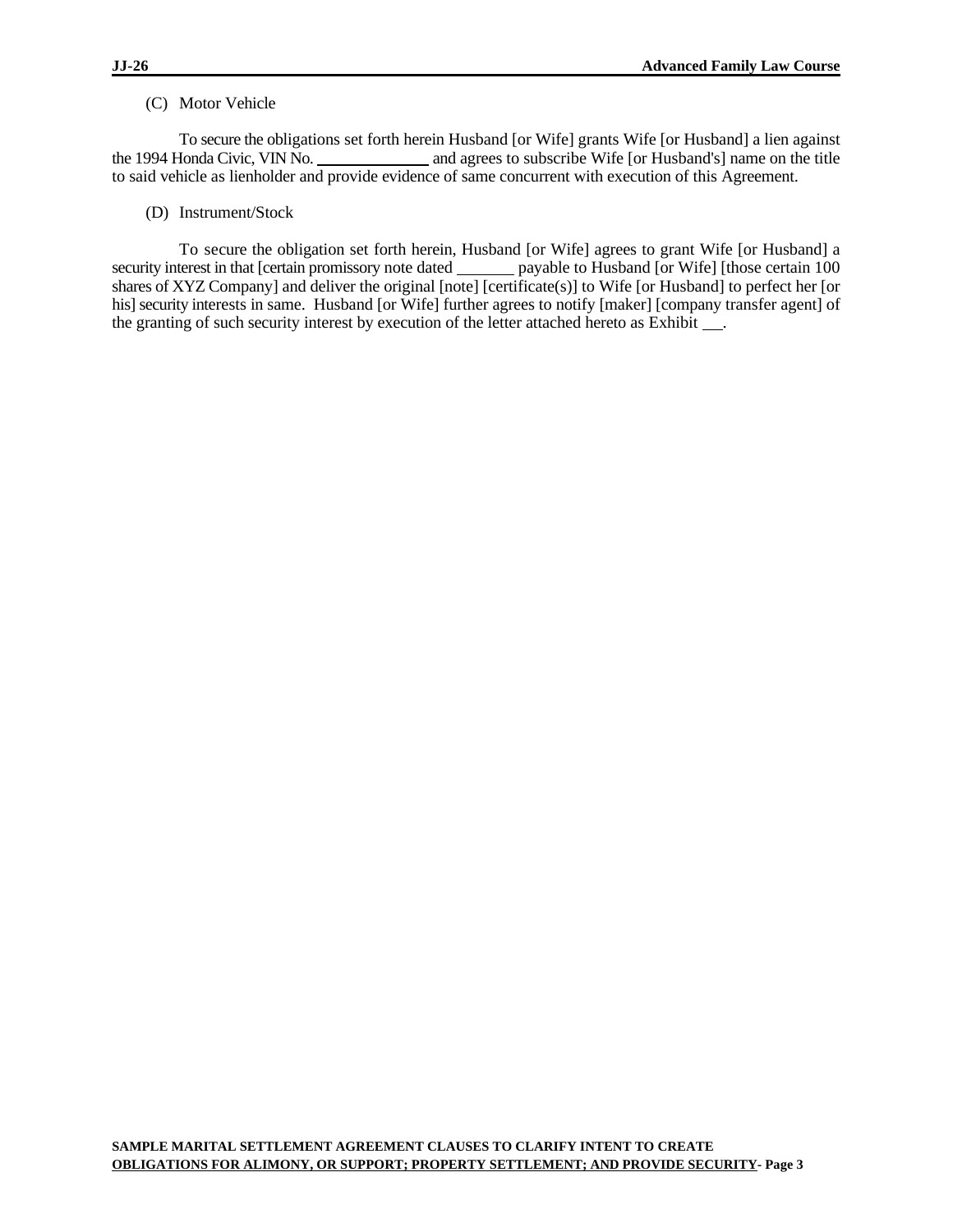(C) Motor Vehicle

To secure the obligations set forth herein Husband [or Wife] grants Wife [or Husband] a lien against the 1994 Honda Civic, VIN No. ______________ and agrees to subscribe Wife [or Husband's] name on the title to said vehicle as lienholder and provide evidence of same concurrent with execution of this Agreement.

(D) Instrument/Stock

To secure the obligation set forth herein, Husband [or Wife] agrees to grant Wife [or Husband] a security interest in that [certain promissory note dated _______ payable to Husband [or Wife] [those certain 100 shares of XYZ Company] and deliver the original [note] [certificate(s)] to Wife [or Husband] to perfect her [or his] security interests in same. Husband [or Wife] further agrees to notify [maker] [company transfer agent] of the granting of such security interest by execution of the letter attached hereto as Exhibit ___.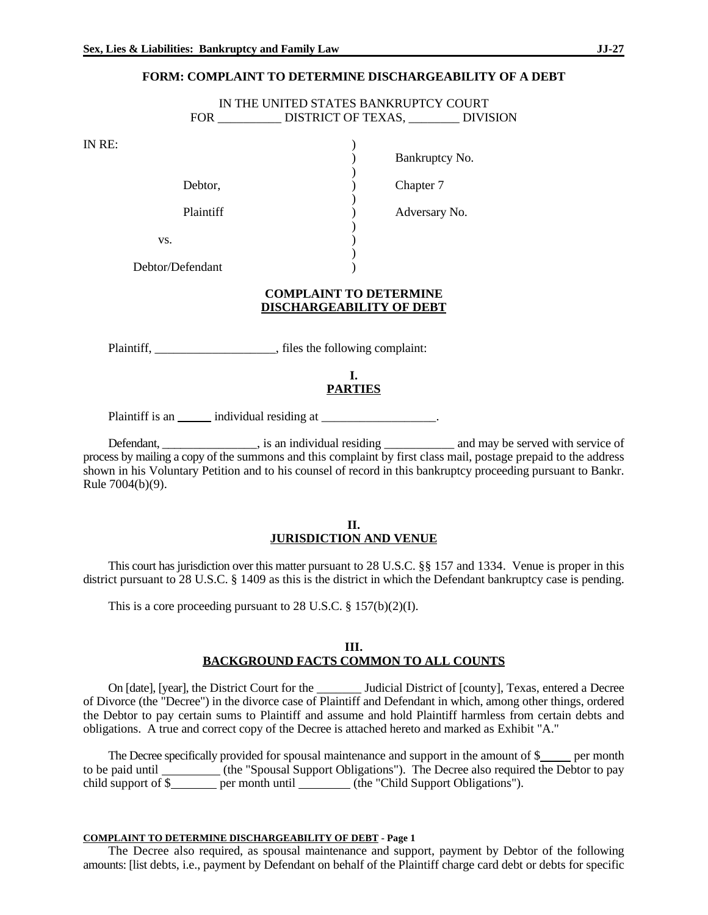## FORM: COMPLAINT TO DETERMINE DISCHARGEABILITY OF A DEBT

IN THE UNITED STATES BANKRUPTCY COURT
FOR __________ DISTRICT OF TEXAS, ________ DIVISION

| | | |
|---|---|---|
| IN RE: | ) | |
| | ) | Bankruptcy No. |
| | ) | |
| Debtor, | ) | Chapter 7 |
| | ) | |
| Plaintiff | ) | Adversary No. |
| | ) | |
| vs. | ) | |
| | ) | |
| Debtor/Defendant | ) | |

**COMPLAINT TO DETERMINE**
**DISCHARGEABILITY OF DEBT**

Plaintiff, ___________________, files the following complaint:

**I.**
**PARTIES**

Plaintiff is an ______ individual residing at __________________.

Defendant, _______________, is an individual residing ___________ and may be served with service of process by mailing a copy of the summons and this complaint by first class mail, postage prepaid to the address shown in his Voluntary Petition and to his counsel of record in this bankruptcy proceeding pursuant to Bankr. Rule 7004(b)(9).

**II.**
**JURISDICTION AND VENUE**

This court has jurisdiction over this matter pursuant to 28 U.S.C. §§ 157 and 1334. Venue is proper in this district pursuant to 28 U.S.C. § 1409 as this is the district in which the Defendant bankruptcy case is pending.

This is a core proceeding pursuant to 28 U.S.C. § 157(b)(2)(I).

**III.**
**BACKGROUND FACTS COMMON TO ALL COUNTS**

On [date], [year], the District Court for the _______ Judicial District of [county], Texas, entered a Decree of Divorce (the "Decree") in the divorce case of Plaintiff and Defendant in which, among other things, ordered the Debtor to pay certain sums to Plaintiff and assume and hold Plaintiff harmless from certain debts and obligations. A true and correct copy of the Decree is attached hereto and marked as Exhibit "A."

The Decree specifically provided for spousal maintenance and support in the amount of $_____ per month to be paid until _________ (the "Spousal Support Obligations"). The Decree also required the Debtor to pay child support of $_______ per month until ________ (the "Child Support Obligations").

**COMPLAINT TO DETERMINE DISCHARGEABILITY OF DEBT - Page 1**

The Decree also required, as spousal maintenance and support, payment by Debtor of the following amounts: [list debts, i.e., payment by Defendant on behalf of the Plaintiff charge card debt or debts for specific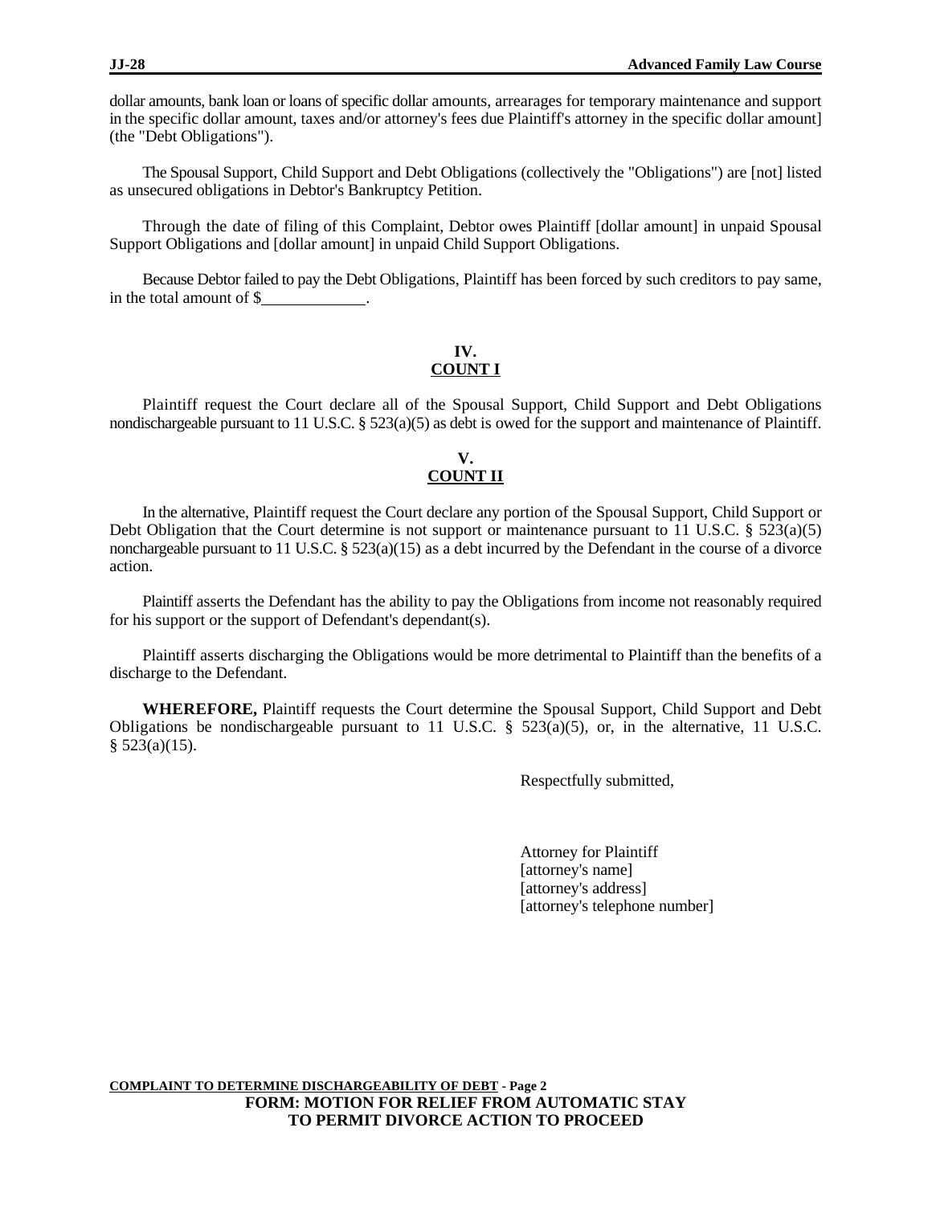dollar amounts, bank loan or loans of specific dollar amounts, arrearages for temporary maintenance and support in the specific dollar amount, taxes and/or attorney's fees due Plaintiff's attorney in the specific dollar amount] (the "Debt Obligations").

The Spousal Support, Child Support and Debt Obligations (collectively the "Obligations") are [not] listed as unsecured obligations in Debtor's Bankruptcy Petition.

Through the date of filing of this Complaint, Debtor owes Plaintiff [dollar amount] in unpaid Spousal Support Obligations and [dollar amount] in unpaid Child Support Obligations.

Because Debtor failed to pay the Debt Obligations, Plaintiff has been forced by such creditors to pay same, in the total amount of $\_\_\_\_\_\_\_\_\_\_\_\_\_.

**IV.**
**COUNT I**

Plaintiff request the Court declare all of the Spousal Support, Child Support and Debt Obligations nondischargeable pursuant to 11 U.S.C. § 523(a)(5) as debt is owed for the support and maintenance of Plaintiff.

**V.**
**COUNT II**

In the alternative, Plaintiff request the Court declare any portion of the Spousal Support, Child Support or Debt Obligation that the Court determine is not support or maintenance pursuant to 11 U.S.C. § 523(a)(5) nonchargeable pursuant to 11 U.S.C. § 523(a)(15) as a debt incurred by the Defendant in the course of a divorce action.

Plaintiff asserts the Defendant has the ability to pay the Obligations from income not reasonably required for his support or the support of Defendant's dependant(s).

Plaintiff asserts discharging the Obligations would be more detrimental to Plaintiff than the benefits of a discharge to the Defendant.

**WHEREFORE,** Plaintiff requests the Court determine the Spousal Support, Child Support and Debt Obligations be nondischargeable pursuant to 11 U.S.C. § 523(a)(5), or, in the alternative, 11 U.S.C. § 523(a)(15).

Respectfully submitted,

Attorney for Plaintiff
[attorney's name]
[attorney's address]
[attorney's telephone number]

**COMPLAINT TO DETERMINE DISCHARGEABILITY OF DEBT - Page 2**

**FORM: MOTION FOR RELIEF FROM AUTOMATIC STAY TO PERMIT DIVORCE ACTION TO PROCEED**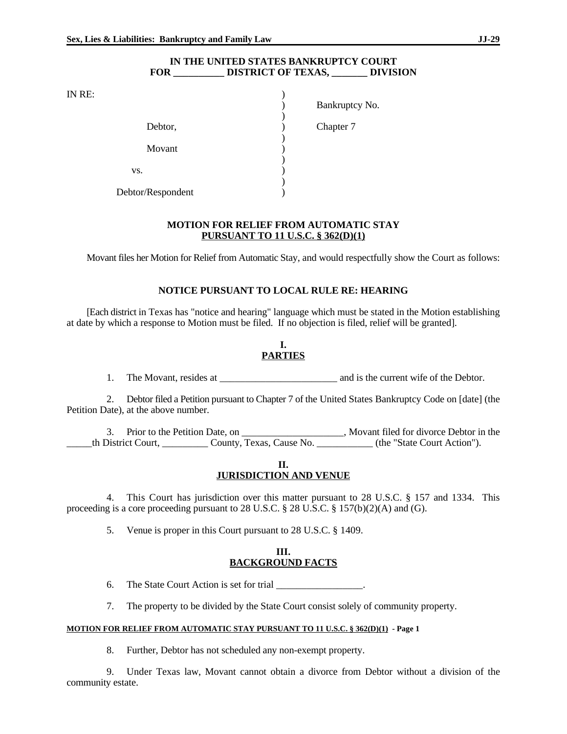**IN THE UNITED STATES BANKRUPTCY COURT**
**FOR __________ DISTRICT OF TEXAS, _______ DIVISION**

```
IN RE:                              )
                                    )    Bankruptcy No.
                                    )
        Debtor,                     )    Chapter 7
                                    )
        Movant                      )
                                    )
    vs.                             )
                                    )
    Debtor/Respondent               )
```

**MOTION FOR RELIEF FROM AUTOMATIC STAY**
**<u>PURSUANT TO 11 U.S.C. § 362(D)(1)</u>**

Movant files her Motion for Relief from Automatic Stay, and would respectfully show the Court as follows:

**NOTICE PURSUANT TO LOCAL RULE RE: HEARING**

[Each district in Texas has "notice and hearing" language which must be stated in the Motion establishing at date by which a response to Motion must be filed. If no objection is filed, relief will be granted].

**I.**
**<u>PARTIES</u>**

1. The Movant, resides at ________________________ and is the current wife of the Debtor.

2. Debtor filed a Petition pursuant to Chapter 7 of the United States Bankruptcy Code on [date] (the Petition Date), at the above number.

3. Prior to the Petition Date, on ____________________, Movant filed for divorce Debtor in the _____th District Court, _________ County, Texas, Cause No. ___________ (the "State Court Action").

**II.**
**<u>JURISDICTION AND VENUE</u>**

4. This Court has jurisdiction over this matter pursuant to 28 U.S.C. § 157 and 1334. This proceeding is a core proceeding pursuant to 28 U.S.C. § 28 U.S.C. § 157(b)(2)(A) and (G).

5. Venue is proper in this Court pursuant to 28 U.S.C. § 1409.

**III.**
**<u>BACKGROUND FACTS</u>**

6. The State Court Action is set for trial _________________.

7. The property to be divided by the State Court consist solely of community property.

8. Further, Debtor has not scheduled any non-exempt property.

9. Under Texas law, Movant cannot obtain a divorce from Debtor without a division of the community estate.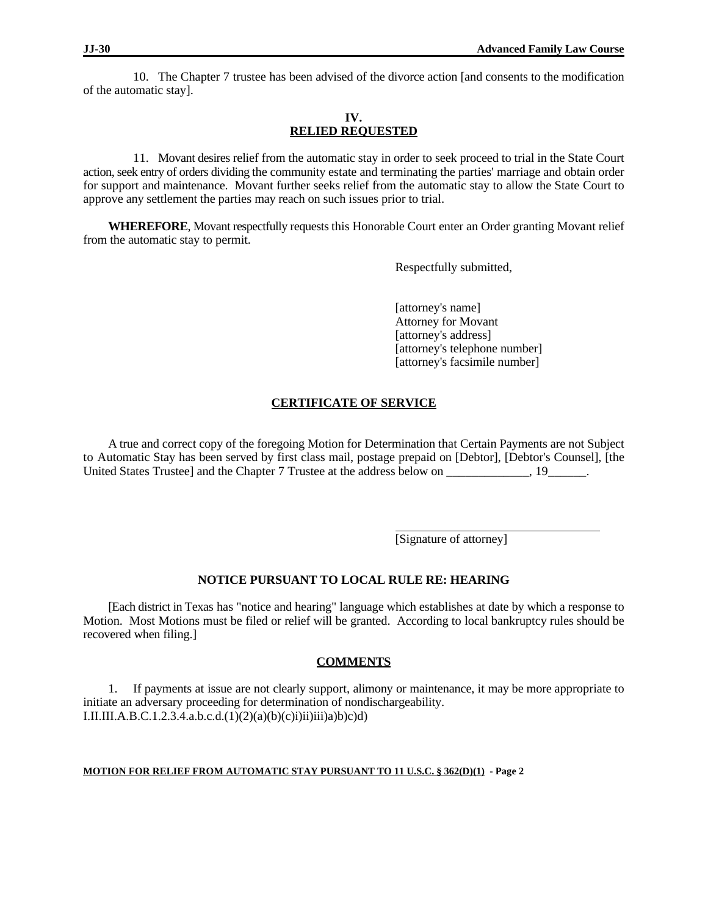10. The Chapter 7 trustee has been advised of the divorce action [and consents to the modification of the automatic stay].

## IV.
## RELIED REQUESTED

11. Movant desires relief from the automatic stay in order to seek proceed to trial in the State Court action, seek entry of orders dividing the community estate and terminating the parties' marriage and obtain order for support and maintenance. Movant further seeks relief from the automatic stay to allow the State Court to approve any settlement the parties may reach on such issues prior to trial.

**WHEREFORE**, Movant respectfully requests this Honorable Court enter an Order granting Movant relief from the automatic stay to permit.

Respectfully submitted,

[attorney's name]
Attorney for Movant
[attorney's address]
[attorney's telephone number]
[attorney's facsimile number]

## CERTIFICATE OF SERVICE

A true and correct copy of the foregoing Motion for Determination that Certain Payments are not Subject to Automatic Stay has been served by first class mail, postage prepaid on [Debtor], [Debtor's Counsel], [the United States Trustee] and the Chapter 7 Trustee at the address below on _____________, 19______.

___________________________________
[Signature of attorney]

## NOTICE PURSUANT TO LOCAL RULE RE: HEARING

[Each district in Texas has "notice and hearing" language which establishes at date by which a response to Motion. Most Motions must be filed or relief will be granted. According to local bankruptcy rules should be recovered when filing.]

## COMMENTS

1. If payments at issue are not clearly support, alimony or maintenance, it may be more appropriate to initiate an adversary proceeding for determination of nondischargeability.
I.II.III.A.B.C.1.2.3.4.a.b.c.d.(1)(2)(a)(b)(c)i)ii)iii)a)b)c)d)

**MOTION FOR RELIEF FROM AUTOMATIC STAY PURSUANT TO 11 U.S.C. § 362(D)(1) - Page 2**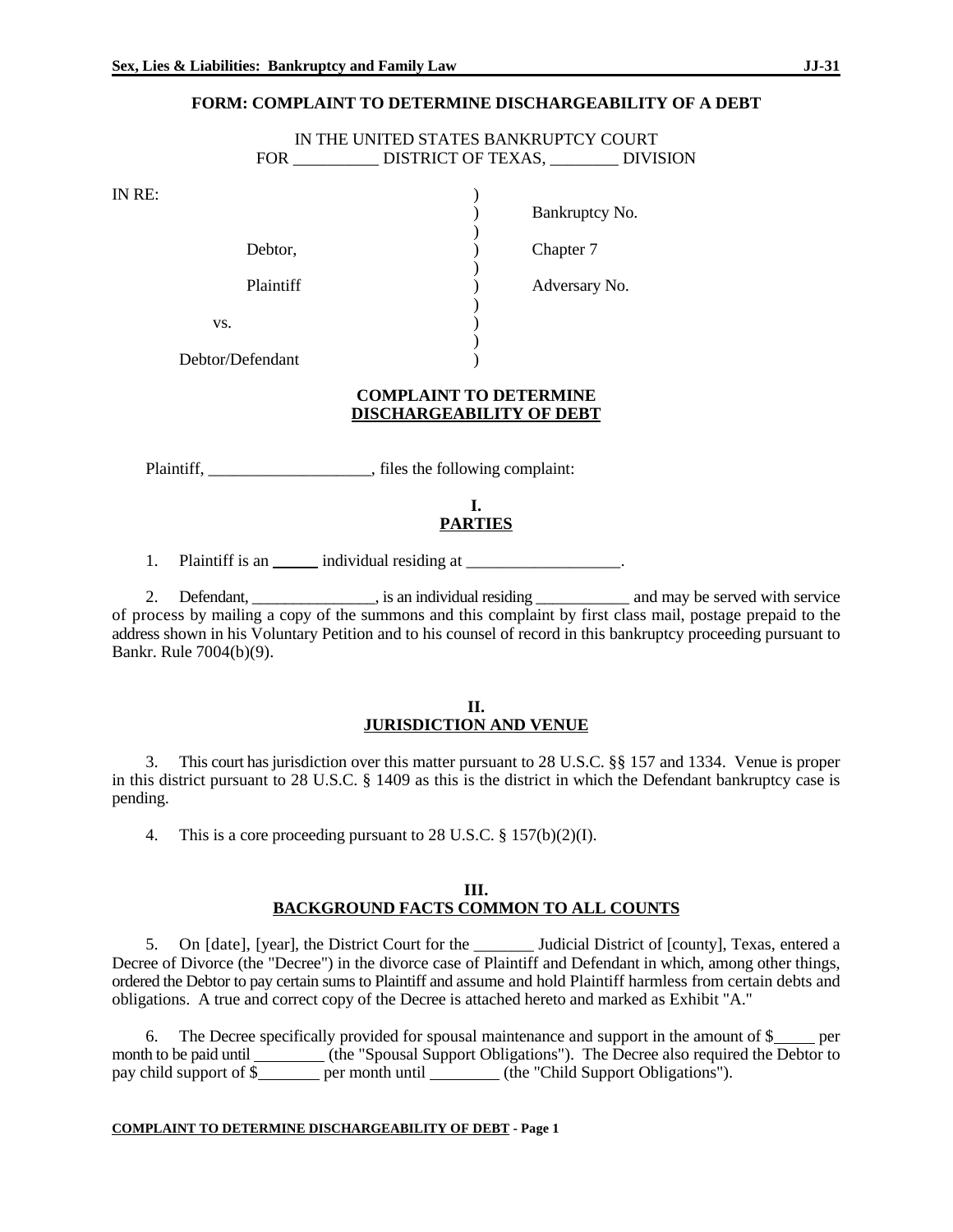## FORM: COMPLAINT TO DETERMINE DISCHARGEABILITY OF A DEBT

IN THE UNITED STATES BANKRUPTCY COURT
FOR __________ DISTRICT OF TEXAS, ________ DIVISION

| | | |
|---|---|---|
| IN RE: | ) | |
| | ) | Bankruptcy No. |
| | ) | |
| Debtor, | ) | Chapter 7 |
| | ) | |
| Plaintiff | ) | Adversary No. |
| | ) | |
| vs. | ) | |
| | ) | |
| Debtor/Defendant | ) | |

**COMPLAINT TO DETERMINE**
**DISCHARGEABILITY OF DEBT**

Plaintiff, ___________________, files the following complaint:

**I.**
**PARTIES**

1. Plaintiff is an _____ individual residing at __________________.

2. Defendant, _______________, is an individual residing ___________ and may be served with service of process by mailing a copy of the summons and this complaint by first class mail, postage prepaid to the address shown in his Voluntary Petition and to his counsel of record in this bankruptcy proceeding pursuant to Bankr. Rule 7004(b)(9).

**II.**
**JURISDICTION AND VENUE**

3. This court has jurisdiction over this matter pursuant to 28 U.S.C. §§ 157 and 1334. Venue is proper in this district pursuant to 28 U.S.C. § 1409 as this is the district in which the Defendant bankruptcy case is pending.

4. This is a core proceeding pursuant to 28 U.S.C. § 157(b)(2)(I).

**III.**
**BACKGROUND FACTS COMMON TO ALL COUNTS**

5. On [date], [year], the District Court for the _______ Judicial District of [county], Texas, entered a Decree of Divorce (the "Decree") in the divorce case of Plaintiff and Defendant in which, among other things, ordered the Debtor to pay certain sums to Plaintiff and assume and hold Plaintiff harmless from certain debts and obligations. A true and correct copy of the Decree is attached hereto and marked as Exhibit "A."

6. The Decree specifically provided for spousal maintenance and support in the amount of $_____ per month to be paid until ________ (the "Spousal Support Obligations"). The Decree also required the Debtor to pay child support of $_______ per month until ________ (the "Child Support Obligations").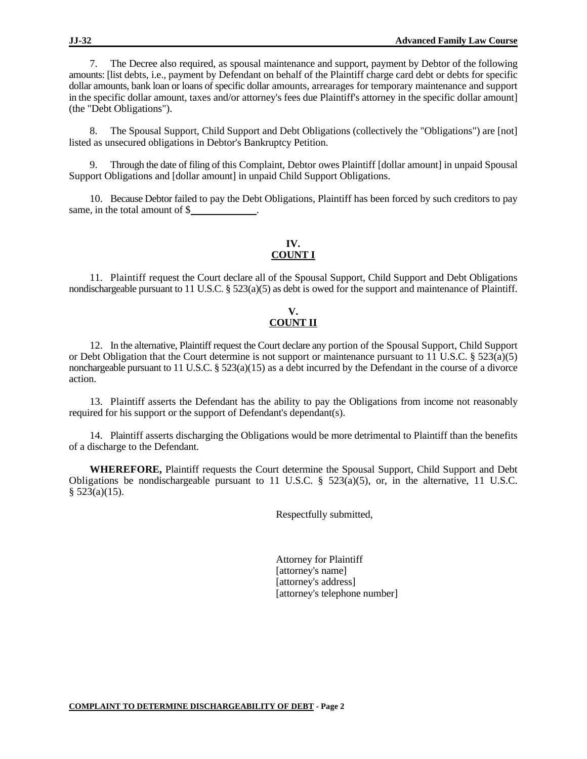7. The Decree also required, as spousal maintenance and support, payment by Debtor of the following amounts: [list debts, i.e., payment by Defendant on behalf of the Plaintiff charge card debt or debts for specific dollar amounts, bank loan or loans of specific dollar amounts, arrearages for temporary maintenance and support in the specific dollar amount, taxes and/or attorney's fees due Plaintiff's attorney in the specific dollar amount] (the "Debt Obligations").

8. The Spousal Support, Child Support and Debt Obligations (collectively the "Obligations") are [not] listed as unsecured obligations in Debtor's Bankruptcy Petition.

9. Through the date of filing of this Complaint, Debtor owes Plaintiff [dollar amount] in unpaid Spousal Support Obligations and [dollar amount] in unpaid Child Support Obligations.

10. Because Debtor failed to pay the Debt Obligations, Plaintiff has been forced by such creditors to pay same, in the total amount of $\_\_\_\_\_\_\_\_\_\_\_\_.

## IV.
## COUNT I

11. Plaintiff request the Court declare all of the Spousal Support, Child Support and Debt Obligations nondischargeable pursuant to 11 U.S.C. § 523(a)(5) as debt is owed for the support and maintenance of Plaintiff.

## V.
## COUNT II

12. In the alternative, Plaintiff request the Court declare any portion of the Spousal Support, Child Support or Debt Obligation that the Court determine is not support or maintenance pursuant to 11 U.S.C. § 523(a)(5) nonchargeable pursuant to 11 U.S.C. § 523(a)(15) as a debt incurred by the Defendant in the course of a divorce action.

13. Plaintiff asserts the Defendant has the ability to pay the Obligations from income not reasonably required for his support or the support of Defendant's dependant(s).

14. Plaintiff asserts discharging the Obligations would be more detrimental to Plaintiff than the benefits of a discharge to the Defendant.

**WHEREFORE,** Plaintiff requests the Court determine the Spousal Support, Child Support and Debt Obligations be nondischargeable pursuant to 11 U.S.C. § 523(a)(5), or, in the alternative, 11 U.S.C. § 523(a)(15).

Respectfully submitted,

Attorney for Plaintiff
[attorney's name]
[attorney's address]
[attorney's telephone number]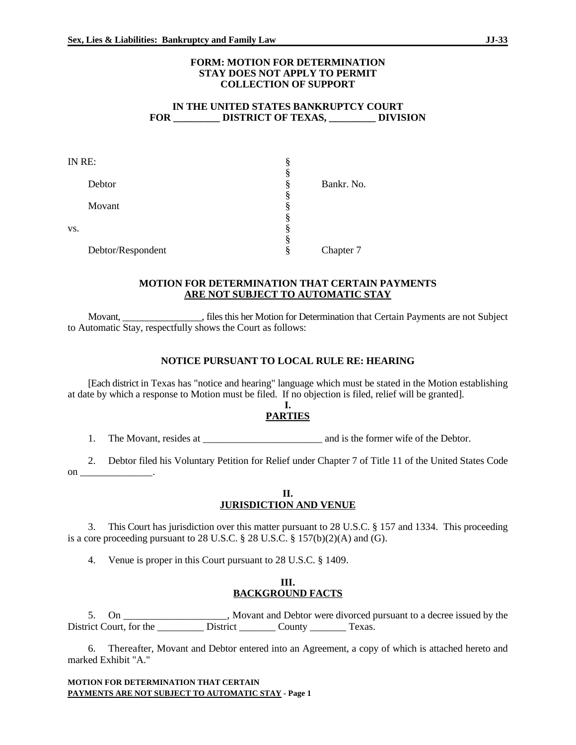**FORM: MOTION FOR DETERMINATION STAY DOES NOT APPLY TO PERMIT COLLECTION OF SUPPORT**

**IN THE UNITED STATES BANKRUPTCY COURT**
**FOR _________ DISTRICT OF TEXAS, _________ DIVISION**

| | | |
|---|---|---|
| IN RE: | § | |
| | § | |
| Debtor | § | Bankr. No. |
| | § | |
| Movant | § | |
| | § | |
| vs. | § | |
| | § | |
| Debtor/Respondent | § | Chapter 7 |

**MOTION FOR DETERMINATION THAT CERTAIN PAYMENTS**
**ARE NOT SUBJECT TO AUTOMATIC STAY**

Movant, ________________, files this her Motion for Determination that Certain Payments are not Subject to Automatic Stay, respectfully shows the Court as follows:

**NOTICE PURSUANT TO LOCAL RULE RE: HEARING**

[Each district in Texas has "notice and hearing" language which must be stated in the Motion establishing at date by which a response to Motion must be filed. If no objection is filed, relief will be granted].

**I.**
**PARTIES**

1. The Movant, resides at ________________________ and is the former wife of the Debtor.

2. Debtor filed his Voluntary Petition for Relief under Chapter 7 of Title 11 of the United States Code on ______________.

**II.**
**JURISDICTION AND VENUE**

3. This Court has jurisdiction over this matter pursuant to 28 U.S.C. § 157 and 1334. This proceeding is a core proceeding pursuant to 28 U.S.C. § 28 U.S.C. § 157(b)(2)(A) and (G).

4. Venue is proper in this Court pursuant to 28 U.S.C. § 1409.

**III.**
**BACKGROUND FACTS**

5. On ____________________, Movant and Debtor were divorced pursuant to a decree issued by the District Court, for the _________ District _______ County _______ Texas.

6. Thereafter, Movant and Debtor entered into an Agreement, a copy of which is attached hereto and marked Exhibit "A."

**MOTION FOR DETERMINATION THAT CERTAIN PAYMENTS ARE NOT SUBJECT TO AUTOMATIC STAY - Page 1**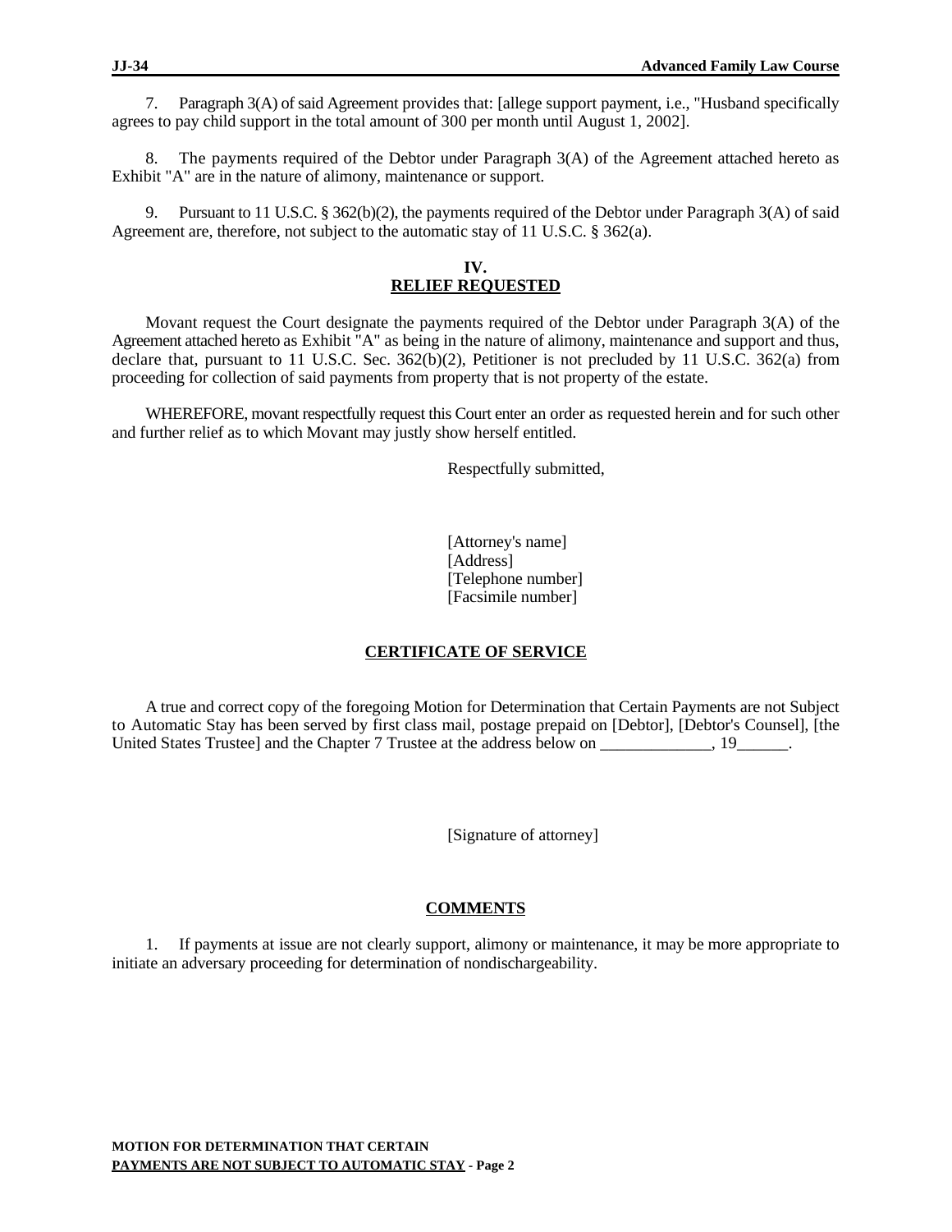7. Paragraph 3(A) of said Agreement provides that: [allege support payment, i.e., "Husband specifically agrees to pay child support in the total amount of 300 per month until August 1, 2002].

8. The payments required of the Debtor under Paragraph 3(A) of the Agreement attached hereto as Exhibit "A" are in the nature of alimony, maintenance or support.

9. Pursuant to 11 U.S.C. § 362(b)(2), the payments required of the Debtor under Paragraph 3(A) of said Agreement are, therefore, not subject to the automatic stay of 11 U.S.C. § 362(a).

## IV.
## RELIEF REQUESTED

Movant request the Court designate the payments required of the Debtor under Paragraph 3(A) of the Agreement attached hereto as Exhibit "A" as being in the nature of alimony, maintenance and support and thus, declare that, pursuant to 11 U.S.C. Sec. 362(b)(2), Petitioner is not precluded by 11 U.S.C. 362(a) from proceeding for collection of said payments from property that is not property of the estate.

WHEREFORE, movant respectfully request this Court enter an order as requested herein and for such other and further relief as to which Movant may justly show herself entitled.

Respectfully submitted,

[Attorney's name]
[Address]
[Telephone number]
[Facsimile number]

## CERTIFICATE OF SERVICE

A true and correct copy of the foregoing Motion for Determination that Certain Payments are not Subject to Automatic Stay has been served by first class mail, postage prepaid on [Debtor], [Debtor's Counsel], [the United States Trustee] and the Chapter 7 Trustee at the address below on _____________, 19______.

[Signature of attorney]

## COMMENTS

1. If payments at issue are not clearly support, alimony or maintenance, it may be more appropriate to initiate an adversary proceeding for determination of nondischargeability.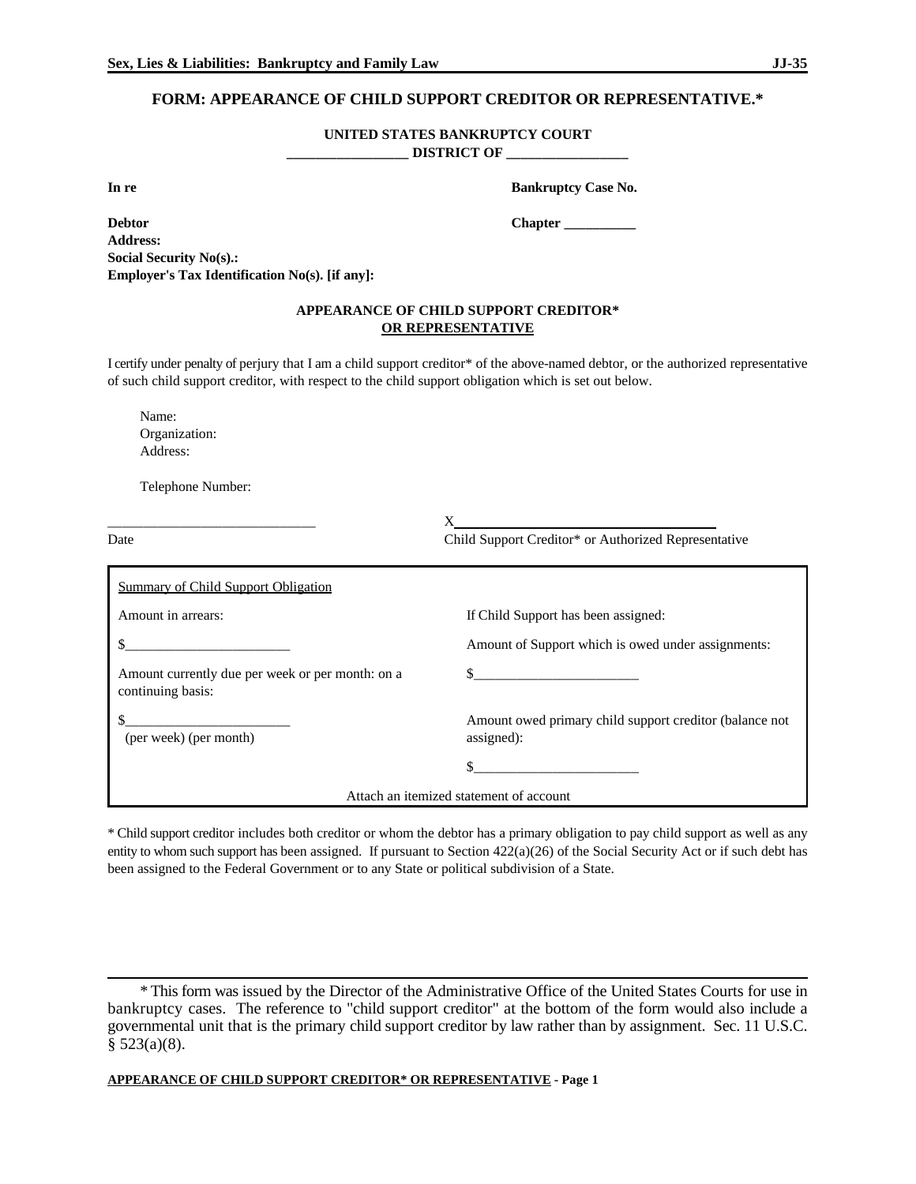## FORM: APPEARANCE OF CHILD SUPPORT CREDITOR OR REPRESENTATIVE.*

**UNITED STATES BANKRUPTCY COURT**
**_________________ DISTRICT OF _________________**

**In re** **Bankruptcy Case No.**

**Debtor** **Chapter __________**
**Address:**
**Social Security No(s).:**
**Employer's Tax Identification No(s). [if any]:**

**APPEARANCE OF CHILD SUPPORT CREDITOR***
**OR REPRESENTATIVE**

I certify under penalty of perjury that I am a child support creditor* of the above-named debtor, or the authorized representative of such child support creditor, with respect to the child support obligation which is set out below.

Name:
Organization:
Address:

Telephone Number:

_____________________________ X_____________________________________
Date Child Support Creditor* or Authorized Representative

| Summary of Child Support Obligation | |
|---|---|
| Amount in arrears: | If Child Support has been assigned: |
| $_______________________ | Amount of Support which is owed under assignments: |
| Amount currently due per week or per month: on a continuing basis: | $_______________________ |
| $_______________________ (per week) (per month) | Amount owed primary child support creditor (balance not assigned): |
| | $_______________________ |
| Attach an itemized statement of account | |

* Child support creditor includes both creditor or whom the debtor has a primary obligation to pay child support as well as any entity to whom such support has been assigned. If pursuant to Section 422(a)(26) of the Social Security Act or if such debt has been assigned to the Federal Government or to any State or political subdivision of a State.

---

* This form was issued by the Director of the Administrative Office of the United States Courts for use in bankruptcy cases. The reference to "child support creditor" at the bottom of the form would also include a governmental unit that is the primary child support creditor by law rather than by assignment. Sec. 11 U.S.C. § 523(a)(8).

**APPEARANCE OF CHILD SUPPORT CREDITOR* OR REPRESENTATIVE - Page 1**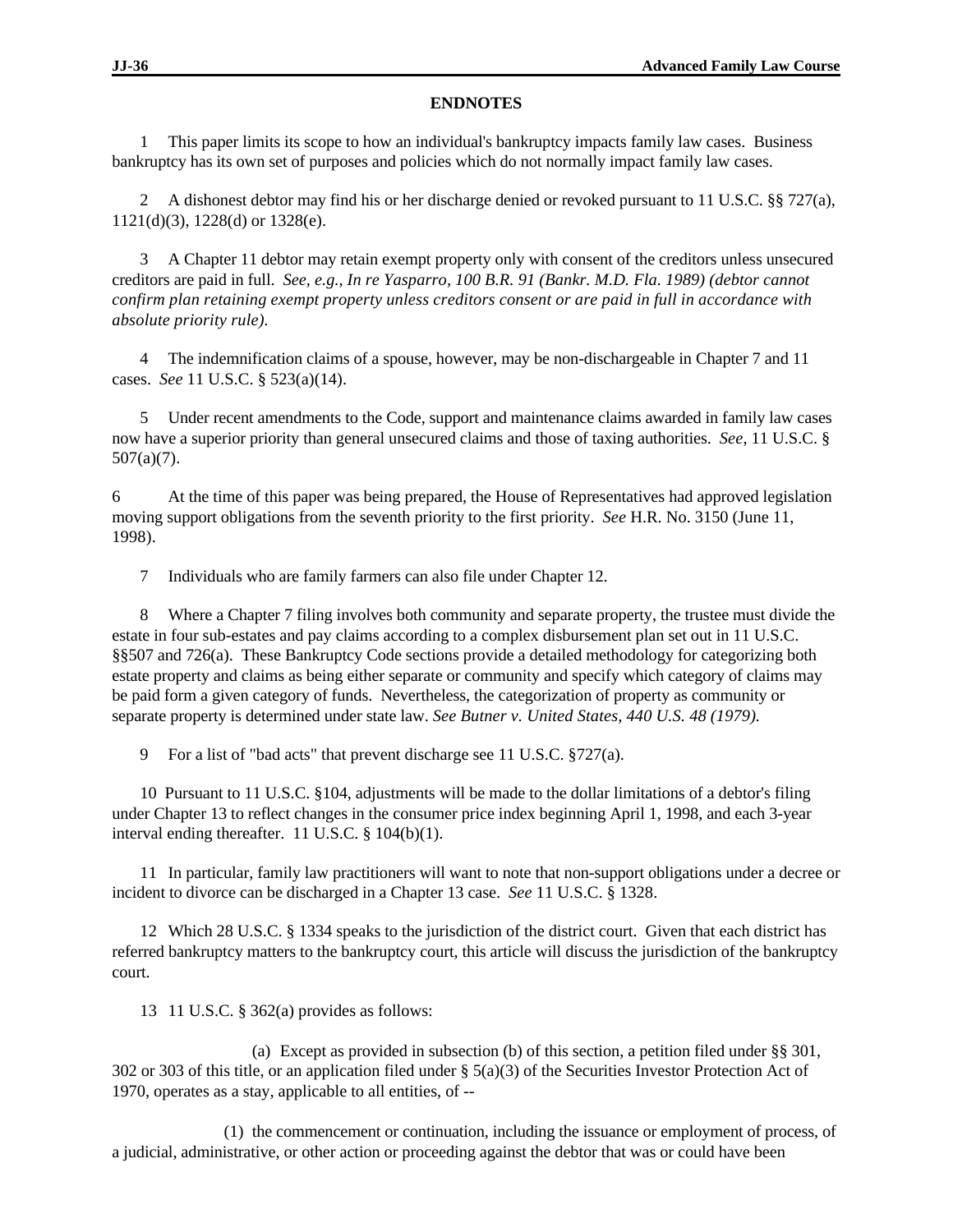## ENDNOTES

1 This paper limits its scope to how an individual's bankruptcy impacts family law cases. Business bankruptcy has its own set of purposes and policies which do not normally impact family law cases.

2 A dishonest debtor may find his or her discharge denied or revoked pursuant to 11 U.S.C. §§ 727(a), 1121(d)(3), 1228(d) or 1328(e).

3 A Chapter 11 debtor may retain exempt property only with consent of the creditors unless unsecured creditors are paid in full. *See, e.g.*, *In re Yasparro, 100 B.R. 91 (Bankr. M.D. Fla. 1989) (debtor cannot confirm plan retaining exempt property unless creditors consent or are paid in full in accordance with absolute priority rule).*

4 The indemnification claims of a spouse, however, may be non-dischargeable in Chapter 7 and 11 cases. *See* 11 U.S.C. § 523(a)(14).

5 Under recent amendments to the Code, support and maintenance claims awarded in family law cases now have a superior priority than general unsecured claims and those of taxing authorities. *See*, 11 U.S.C. § 507(a)(7).

6 At the time of this paper was being prepared, the House of Representatives had approved legislation moving support obligations from the seventh priority to the first priority. *See* H.R. No. 3150 (June 11, 1998).

7 Individuals who are family farmers can also file under Chapter 12.

8 Where a Chapter 7 filing involves both community and separate property, the trustee must divide the estate in four sub-estates and pay claims according to a complex disbursement plan set out in 11 U.S.C. §§507 and 726(a). These Bankruptcy Code sections provide a detailed methodology for categorizing both estate property and claims as being either separate or community and specify which category of claims may be paid form a given category of funds. Nevertheless, the categorization of property as community or separate property is determined under state law. *See Butner v. United States, 440 U.S. 48 (1979).*

9 For a list of "bad acts" that prevent discharge see 11 U.S.C. §727(a).

10 Pursuant to 11 U.S.C. §104, adjustments will be made to the dollar limitations of a debtor's filing under Chapter 13 to reflect changes in the consumer price index beginning April 1, 1998, and each 3-year interval ending thereafter. 11 U.S.C. § 104(b)(1).

11 In particular, family law practitioners will want to note that non-support obligations under a decree or incident to divorce can be discharged in a Chapter 13 case. *See* 11 U.S.C. § 1328.

12 Which 28 U.S.C. § 1334 speaks to the jurisdiction of the district court. Given that each district has referred bankruptcy matters to the bankruptcy court, this article will discuss the jurisdiction of the bankruptcy court.

13 11 U.S.C. § 362(a) provides as follows:

(a) Except as provided in subsection (b) of this section, a petition filed under §§ 301, 302 or 303 of this title, or an application filed under § 5(a)(3) of the Securities Investor Protection Act of 1970, operates as a stay, applicable to all entities, of --

(1) the commencement or continuation, including the issuance or employment of process, of a judicial, administrative, or other action or proceeding against the debtor that was or could have been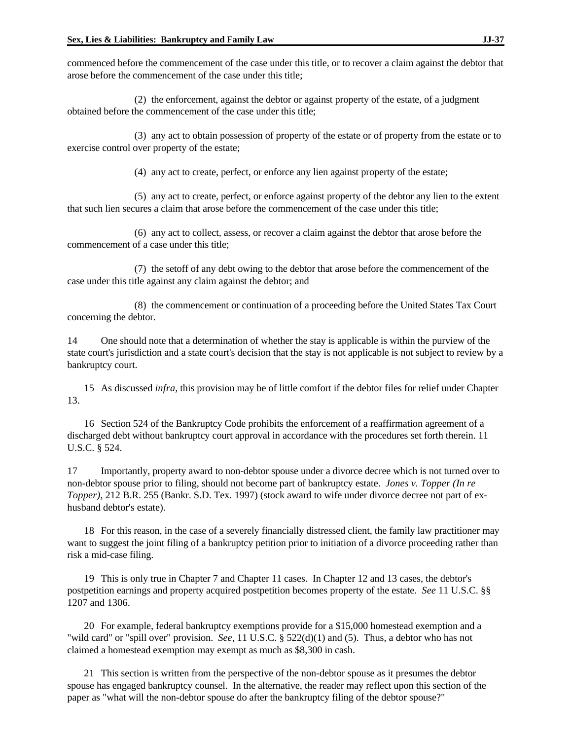commenced before the commencement of the case under this title, or to recover a claim against the debtor that arose before the commencement of the case under this title;

(2) the enforcement, against the debtor or against property of the estate, of a judgment obtained before the commencement of the case under this title;

(3) any act to obtain possession of property of the estate or of property from the estate or to exercise control over property of the estate;

(4) any act to create, perfect, or enforce any lien against property of the estate;

(5) any act to create, perfect, or enforce against property of the debtor any lien to the extent that such lien secures a claim that arose before the commencement of the case under this title;

(6) any act to collect, assess, or recover a claim against the debtor that arose before the commencement of a case under this title;

(7) the setoff of any debt owing to the debtor that arose before the commencement of the case under this title against any claim against the debtor; and

(8) the commencement or continuation of a proceeding before the United States Tax Court concerning the debtor.

14 One should note that a determination of whether the stay is applicable is within the purview of the state court's jurisdiction and a state court's decision that the stay is not applicable is not subject to review by a bankruptcy court.

15 As discussed *infra*, this provision may be of little comfort if the debtor files for relief under Chapter 13.

16 Section 524 of the Bankruptcy Code prohibits the enforcement of a reaffirmation agreement of a discharged debt without bankruptcy court approval in accordance with the procedures set forth therein. 11 U.S.C. § 524.

17 Importantly, property award to non-debtor spouse under a divorce decree which is not turned over to non-debtor spouse prior to filing, should not become part of bankruptcy estate. *Jones v. Topper (In re Topper)*, 212 B.R. 255 (Bankr. S.D. Tex. 1997) (stock award to wife under divorce decree not part of ex-husband debtor's estate).

18 For this reason, in the case of a severely financially distressed client, the family law practitioner may want to suggest the joint filing of a bankruptcy petition prior to initiation of a divorce proceeding rather than risk a mid-case filing.

19 This is only true in Chapter 7 and Chapter 11 cases. In Chapter 12 and 13 cases, the debtor's postpetition earnings and property acquired postpetition becomes property of the estate. *See* 11 U.S.C. §§ 1207 and 1306.

20 For example, federal bankruptcy exemptions provide for a $15,000 homestead exemption and a "wild card" or "spill over" provision. *See*, 11 U.S.C. § 522(d)(1) and (5). Thus, a debtor who has not claimed a homestead exemption may exempt as much as $8,300 in cash.

21 This section is written from the perspective of the non-debtor spouse as it presumes the debtor spouse has engaged bankruptcy counsel. In the alternative, the reader may reflect upon this section of the paper as "what will the non-debtor spouse do after the bankruptcy filing of the debtor spouse?"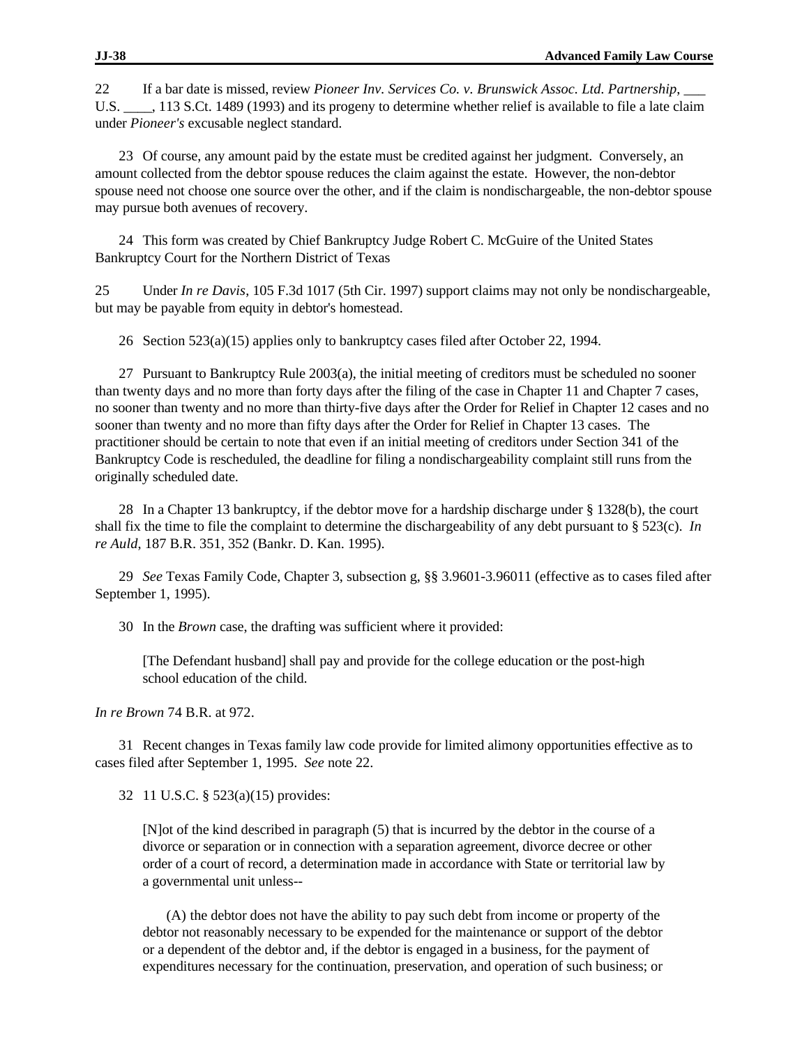22 If a bar date is missed, review *Pioneer Inv. Services Co. v. Brunswick Assoc. Ltd. Partnership*, ___ U.S. ____, 113 S.Ct. 1489 (1993) and its progeny to determine whether relief is available to file a late claim under *Pioneer's* excusable neglect standard.

23 Of course, any amount paid by the estate must be credited against her judgment. Conversely, an amount collected from the debtor spouse reduces the claim against the estate. However, the non-debtor spouse need not choose one source over the other, and if the claim is nondischargeable, the non-debtor spouse may pursue both avenues of recovery.

24 This form was created by Chief Bankruptcy Judge Robert C. McGuire of the United States Bankruptcy Court for the Northern District of Texas

25 Under *In re Davis*, 105 F.3d 1017 (5th Cir. 1997) support claims may not only be nondischargeable, but may be payable from equity in debtor's homestead.

26 Section 523(a)(15) applies only to bankruptcy cases filed after October 22, 1994.

27 Pursuant to Bankruptcy Rule 2003(a), the initial meeting of creditors must be scheduled no sooner than twenty days and no more than forty days after the filing of the case in Chapter 11 and Chapter 7 cases, no sooner than twenty and no more than thirty-five days after the Order for Relief in Chapter 12 cases and no sooner than twenty and no more than fifty days after the Order for Relief in Chapter 13 cases. The practitioner should be certain to note that even if an initial meeting of creditors under Section 341 of the Bankruptcy Code is rescheduled, the deadline for filing a nondischargeability complaint still runs from the originally scheduled date.

28 In a Chapter 13 bankruptcy, if the debtor move for a hardship discharge under § 1328(b), the court shall fix the time to file the complaint to determine the dischargeability of any debt pursuant to § 523(c). *In re Auld*, 187 B.R. 351, 352 (Bankr. D. Kan. 1995).

29 *See* Texas Family Code, Chapter 3, subsection g, §§ 3.9601-3.96011 (effective as to cases filed after September 1, 1995).

30 In the *Brown* case, the drafting was sufficient where it provided:

> [The Defendant husband] shall pay and provide for the college education or the post-high school education of the child.

*In re Brown* 74 B.R. at 972.

31 Recent changes in Texas family law code provide for limited alimony opportunities effective as to cases filed after September 1, 1995. *See* note 22.

32 11 U.S.C. § 523(a)(15) provides:

> [N]ot of the kind described in paragraph (5) that is incurred by the debtor in the course of a divorce or separation or in connection with a separation agreement, divorce decree or other order of a court of record, a determination made in accordance with State or territorial law by a governmental unit unless--
>
> (A) the debtor does not have the ability to pay such debt from income or property of the debtor not reasonably necessary to be expended for the maintenance or support of the debtor or a dependent of the debtor and, if the debtor is engaged in a business, for the payment of expenditures necessary for the continuation, preservation, and operation of such business; or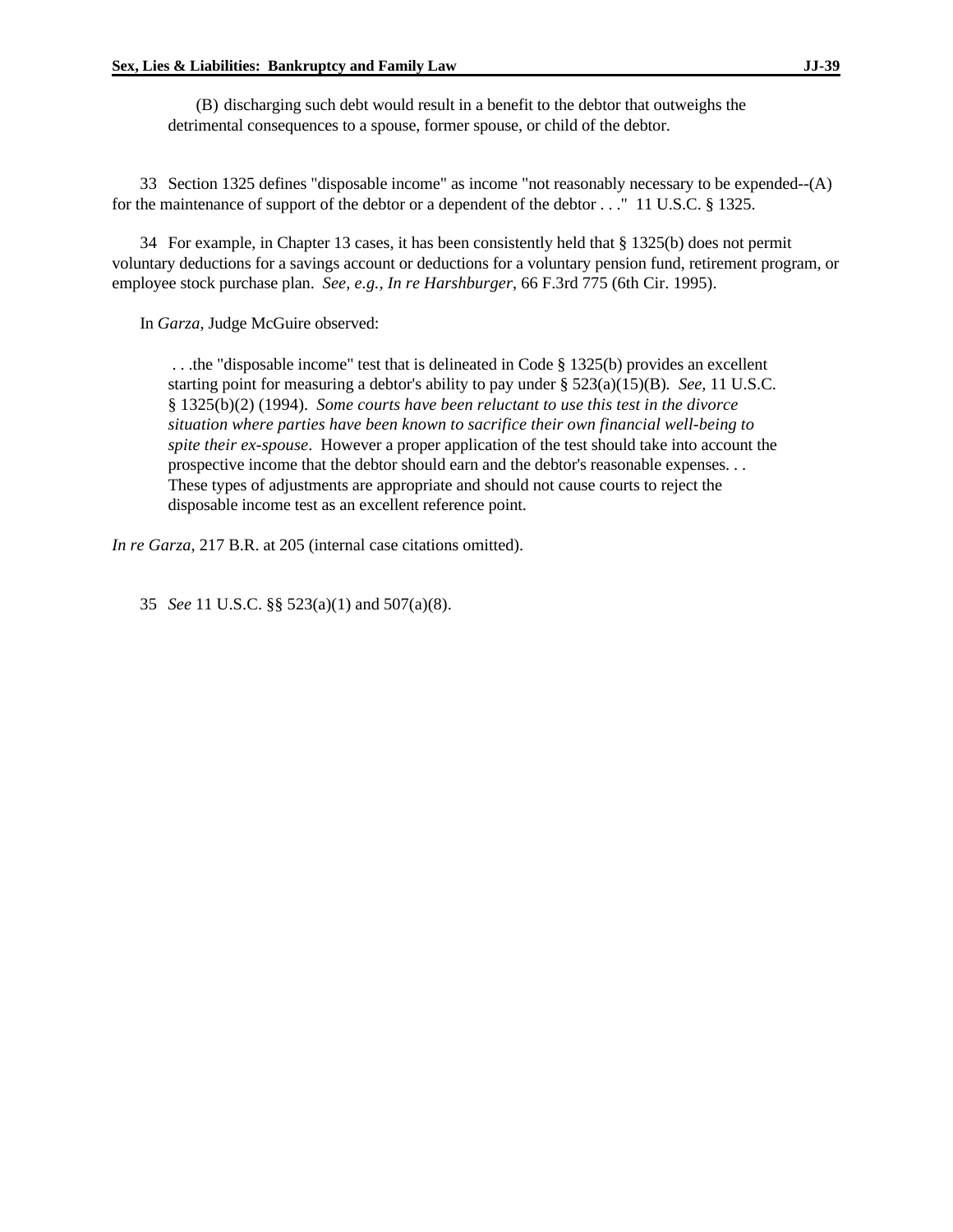(B) discharging such debt would result in a benefit to the debtor that outweighs the detrimental consequences to a spouse, former spouse, or child of the debtor.

33 Section 1325 defines "disposable income" as income "not reasonably necessary to be expended--(A) for the maintenance of support of the debtor or a dependent of the debtor . . ." 11 U.S.C. § 1325.

34 For example, in Chapter 13 cases, it has been consistently held that § 1325(b) does not permit voluntary deductions for a savings account or deductions for a voluntary pension fund, retirement program, or employee stock purchase plan. *See, e.g., In re Harshburger*, 66 F.3rd 775 (6th Cir. 1995).

In *Garza*, Judge McGuire observed:

> . . .the "disposable income" test that is delineated in Code § 1325(b) provides an excellent starting point for measuring a debtor's ability to pay under § 523(a)(15)(B). *See*, 11 U.S.C. § 1325(b)(2) (1994). *Some courts have been reluctant to use this test in the divorce situation where parties have been known to sacrifice their own financial well-being to spite their ex-spouse*. However a proper application of the test should take into account the prospective income that the debtor should earn and the debtor's reasonable expenses. . . These types of adjustments are appropriate and should not cause courts to reject the disposable income test as an excellent reference point.

*In re Garza*, 217 B.R. at 205 (internal case citations omitted).

35 *See* 11 U.S.C. §§ 523(a)(1) and 507(a)(8).